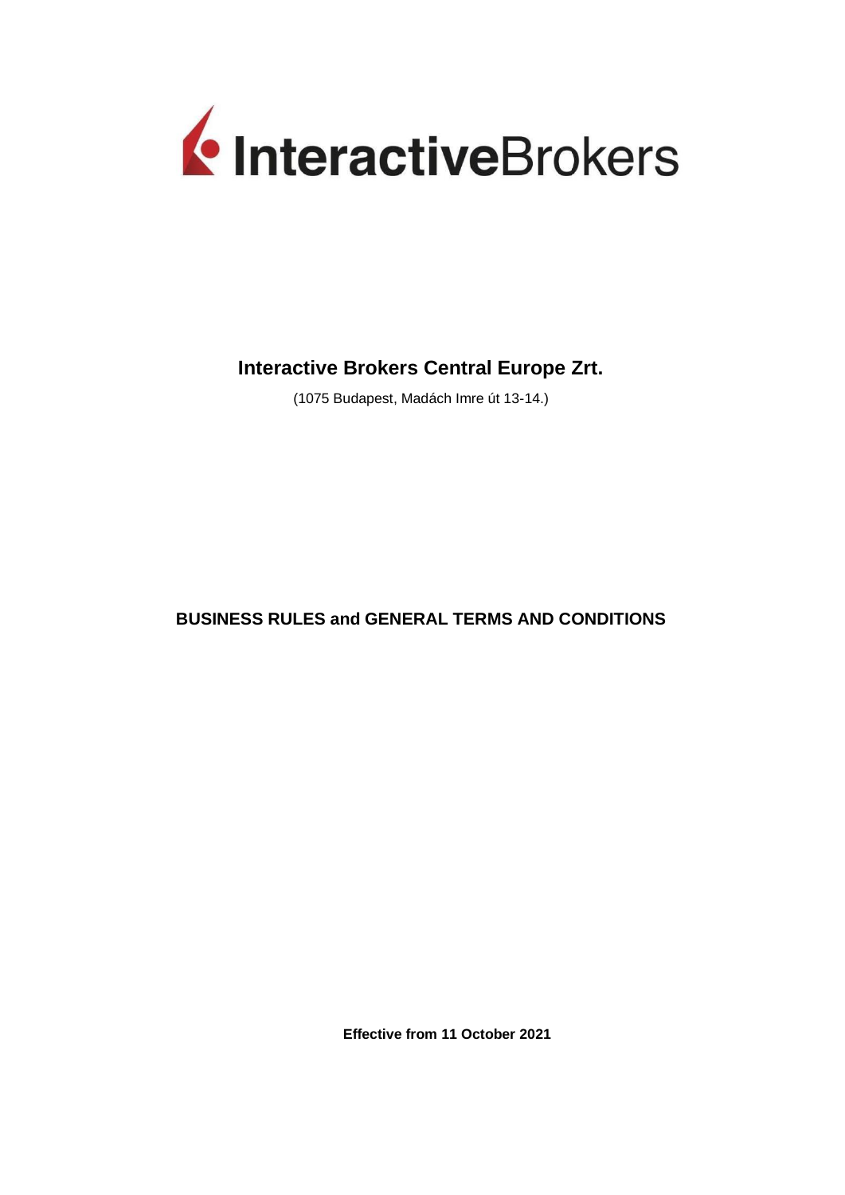InteractiveBrokers

# Interactive Brokers Central Europe Zrt.

(1075 Budapest, Madách Imre út 13-14.)

## BUSINESS RULES and GENERAL TERMS AND CONDITIONS

**Effective from 11 October 2021**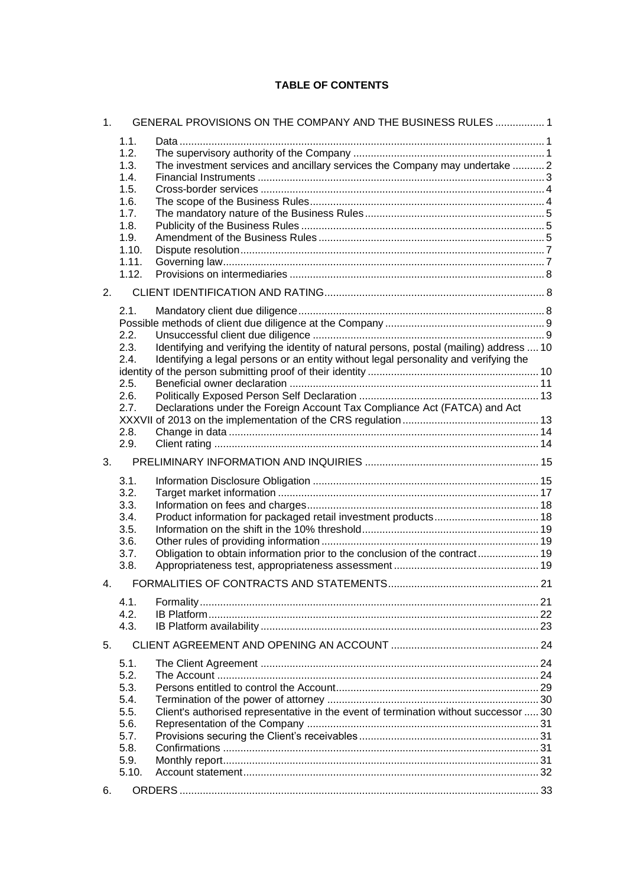**TABLE OF CONTENTS**

1. GENERAL PROVISIONS ON THE COMPANY AND THE BUSINESS RULES ................. 1
   - 1.1. Data ................................................................................................................ 1
   - 1.2. The supervisory authority of the Company ................................................... 1
   - 1.3. The investment services and ancillary services the Company may undertake ........... 2
   - 1.4. Financial Instruments .................................................................................... 3
   - 1.5. Cross-border services ..................................................................................... 4
   - 1.6. The scope of the Business Rules .................................................................... 4
   - 1.7. The mandatory nature of the Business Rules ................................................. 5
   - 1.8. Publicity of the Business Rules ...................................................................... 5
   - 1.9. Amendment of the Business Rules ................................................................ 5
   - 1.10. Dispute resolution ........................................................................................ 7
   - 1.11. Governing law ............................................................................................... 7
   - 1.12. Provisions on intermediaries ........................................................................ 8
2. CLIENT IDENTIFICATION AND RATING ........................................................... 8
   - 2.1. Mandatory client due diligence ...................................................................... 8
   - Possible methods of client due diligence at the Company ................................... 9
   - 2.2. Unsuccessful client due diligence ................................................................... 9
   - 2.3. Identifying and verifying the identity of natural persons, postal (mailing) address .... 10
   - 2.4. Identifying a legal persons or an entity without legal personality and verifying the identity of the person submitting proof of their identity ........................................... 10
   - 2.5. Beneficial owner declaration ......................................................................... 11
   - 2.6. Politically Exposed Person Self Declaration ................................................. 13
   - 2.7. Declarations under the Foreign Account Tax Compliance Act (FATCA) and Act XXXVII of 2013 on the implementation of the CRS regulation .................................. 13
   - 2.8. Change in data .............................................................................................. 14
   - 2.9. Client rating ................................................................................................... 14
3. PRELIMINARY INFORMATION AND INQUIRIES ............................................ 15
   - 3.1. Information Disclosure Obligation ................................................................ 15
   - 3.2. Target market information ............................................................................ 17
   - 3.3. Information on fees and charges ................................................................... 18
   - 3.4. Product information for packaged retail investment products ..................... 18
   - 3.5. Information on the shift in the 10% threshold .............................................. 19
   - 3.6. Other rules of providing information ............................................................ 19
   - 3.7. Obligation to obtain information prior to the conclusion of the contract ..................... 19
   - 3.8. Appropriateness test, appropriateness assessment ...................................... 19
4. FORMALITIES OF CONTRACTS AND STATEMENTS ...................................... 21
   - 4.1. Formality ....................................................................................................... 21
   - 4.2. IB Platform .................................................................................................... 22
   - 4.3. IB Platform availability .................................................................................. 23
5. CLIENT AGREEMENT AND OPENING AN ACCOUNT ..................................... 24
   - 5.1. The Client Agreement ................................................................................... 24
   - 5.2. The Account .................................................................................................. 24
   - 5.3. Persons entitled to control the Account ........................................................ 29
   - 5.4. Termination of the power of attorney ........................................................... 30
   - 5.5. Client's authorised representative in the event of termination without successor ..... 30
   - 5.6. Representation of the Company ................................................................... 31
   - 5.7. Provisions securing the Client's receivables ................................................. 31
   - 5.8. Confirmations ............................................................................................... 31
   - 5.9. Monthly report .............................................................................................. 31
   - 5.10. Account statement ....................................................................................... 32
6. ORDERS .............................................................................................................. 33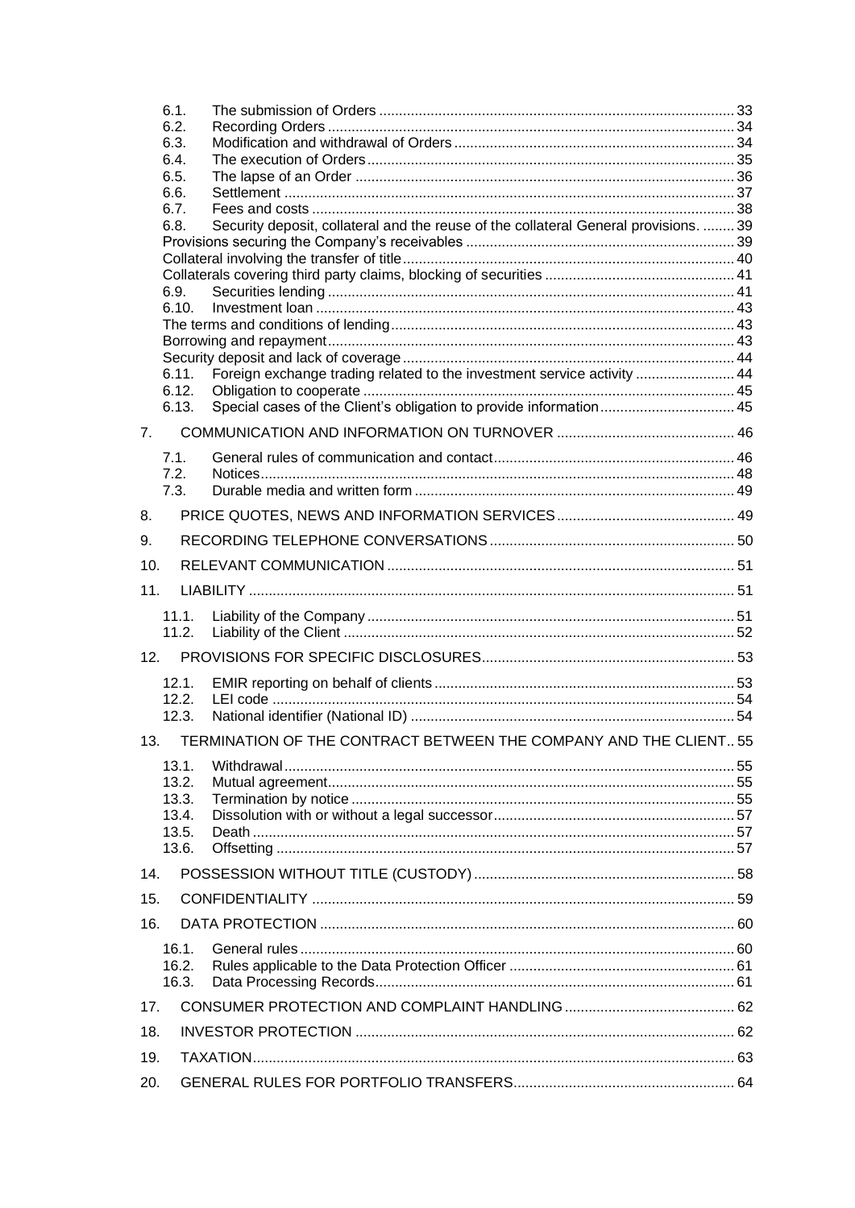6.1. The submission of Orders ............ 33
6.2. Recording Orders ............ 34
6.3. Modification and withdrawal of Orders ............ 34
6.4. The execution of Orders ............ 35
6.5. The lapse of an Order ............ 36
6.6. Settlement ............ 37
6.7. Fees and costs ............ 38
6.8. Security deposit, collateral and the reuse of the collateral General provisions. ............ 39
Provisions securing the Company's receivables ............ 39
Collateral involving the transfer of title ............ 40
Collaterals covering third party claims, blocking of securities ............ 41
6.9. Securities lending ............ 41
6.10. Investment loan ............ 43
The terms and conditions of lending ............ 43
Borrowing and repayment ............ 43
Security deposit and lack of coverage ............ 44
6.11. Foreign exchange trading related to the investment service activity ............ 44
6.12. Obligation to cooperate ............ 45
6.13. Special cases of the Client's obligation to provide information ............ 45

7. COMMUNICATION AND INFORMATION ON TURNOVER ............ 46

7.1. General rules of communication and contact ............ 46
7.2. Notices ............ 48
7.3. Durable media and written form ............ 49

8. PRICE QUOTES, NEWS AND INFORMATION SERVICES ............ 49

9. RECORDING TELEPHONE CONVERSATIONS ............ 50

10. RELEVANT COMMUNICATION ............ 51

11. LIABILITY ............ 51

11.1. Liability of the Company ............ 51
11.2. Liability of the Client ............ 52

12. PROVISIONS FOR SPECIFIC DISCLOSURES ............ 53

12.1. EMIR reporting on behalf of clients ............ 53
12.2. LEI code ............ 54
12.3. National identifier (National ID) ............ 54

13. TERMINATION OF THE CONTRACT BETWEEN THE COMPANY AND THE CLIENT ............ 55

13.1. Withdrawal ............ 55
13.2. Mutual agreement ............ 55
13.3. Termination by notice ............ 55
13.4. Dissolution with or without a legal successor ............ 57
13.5. Death ............ 57
13.6. Offsetting ............ 57

14. POSSESSION WITHOUT TITLE (CUSTODY) ............ 58

15. CONFIDENTIALITY ............ 59

16. DATA PROTECTION ............ 60

16.1. General rules ............ 60
16.2. Rules applicable to the Data Protection Officer ............ 61
16.3. Data Processing Records ............ 61

17. CONSUMER PROTECTION AND COMPLAINT HANDLING ............ 62

18. INVESTOR PROTECTION ............ 62

19. TAXATION ............ 63

20. GENERAL RULES FOR PORTFOLIO TRANSFERS ............ 64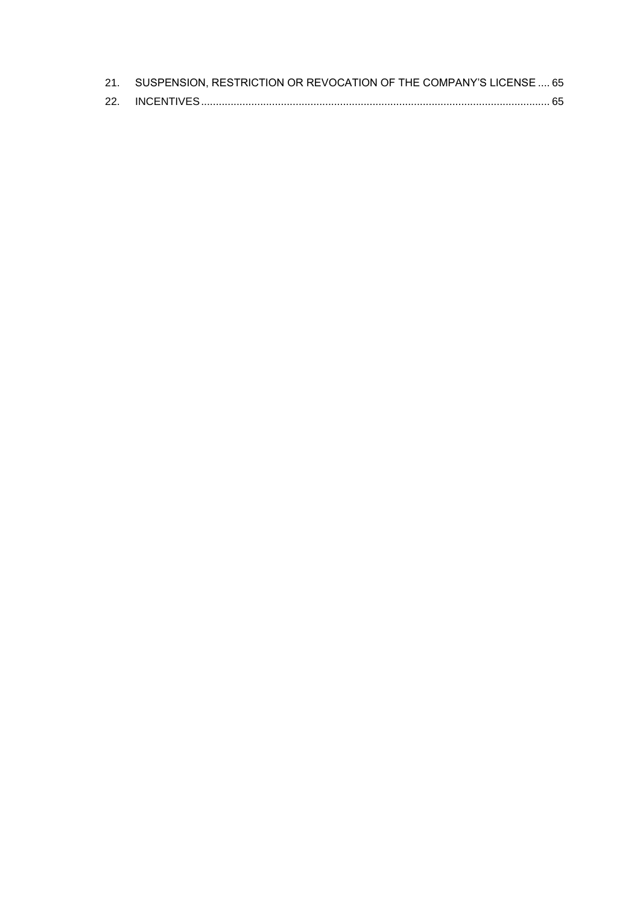21. SUSPENSION, RESTRICTION OR REVOCATION OF THE COMPANY'S LICENSE .... 65
22. INCENTIVES .................................................................................................................... 65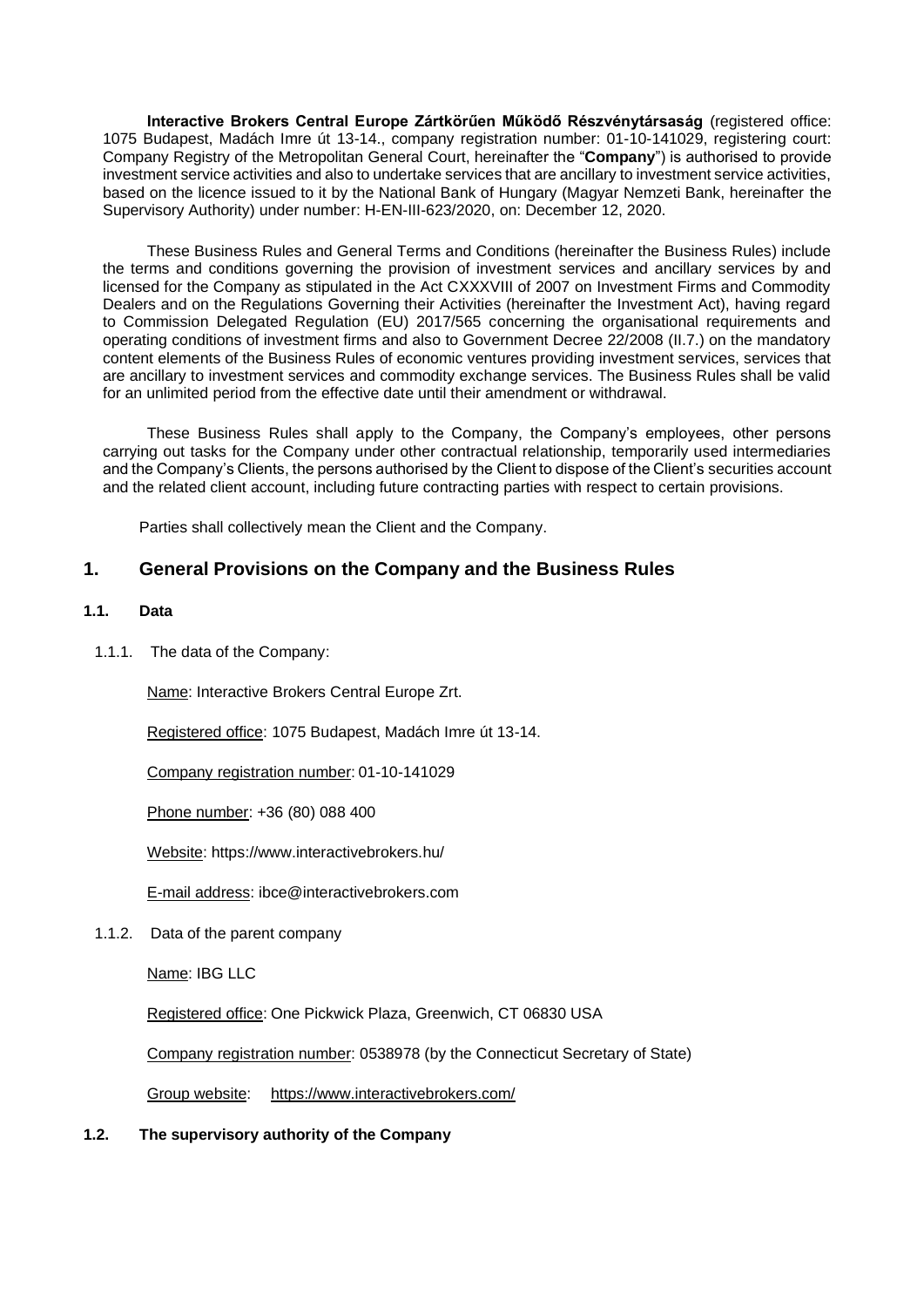**Interactive Brokers Central Europe Zártkörűen Működő Részvénytársaság** (registered office: 1075 Budapest, Madách Imre út 13-14., company registration number: 01-10-141029, registering court: Company Registry of the Metropolitan General Court, hereinafter the "**Company**") is authorised to provide investment service activities and also to undertake services that are ancillary to investment service activities, based on the licence issued to it by the National Bank of Hungary (Magyar Nemzeti Bank, hereinafter the Supervisory Authority) under number: H-EN-III-623/2020, on: December 12, 2020.

These Business Rules and General Terms and Conditions (hereinafter the Business Rules) include the terms and conditions governing the provision of investment services and ancillary services by and licensed for the Company as stipulated in the Act CXXXVIII of 2007 on Investment Firms and Commodity Dealers and on the Regulations Governing their Activities (hereinafter the Investment Act), having regard to Commission Delegated Regulation (EU) 2017/565 concerning the organisational requirements and operating conditions of investment firms and also to Government Decree 22/2008 (II.7.) on the mandatory content elements of the Business Rules of economic ventures providing investment services, services that are ancillary to investment services and commodity exchange services. The Business Rules shall be valid for an unlimited period from the effective date until their amendment or withdrawal.

These Business Rules shall apply to the Company, the Company's employees, other persons carrying out tasks for the Company under other contractual relationship, temporarily used intermediaries and the Company's Clients, the persons authorised by the Client to dispose of the Client's securities account and the related client account, including future contracting parties with respect to certain provisions.

Parties shall collectively mean the Client and the Company.

## 1. General Provisions on the Company and the Business Rules

### 1.1. Data

1.1.1. The data of the Company:

Name: Interactive Brokers Central Europe Zrt.

Registered office: 1075 Budapest, Madách Imre út 13-14.

Company registration number: 01-10-141029

Phone number: +36 (80) 088 400

Website: https://www.interactivebrokers.hu/

E-mail address: ibce@interactivebrokers.com

1.1.2. Data of the parent company

Name: IBG LLC

Registered office: One Pickwick Plaza, Greenwich, CT 06830 USA

Company registration number: 0538978 (by the Connecticut Secretary of State)

Group website: https://www.interactivebrokers.com/

### 1.2. The supervisory authority of the Company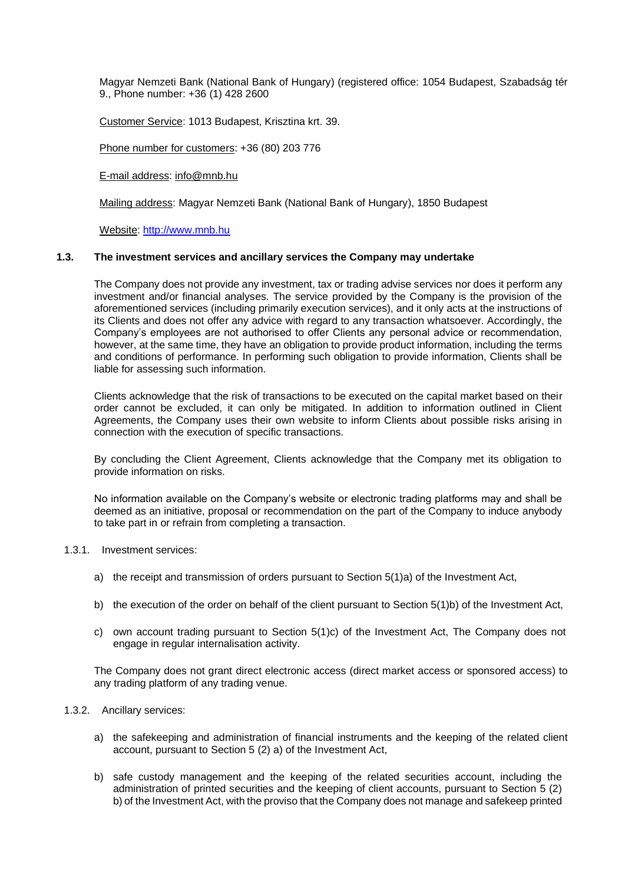Magyar Nemzeti Bank (National Bank of Hungary) (registered office: 1054 Budapest, Szabadság tér 9., Phone number: +36 (1) 428 2600

Customer Service: 1013 Budapest, Krisztina krt. 39.

Phone number for customers: +36 (80) 203 776

E-mail address: info@mnb.hu

Mailing address: Magyar Nemzeti Bank (National Bank of Hungary), 1850 Budapest

Website: http://www.mnb.hu

### 1.3. The investment services and ancillary services the Company may undertake

The Company does not provide any investment, tax or trading advise services nor does it perform any investment and/or financial analyses. The service provided by the Company is the provision of the aforementioned services (including primarily execution services), and it only acts at the instructions of its Clients and does not offer any advice with regard to any transaction whatsoever. Accordingly, the Company's employees are not authorised to offer Clients any personal advice or recommendation, however, at the same time, they have an obligation to provide product information, including the terms and conditions of performance. In performing such obligation to provide information, Clients shall be liable for assessing such information.

Clients acknowledge that the risk of transactions to be executed on the capital market based on their order cannot be excluded, it can only be mitigated. In addition to information outlined in Client Agreements, the Company uses their own website to inform Clients about possible risks arising in connection with the execution of specific transactions.

By concluding the Client Agreement, Clients acknowledge that the Company met its obligation to provide information on risks.

No information available on the Company's website or electronic trading platforms may and shall be deemed as an initiative, proposal or recommendation on the part of the Company to induce anybody to take part in or refrain from completing a transaction.

1.3.1. Investment services:

a) the receipt and transmission of orders pursuant to Section 5(1)a) of the Investment Act,

b) the execution of the order on behalf of the client pursuant to Section 5(1)b) of the Investment Act,

c) own account trading pursuant to Section 5(1)c) of the Investment Act, The Company does not engage in regular internalisation activity.

The Company does not grant direct electronic access (direct market access or sponsored access) to any trading platform of any trading venue.

1.3.2. Ancillary services:

a) the safekeeping and administration of financial instruments and the keeping of the related client account, pursuant to Section 5 (2) a) of the Investment Act,

b) safe custody management and the keeping of the related securities account, including the administration of printed securities and the keeping of client accounts, pursuant to Section 5 (2) b) of the Investment Act, with the proviso that the Company does not manage and safekeep printed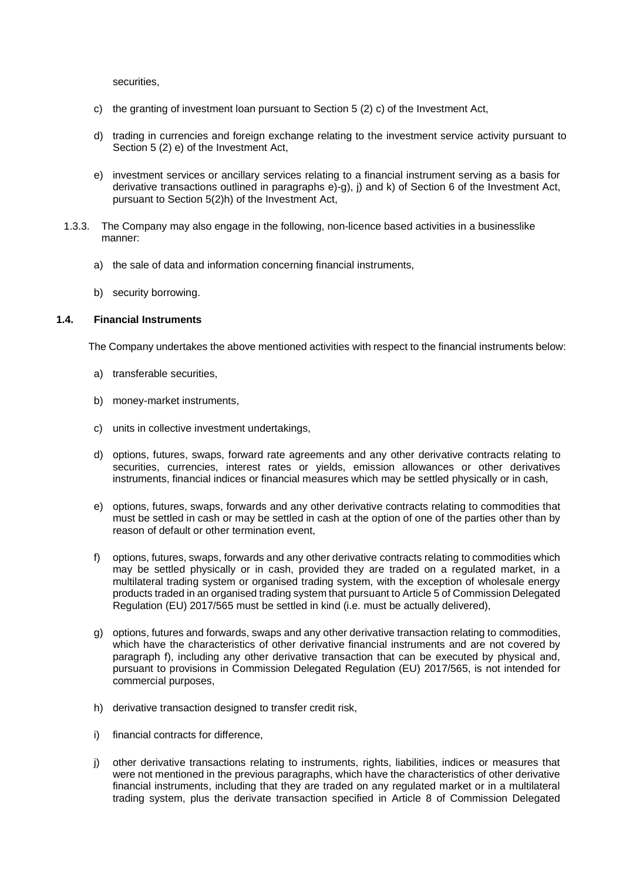securities,

c) the granting of investment loan pursuant to Section 5 (2) c) of the Investment Act,

d) trading in currencies and foreign exchange relating to the investment service activity pursuant to Section 5 (2) e) of the Investment Act,

e) investment services or ancillary services relating to a financial instrument serving as a basis for derivative transactions outlined in paragraphs e)-g), j) and k) of Section 6 of the Investment Act, pursuant to Section 5(2)h) of the Investment Act,

1.3.3. The Company may also engage in the following, non-licence based activities in a businesslike manner:

a) the sale of data and information concerning financial instruments,

b) security borrowing.

### 1.4. Financial Instruments

The Company undertakes the above mentioned activities with respect to the financial instruments below:

a) transferable securities,

b) money-market instruments,

c) units in collective investment undertakings,

d) options, futures, swaps, forward rate agreements and any other derivative contracts relating to securities, currencies, interest rates or yields, emission allowances or other derivatives instruments, financial indices or financial measures which may be settled physically or in cash,

e) options, futures, swaps, forwards and any other derivative contracts relating to commodities that must be settled in cash or may be settled in cash at the option of one of the parties other than by reason of default or other termination event,

f) options, futures, swaps, forwards and any other derivative contracts relating to commodities which may be settled physically or in cash, provided they are traded on a regulated market, in a multilateral trading system or organised trading system, with the exception of wholesale energy products traded in an organised trading system that pursuant to Article 5 of Commission Delegated Regulation (EU) 2017/565 must be settled in kind (i.e. must be actually delivered),

g) options, futures and forwards, swaps and any other derivative transaction relating to commodities, which have the characteristics of other derivative financial instruments and are not covered by paragraph f), including any other derivative transaction that can be executed by physical and, pursuant to provisions in Commission Delegated Regulation (EU) 2017/565, is not intended for commercial purposes,

h) derivative transaction designed to transfer credit risk,

i) financial contracts for difference,

j) other derivative transactions relating to instruments, rights, liabilities, indices or measures that were not mentioned in the previous paragraphs, which have the characteristics of other derivative financial instruments, including that they are traded on any regulated market or in a multilateral trading system, plus the derivate transaction specified in Article 8 of Commission Delegated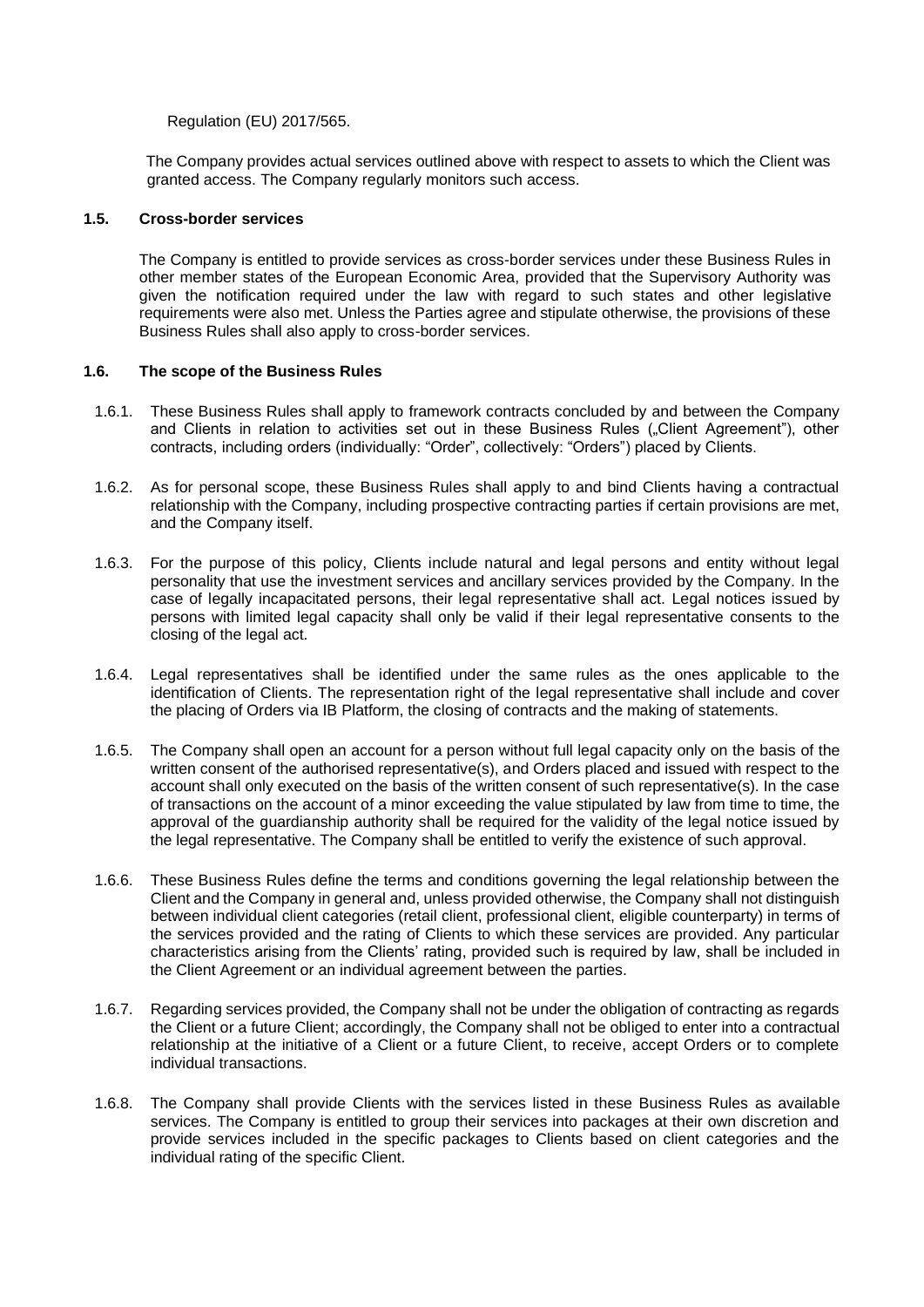Regulation (EU) 2017/565.

The Company provides actual services outlined above with respect to assets to which the Client was granted access. The Company regularly monitors such access.

### 1.5. Cross-border services

The Company is entitled to provide services as cross-border services under these Business Rules in other member states of the European Economic Area, provided that the Supervisory Authority was given the notification required under the law with regard to such states and other legislative requirements were also met. Unless the Parties agree and stipulate otherwise, the provisions of these Business Rules shall also apply to cross-border services.

### 1.6. The scope of the Business Rules

1.6.1. These Business Rules shall apply to framework contracts concluded by and between the Company and Clients in relation to activities set out in these Business Rules („Client Agreement"), other contracts, including orders (individually: "Order", collectively: "Orders") placed by Clients.

1.6.2. As for personal scope, these Business Rules shall apply to and bind Clients having a contractual relationship with the Company, including prospective contracting parties if certain provisions are met, and the Company itself.

1.6.3. For the purpose of this policy, Clients include natural and legal persons and entity without legal personality that use the investment services and ancillary services provided by the Company. In the case of legally incapacitated persons, their legal representative shall act. Legal notices issued by persons with limited legal capacity shall only be valid if their legal representative consents to the closing of the legal act.

1.6.4. Legal representatives shall be identified under the same rules as the ones applicable to the identification of Clients. The representation right of the legal representative shall include and cover the placing of Orders via IB Platform, the closing of contracts and the making of statements.

1.6.5. The Company shall open an account for a person without full legal capacity only on the basis of the written consent of the authorised representative(s), and Orders placed and issued with respect to the account shall only executed on the basis of the written consent of such representative(s). In the case of transactions on the account of a minor exceeding the value stipulated by law from time to time, the approval of the guardianship authority shall be required for the validity of the legal notice issued by the legal representative. The Company shall be entitled to verify the existence of such approval.

1.6.6. These Business Rules define the terms and conditions governing the legal relationship between the Client and the Company in general and, unless provided otherwise, the Company shall not distinguish between individual client categories (retail client, professional client, eligible counterparty) in terms of the services provided and the rating of Clients to which these services are provided. Any particular characteristics arising from the Clients' rating, provided such is required by law, shall be included in the Client Agreement or an individual agreement between the parties.

1.6.7. Regarding services provided, the Company shall not be under the obligation of contracting as regards the Client or a future Client; accordingly, the Company shall not be obliged to enter into a contractual relationship at the initiative of a Client or a future Client, to receive, accept Orders or to complete individual transactions.

1.6.8. The Company shall provide Clients with the services listed in these Business Rules as available services. The Company is entitled to group their services into packages at their own discretion and provide services included in the specific packages to Clients based on client categories and the individual rating of the specific Client.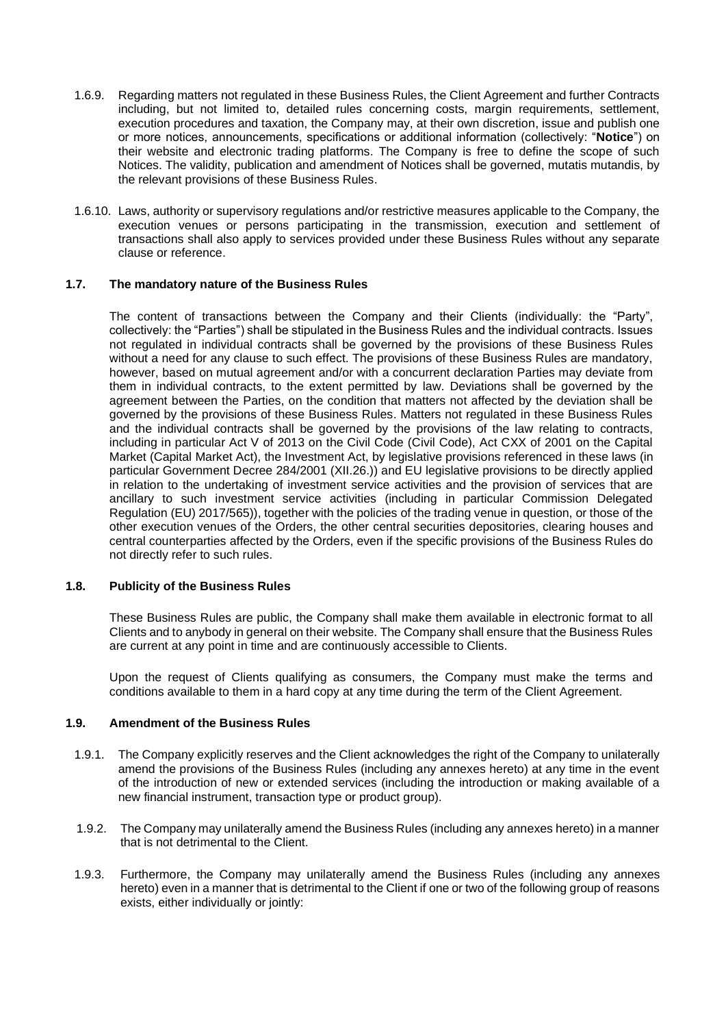1.6.9. Regarding matters not regulated in these Business Rules, the Client Agreement and further Contracts including, but not limited to, detailed rules concerning costs, margin requirements, settlement, execution procedures and taxation, the Company may, at their own discretion, issue and publish one or more notices, announcements, specifications or additional information (collectively: "**Notice**") on their website and electronic trading platforms. The Company is free to define the scope of such Notices. The validity, publication and amendment of Notices shall be governed, mutatis mutandis, by the relevant provisions of these Business Rules.

1.6.10. Laws, authority or supervisory regulations and/or restrictive measures applicable to the Company, the execution venues or persons participating in the transmission, execution and settlement of transactions shall also apply to services provided under these Business Rules without any separate clause or reference.

### 1.7. The mandatory nature of the Business Rules

The content of transactions between the Company and their Clients (individually: the "Party", collectively: the "Parties") shall be stipulated in the Business Rules and the individual contracts. Issues not regulated in individual contracts shall be governed by the provisions of these Business Rules without a need for any clause to such effect. The provisions of these Business Rules are mandatory, however, based on mutual agreement and/or with a concurrent declaration Parties may deviate from them in individual contracts, to the extent permitted by law. Deviations shall be governed by the agreement between the Parties, on the condition that matters not affected by the deviation shall be governed by the provisions of these Business Rules. Matters not regulated in these Business Rules and the individual contracts shall be governed by the provisions of the law relating to contracts, including in particular Act V of 2013 on the Civil Code (Civil Code), Act CXX of 2001 on the Capital Market (Capital Market Act), the Investment Act, by legislative provisions referenced in these laws (in particular Government Decree 284/2001 (XII.26.)) and EU legislative provisions to be directly applied in relation to the undertaking of investment service activities and the provision of services that are ancillary to such investment service activities (including in particular Commission Delegated Regulation (EU) 2017/565)), together with the policies of the trading venue in question, or those of the other execution venues of the Orders, the other central securities depositories, clearing houses and central counterparties affected by the Orders, even if the specific provisions of the Business Rules do not directly refer to such rules.

### 1.8. Publicity of the Business Rules

These Business Rules are public, the Company shall make them available in electronic format to all Clients and to anybody in general on their website. The Company shall ensure that the Business Rules are current at any point in time and are continuously accessible to Clients.

Upon the request of Clients qualifying as consumers, the Company must make the terms and conditions available to them in a hard copy at any time during the term of the Client Agreement.

### 1.9. Amendment of the Business Rules

1.9.1. The Company explicitly reserves and the Client acknowledges the right of the Company to unilaterally amend the provisions of the Business Rules (including any annexes hereto) at any time in the event of the introduction of new or extended services (including the introduction or making available of a new financial instrument, transaction type or product group).

1.9.2. The Company may unilaterally amend the Business Rules (including any annexes hereto) in a manner that is not detrimental to the Client.

1.9.3. Furthermore, the Company may unilaterally amend the Business Rules (including any annexes hereto) even in a manner that is detrimental to the Client if one or two of the following group of reasons exists, either individually or jointly: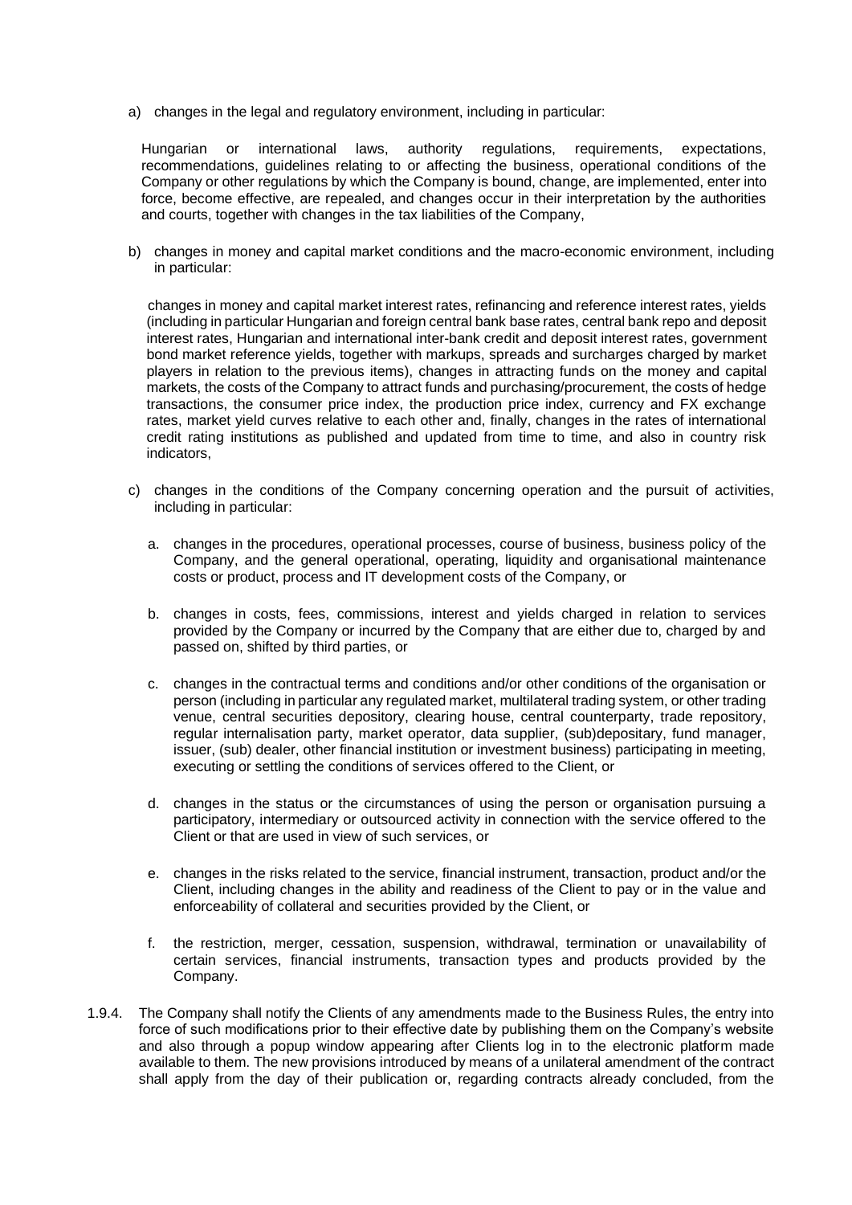a) changes in the legal and regulatory environment, including in particular:

   Hungarian or international laws, authority regulations, requirements, expectations, recommendations, guidelines relating to or affecting the business, operational conditions of the Company or other regulations by which the Company is bound, change, are implemented, enter into force, become effective, are repealed, and changes occur in their interpretation by the authorities and courts, together with changes in the tax liabilities of the Company,

b) changes in money and capital market conditions and the macro-economic environment, including in particular:

   changes in money and capital market interest rates, refinancing and reference interest rates, yields (including in particular Hungarian and foreign central bank base rates, central bank repo and deposit interest rates, Hungarian and international inter-bank credit and deposit interest rates, government bond market reference yields, together with markups, spreads and surcharges charged by market players in relation to the previous items), changes in attracting funds on the money and capital markets, the costs of the Company to attract funds and purchasing/procurement, the costs of hedge transactions, the consumer price index, the production price index, currency and FX exchange rates, market yield curves relative to each other and, finally, changes in the rates of international credit rating institutions as published and updated from time to time, and also in country risk indicators,

c) changes in the conditions of the Company concerning operation and the pursuit of activities, including in particular:

   a. changes in the procedures, operational processes, course of business, business policy of the Company, and the general operational, operating, liquidity and organisational maintenance costs or product, process and IT development costs of the Company, or

   b. changes in costs, fees, commissions, interest and yields charged in relation to services provided by the Company or incurred by the Company that are either due to, charged by and passed on, shifted by third parties, or

   c. changes in the contractual terms and conditions and/or other conditions of the organisation or person (including in particular any regulated market, multilateral trading system, or other trading venue, central securities depository, clearing house, central counterparty, trade repository, regular internalisation party, market operator, data supplier, (sub)depositary, fund manager, issuer, (sub) dealer, other financial institution or investment business) participating in meeting, executing or settling the conditions of services offered to the Client, or

   d. changes in the status or the circumstances of using the person or organisation pursuing a participatory, intermediary or outsourced activity in connection with the service offered to the Client or that are used in view of such services, or

   e. changes in the risks related to the service, financial instrument, transaction, product and/or the Client, including changes in the ability and readiness of the Client to pay or in the value and enforceability of collateral and securities provided by the Client, or

   f. the restriction, merger, cessation, suspension, withdrawal, termination or unavailability of certain services, financial instruments, transaction types and products provided by the Company.

1.9.4. The Company shall notify the Clients of any amendments made to the Business Rules, the entry into force of such modifications prior to their effective date by publishing them on the Company's website and also through a popup window appearing after Clients log in to the electronic platform made available to them. The new provisions introduced by means of a unilateral amendment of the contract shall apply from the day of their publication or, regarding contracts already concluded, from the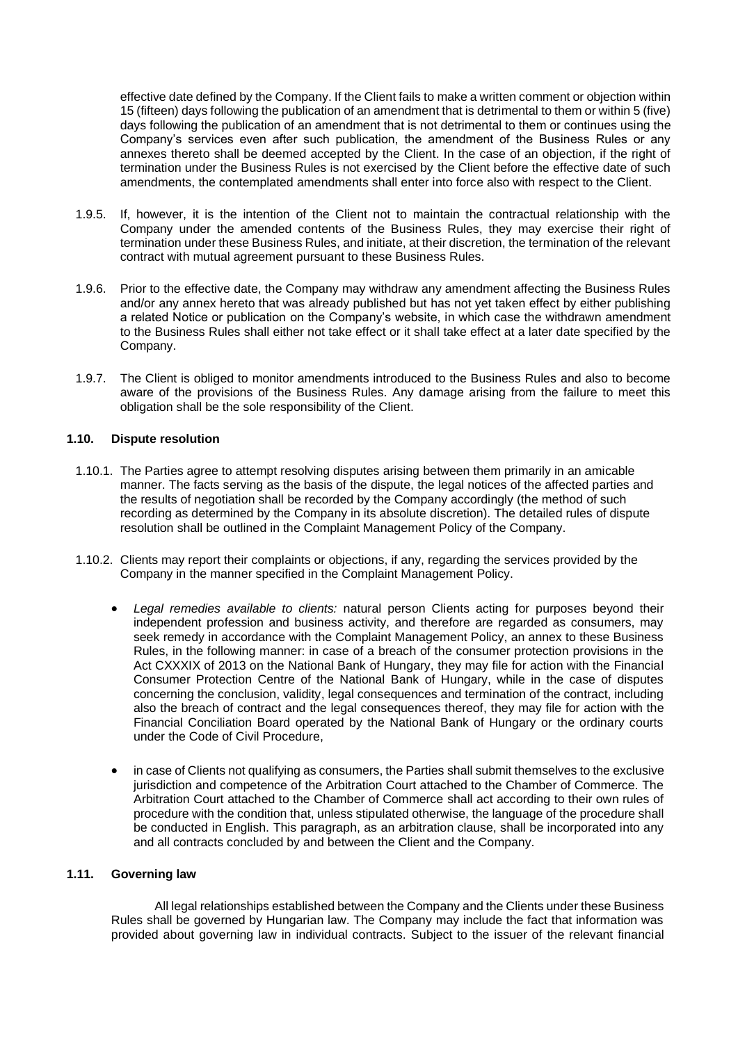effective date defined by the Company. If the Client fails to make a written comment or objection within 15 (fifteen) days following the publication of an amendment that is detrimental to them or within 5 (five) days following the publication of an amendment that is not detrimental to them or continues using the Company's services even after such publication, the amendment of the Business Rules or any annexes thereto shall be deemed accepted by the Client. In the case of an objection, if the right of termination under the Business Rules is not exercised by the Client before the effective date of such amendments, the contemplated amendments shall enter into force also with respect to the Client.

1.9.5. If, however, it is the intention of the Client not to maintain the contractual relationship with the Company under the amended contents of the Business Rules, they may exercise their right of termination under these Business Rules, and initiate, at their discretion, the termination of the relevant contract with mutual agreement pursuant to these Business Rules.

1.9.6. Prior to the effective date, the Company may withdraw any amendment affecting the Business Rules and/or any annex hereto that was already published but has not yet taken effect by either publishing a related Notice or publication on the Company's website, in which case the withdrawn amendment to the Business Rules shall either not take effect or it shall take effect at a later date specified by the Company.

1.9.7. The Client is obliged to monitor amendments introduced to the Business Rules and also to become aware of the provisions of the Business Rules. Any damage arising from the failure to meet this obligation shall be the sole responsibility of the Client.

### 1.10. Dispute resolution

1.10.1. The Parties agree to attempt resolving disputes arising between them primarily in an amicable manner. The facts serving as the basis of the dispute, the legal notices of the affected parties and the results of negotiation shall be recorded by the Company accordingly (the method of such recording as determined by the Company in its absolute discretion). The detailed rules of dispute resolution shall be outlined in the Complaint Management Policy of the Company.

1.10.2. Clients may report their complaints or objections, if any, regarding the services provided by the Company in the manner specified in the Complaint Management Policy.

- *Legal remedies available to clients:* natural person Clients acting for purposes beyond their independent profession and business activity, and therefore are regarded as consumers, may seek remedy in accordance with the Complaint Management Policy, an annex to these Business Rules, in the following manner: in case of a breach of the consumer protection provisions in the Act CXXXIX of 2013 on the National Bank of Hungary, they may file for action with the Financial Consumer Protection Centre of the National Bank of Hungary, while in the case of disputes concerning the conclusion, validity, legal consequences and termination of the contract, including also the breach of contract and the legal consequences thereof, they may file for action with the Financial Conciliation Board operated by the National Bank of Hungary or the ordinary courts under the Code of Civil Procedure,

- in case of Clients not qualifying as consumers, the Parties shall submit themselves to the exclusive jurisdiction and competence of the Arbitration Court attached to the Chamber of Commerce. The Arbitration Court attached to the Chamber of Commerce shall act according to their own rules of procedure with the condition that, unless stipulated otherwise, the language of the procedure shall be conducted in English. This paragraph, as an arbitration clause, shall be incorporated into any and all contracts concluded by and between the Client and the Company.

### 1.11. Governing law

All legal relationships established between the Company and the Clients under these Business Rules shall be governed by Hungarian law. The Company may include the fact that information was provided about governing law in individual contracts. Subject to the issuer of the relevant financial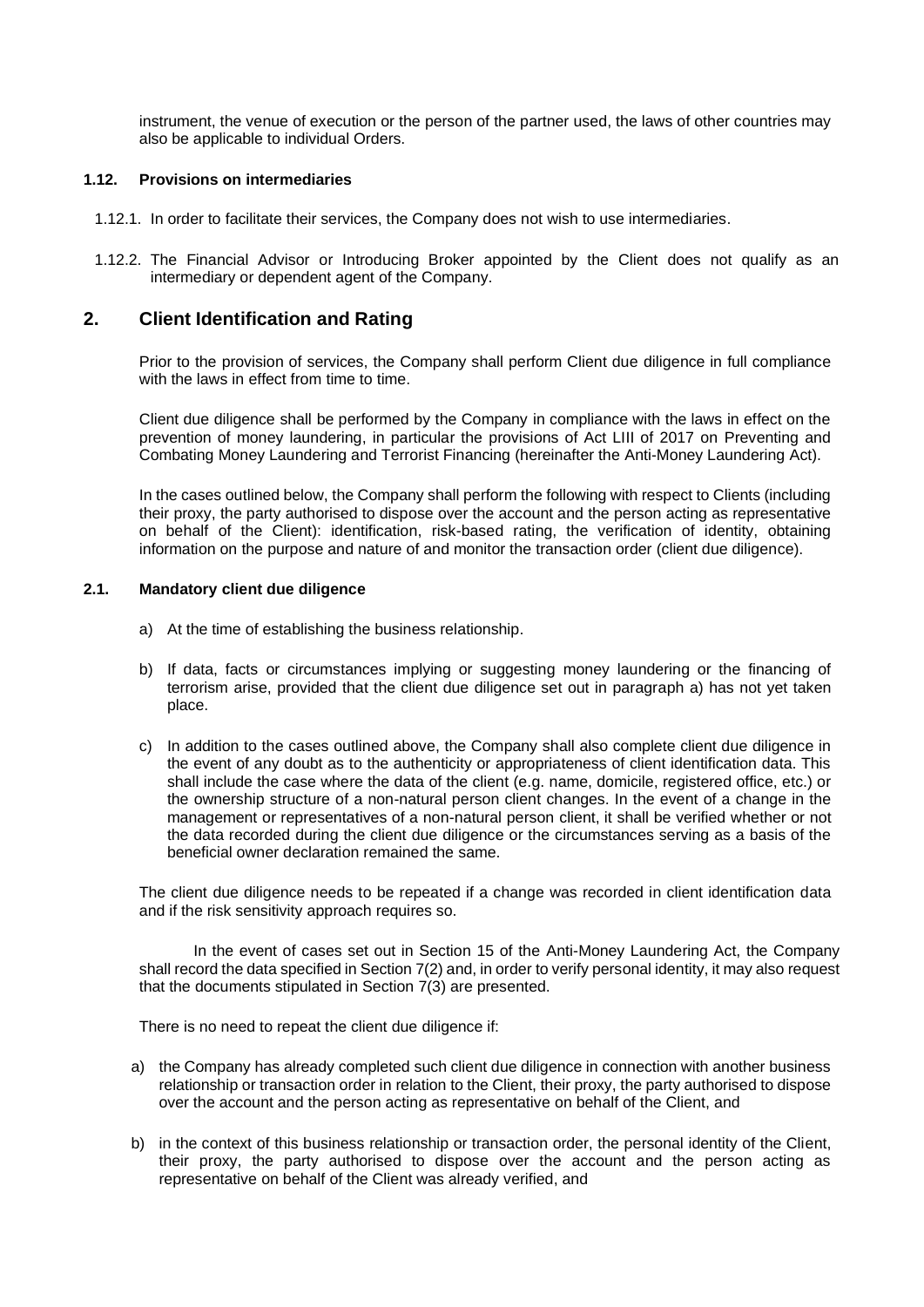instrument, the venue of execution or the person of the partner used, the laws of other countries may also be applicable to individual Orders.

### 1.12. Provisions on intermediaries

1.12.1. In order to facilitate their services, the Company does not wish to use intermediaries.

1.12.2. The Financial Advisor or Introducing Broker appointed by the Client does not qualify as an intermediary or dependent agent of the Company.

## 2. Client Identification and Rating

Prior to the provision of services, the Company shall perform Client due diligence in full compliance with the laws in effect from time to time.

Client due diligence shall be performed by the Company in compliance with the laws in effect on the prevention of money laundering, in particular the provisions of Act LIII of 2017 on Preventing and Combating Money Laundering and Terrorist Financing (hereinafter the Anti-Money Laundering Act).

In the cases outlined below, the Company shall perform the following with respect to Clients (including their proxy, the party authorised to dispose over the account and the person acting as representative on behalf of the Client): identification, risk-based rating, the verification of identity, obtaining information on the purpose and nature of and monitor the transaction order (client due diligence).

### 2.1. Mandatory client due diligence

a) At the time of establishing the business relationship.

b) If data, facts or circumstances implying or suggesting money laundering or the financing of terrorism arise, provided that the client due diligence set out in paragraph a) has not yet taken place.

c) In addition to the cases outlined above, the Company shall also complete client due diligence in the event of any doubt as to the authenticity or appropriateness of client identification data. This shall include the case where the data of the client (e.g. name, domicile, registered office, etc.) or the ownership structure of a non-natural person client changes. In the event of a change in the management or representatives of a non-natural person client, it shall be verified whether or not the data recorded during the client due diligence or the circumstances serving as a basis of the beneficial owner declaration remained the same.

The client due diligence needs to be repeated if a change was recorded in client identification data and if the risk sensitivity approach requires so.

In the event of cases set out in Section 15 of the Anti-Money Laundering Act, the Company shall record the data specified in Section 7(2) and, in order to verify personal identity, it may also request that the documents stipulated in Section 7(3) are presented.

There is no need to repeat the client due diligence if:

a) the Company has already completed such client due diligence in connection with another business relationship or transaction order in relation to the Client, their proxy, the party authorised to dispose over the account and the person acting as representative on behalf of the Client, and

b) in the context of this business relationship or transaction order, the personal identity of the Client, their proxy, the party authorised to dispose over the account and the person acting as representative on behalf of the Client was already verified, and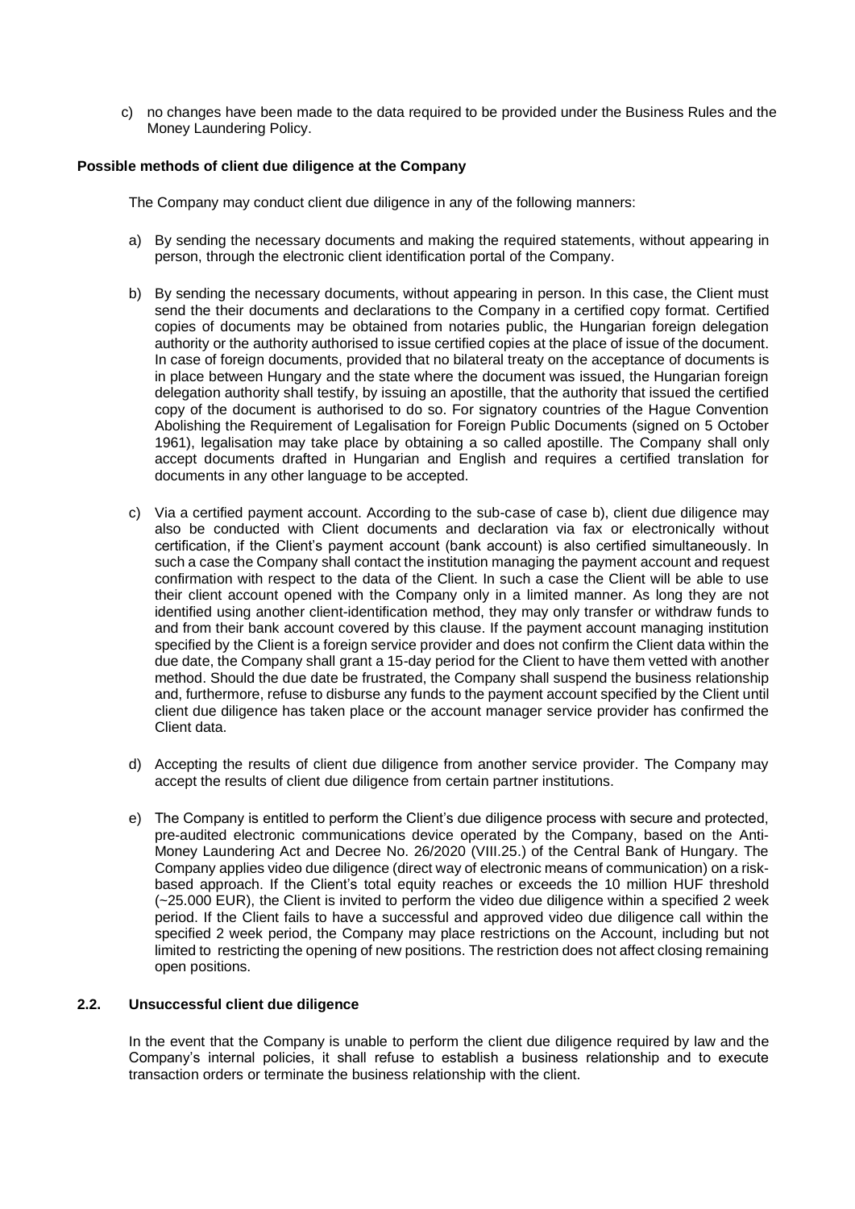c) no changes have been made to the data required to be provided under the Business Rules and the Money Laundering Policy.

**Possible methods of client due diligence at the Company**

The Company may conduct client due diligence in any of the following manners:

a) By sending the necessary documents and making the required statements, without appearing in person, through the electronic client identification portal of the Company.

b) By sending the necessary documents, without appearing in person. In this case, the Client must send the their documents and declarations to the Company in a certified copy format. Certified copies of documents may be obtained from notaries public, the Hungarian foreign delegation authority or the authority authorised to issue certified copies at the place of issue of the document. In case of foreign documents, provided that no bilateral treaty on the acceptance of documents is in place between Hungary and the state where the document was issued, the Hungarian foreign delegation authority shall testify, by issuing an apostille, that the authority that issued the certified copy of the document is authorised to do so. For signatory countries of the Hague Convention Abolishing the Requirement of Legalisation for Foreign Public Documents (signed on 5 October 1961), legalisation may take place by obtaining a so called apostille. The Company shall only accept documents drafted in Hungarian and English and requires a certified translation for documents in any other language to be accepted.

c) Via a certified payment account. According to the sub-case of case b), client due diligence may also be conducted with Client documents and declaration via fax or electronically without certification, if the Client's payment account (bank account) is also certified simultaneously. In such a case the Company shall contact the institution managing the payment account and request confirmation with respect to the data of the Client. In such a case the Client will be able to use their client account opened with the Company only in a limited manner. As long they are not identified using another client-identification method, they may only transfer or withdraw funds to and from their bank account covered by this clause. If the payment account managing institution specified by the Client is a foreign service provider and does not confirm the Client data within the due date, the Company shall grant a 15-day period for the Client to have them vetted with another method. Should the due date be frustrated, the Company shall suspend the business relationship and, furthermore, refuse to disburse any funds to the payment account specified by the Client until client due diligence has taken place or the account manager service provider has confirmed the Client data.

d) Accepting the results of client due diligence from another service provider. The Company may accept the results of client due diligence from certain partner institutions.

e) The Company is entitled to perform the Client's due diligence process with secure and protected, pre-audited electronic communications device operated by the Company, based on the Anti-Money Laundering Act and Decree No. 26/2020 (VIII.25.) of the Central Bank of Hungary. The Company applies video due diligence (direct way of electronic means of communication) on a risk-based approach. If the Client's total equity reaches or exceeds the 10 million HUF threshold (~25.000 EUR), the Client is invited to perform the video due diligence within a specified 2 week period. If the Client fails to have a successful and approved video due diligence call within the specified 2 week period, the Company may place restrictions on the Account, including but not limited to restricting the opening of new positions. The restriction does not affect closing remaining open positions.

### 2.2. Unsuccessful client due diligence

In the event that the Company is unable to perform the client due diligence required by law and the Company's internal policies, it shall refuse to establish a business relationship and to execute transaction orders or terminate the business relationship with the client.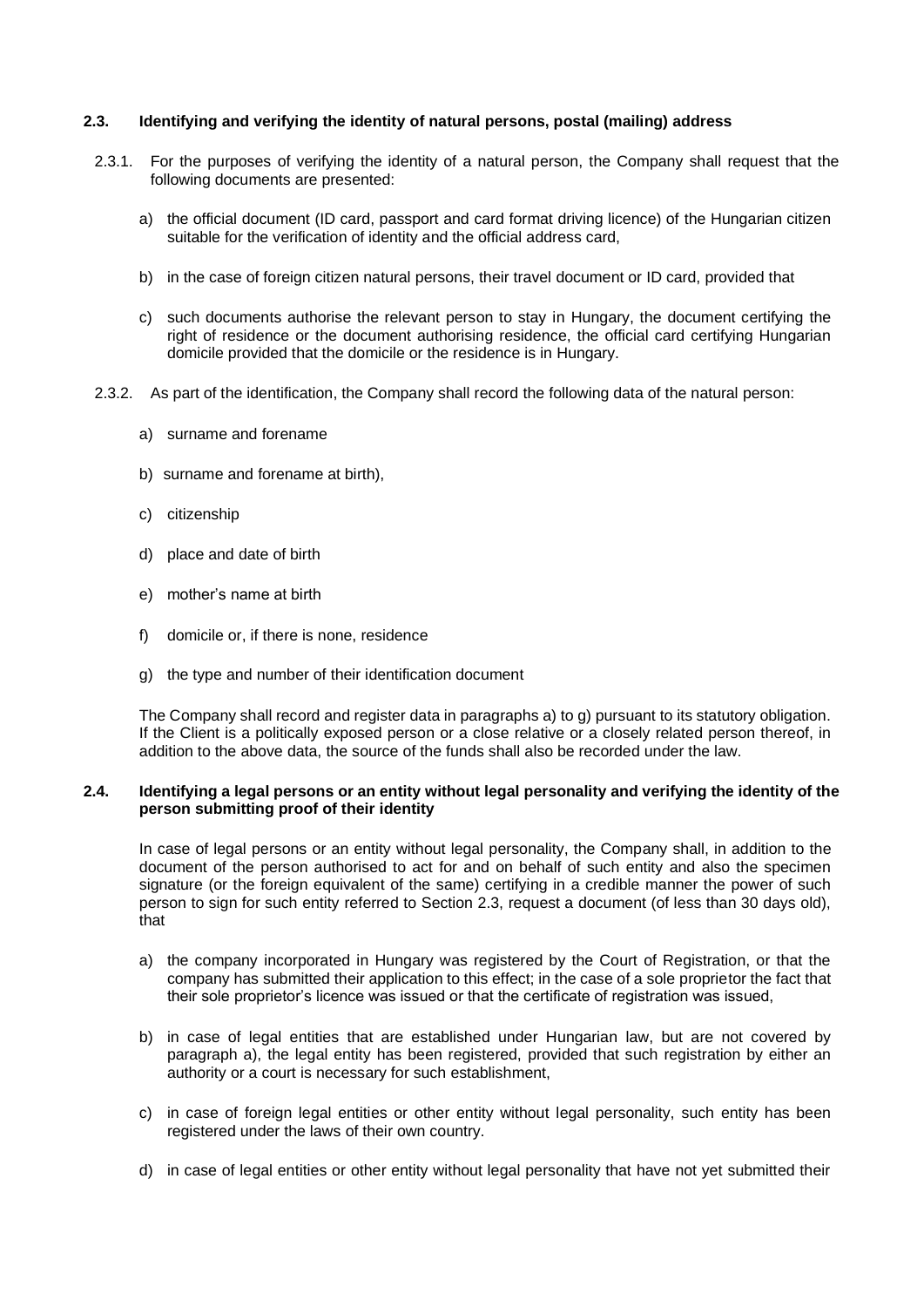### 2.3. Identifying and verifying the identity of natural persons, postal (mailing) address

2.3.1. For the purposes of verifying the identity of a natural person, the Company shall request that the following documents are presented:

a) the official document (ID card, passport and card format driving licence) of the Hungarian citizen suitable for the verification of identity and the official address card,

b) in the case of foreign citizen natural persons, their travel document or ID card, provided that

c) such documents authorise the relevant person to stay in Hungary, the document certifying the right of residence or the document authorising residence, the official card certifying Hungarian domicile provided that the domicile or the residence is in Hungary.

2.3.2. As part of the identification, the Company shall record the following data of the natural person:

a) surname and forename

b) surname and forename at birth),

c) citizenship

d) place and date of birth

e) mother's name at birth

f) domicile or, if there is none, residence

g) the type and number of their identification document

The Company shall record and register data in paragraphs a) to g) pursuant to its statutory obligation. If the Client is a politically exposed person or a close relative or a closely related person thereof, in addition to the above data, the source of the funds shall also be recorded under the law.

### 2.4. Identifying a legal persons or an entity without legal personality and verifying the identity of the person submitting proof of their identity

In case of legal persons or an entity without legal personality, the Company shall, in addition to the document of the person authorised to act for and on behalf of such entity and also the specimen signature (or the foreign equivalent of the same) certifying in a credible manner the power of such person to sign for such entity referred to Section 2.3, request a document (of less than 30 days old), that

a) the company incorporated in Hungary was registered by the Court of Registration, or that the company has submitted their application to this effect; in the case of a sole proprietor the fact that their sole proprietor's licence was issued or that the certificate of registration was issued,

b) in case of legal entities that are established under Hungarian law, but are not covered by paragraph a), the legal entity has been registered, provided that such registration by either an authority or a court is necessary for such establishment,

c) in case of foreign legal entities or other entity without legal personality, such entity has been registered under the laws of their own country.

d) in case of legal entities or other entity without legal personality that have not yet submitted their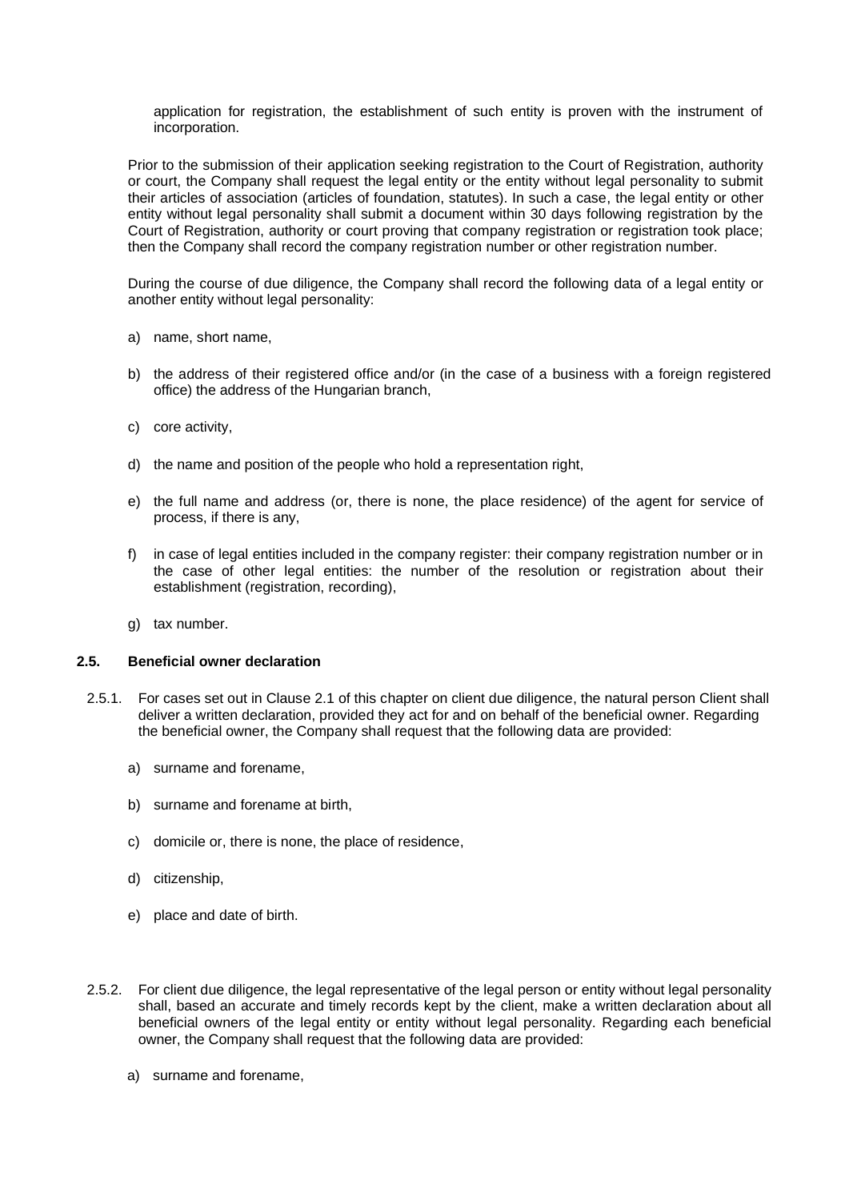application for registration, the establishment of such entity is proven with the instrument of incorporation.

Prior to the submission of their application seeking registration to the Court of Registration, authority or court, the Company shall request the legal entity or the entity without legal personality to submit their articles of association (articles of foundation, statutes). In such a case, the legal entity or other entity without legal personality shall submit a document within 30 days following registration by the Court of Registration, authority or court proving that company registration or registration took place; then the Company shall record the company registration number or other registration number.

During the course of due diligence, the Company shall record the following data of a legal entity or another entity without legal personality:

a) name, short name,

b) the address of their registered office and/or (in the case of a business with a foreign registered office) the address of the Hungarian branch,

c) core activity,

d) the name and position of the people who hold a representation right,

e) the full name and address (or, there is none, the place residence) of the agent for service of process, if there is any,

f) in case of legal entities included in the company register: their company registration number or in the case of other legal entities: the number of the resolution or registration about their establishment (registration, recording),

g) tax number.

### 2.5. Beneficial owner declaration

2.5.1. For cases set out in Clause 2.1 of this chapter on client due diligence, the natural person Client shall deliver a written declaration, provided they act for and on behalf of the beneficial owner. Regarding the beneficial owner, the Company shall request that the following data are provided:

a) surname and forename,

b) surname and forename at birth,

c) domicile or, there is none, the place of residence,

d) citizenship,

e) place and date of birth.

2.5.2. For client due diligence, the legal representative of the legal person or entity without legal personality shall, based an accurate and timely records kept by the client, make a written declaration about all beneficial owners of the legal entity or entity without legal personality. Regarding each beneficial owner, the Company shall request that the following data are provided:

a) surname and forename,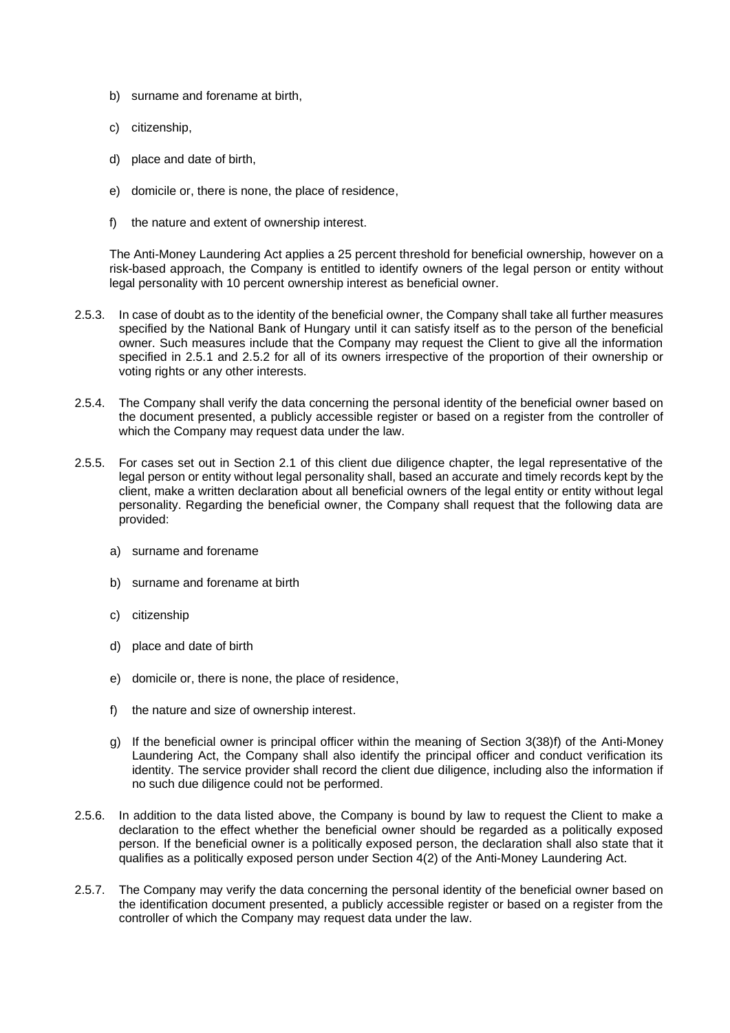b) surname and forename at birth,

c) citizenship,

d) place and date of birth,

e) domicile or, there is none, the place of residence,

f) the nature and extent of ownership interest.

The Anti-Money Laundering Act applies a 25 percent threshold for beneficial ownership, however on a risk-based approach, the Company is entitled to identify owners of the legal person or entity without legal personality with 10 percent ownership interest as beneficial owner.

2.5.3. In case of doubt as to the identity of the beneficial owner, the Company shall take all further measures specified by the National Bank of Hungary until it can satisfy itself as to the person of the beneficial owner. Such measures include that the Company may request the Client to give all the information specified in 2.5.1 and 2.5.2 for all of its owners irrespective of the proportion of their ownership or voting rights or any other interests.

2.5.4. The Company shall verify the data concerning the personal identity of the beneficial owner based on the document presented, a publicly accessible register or based on a register from the controller of which the Company may request data under the law.

2.5.5. For cases set out in Section 2.1 of this client due diligence chapter, the legal representative of the legal person or entity without legal personality shall, based an accurate and timely records kept by the client, make a written declaration about all beneficial owners of the legal entity or entity without legal personality. Regarding the beneficial owner, the Company shall request that the following data are provided:

a) surname and forename

b) surname and forename at birth

c) citizenship

d) place and date of birth

e) domicile or, there is none, the place of residence,

f) the nature and size of ownership interest.

g) If the beneficial owner is principal officer within the meaning of Section 3(38)f) of the Anti-Money Laundering Act, the Company shall also identify the principal officer and conduct verification its identity. The service provider shall record the client due diligence, including also the information if no such due diligence could not be performed.

2.5.6. In addition to the data listed above, the Company is bound by law to request the Client to make a declaration to the effect whether the beneficial owner should be regarded as a politically exposed person. If the beneficial owner is a politically exposed person, the declaration shall also state that it qualifies as a politically exposed person under Section 4(2) of the Anti-Money Laundering Act.

2.5.7. The Company may verify the data concerning the personal identity of the beneficial owner based on the identification document presented, a publicly accessible register or based on a register from the controller of which the Company may request data under the law.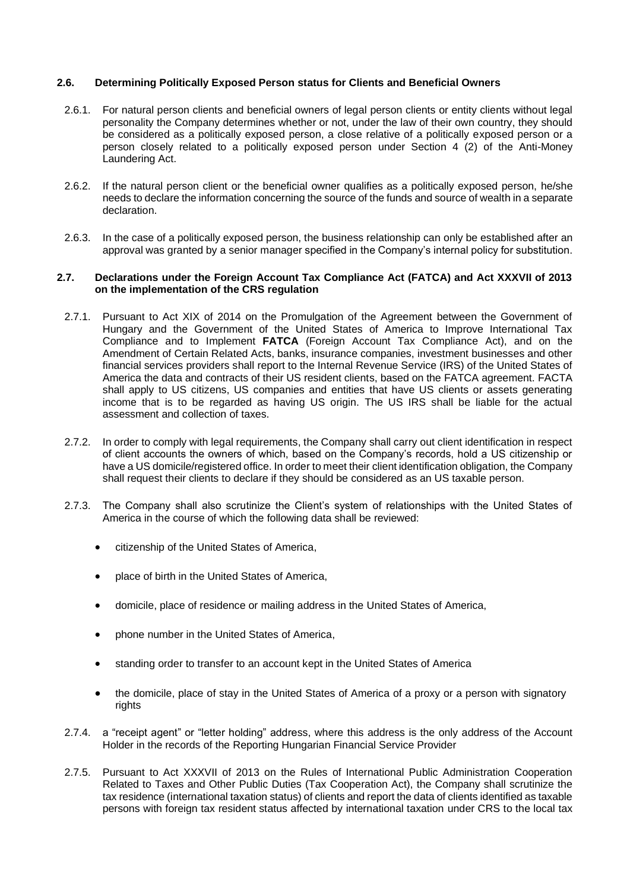### 2.6. Determining Politically Exposed Person status for Clients and Beneficial Owners

2.6.1. For natural person clients and beneficial owners of legal person clients or entity clients without legal personality the Company determines whether or not, under the law of their own country, they should be considered as a politically exposed person, a close relative of a politically exposed person or a person closely related to a politically exposed person under Section 4 (2) of the Anti-Money Laundering Act.

2.6.2. If the natural person client or the beneficial owner qualifies as a politically exposed person, he/she needs to declare the information concerning the source of the funds and source of wealth in a separate declaration.

2.6.3. In the case of a politically exposed person, the business relationship can only be established after an approval was granted by a senior manager specified in the Company's internal policy for substitution.

### 2.7. Declarations under the Foreign Account Tax Compliance Act (FATCA) and Act XXXVII of 2013 on the implementation of the CRS regulation

2.7.1. Pursuant to Act XIX of 2014 on the Promulgation of the Agreement between the Government of Hungary and the Government of the United States of America to Improve International Tax Compliance and to Implement **FATCA** (Foreign Account Tax Compliance Act), and on the Amendment of Certain Related Acts, banks, insurance companies, investment businesses and other financial services providers shall report to the Internal Revenue Service (IRS) of the United States of America the data and contracts of their US resident clients, based on the FATCA agreement. FACTA shall apply to US citizens, US companies and entities that have US clients or assets generating income that is to be regarded as having US origin. The US IRS shall be liable for the actual assessment and collection of taxes.

2.7.2. In order to comply with legal requirements, the Company shall carry out client identification in respect of client accounts the owners of which, based on the Company's records, hold a US citizenship or have a US domicile/registered office. In order to meet their client identification obligation, the Company shall request their clients to declare if they should be considered as an US taxable person.

2.7.3. The Company shall also scrutinize the Client's system of relationships with the United States of America in the course of which the following data shall be reviewed:

- citizenship of the United States of America,
- place of birth in the United States of America,
- domicile, place of residence or mailing address in the United States of America,
- phone number in the United States of America,
- standing order to transfer to an account kept in the United States of America
- the domicile, place of stay in the United States of America of a proxy or a person with signatory rights

2.7.4. a "receipt agent" or "letter holding" address, where this address is the only address of the Account Holder in the records of the Reporting Hungarian Financial Service Provider

2.7.5. Pursuant to Act XXXVII of 2013 on the Rules of International Public Administration Cooperation Related to Taxes and Other Public Duties (Tax Cooperation Act), the Company shall scrutinize the tax residence (international taxation status) of clients and report the data of clients identified as taxable persons with foreign tax resident status affected by international taxation under CRS to the local tax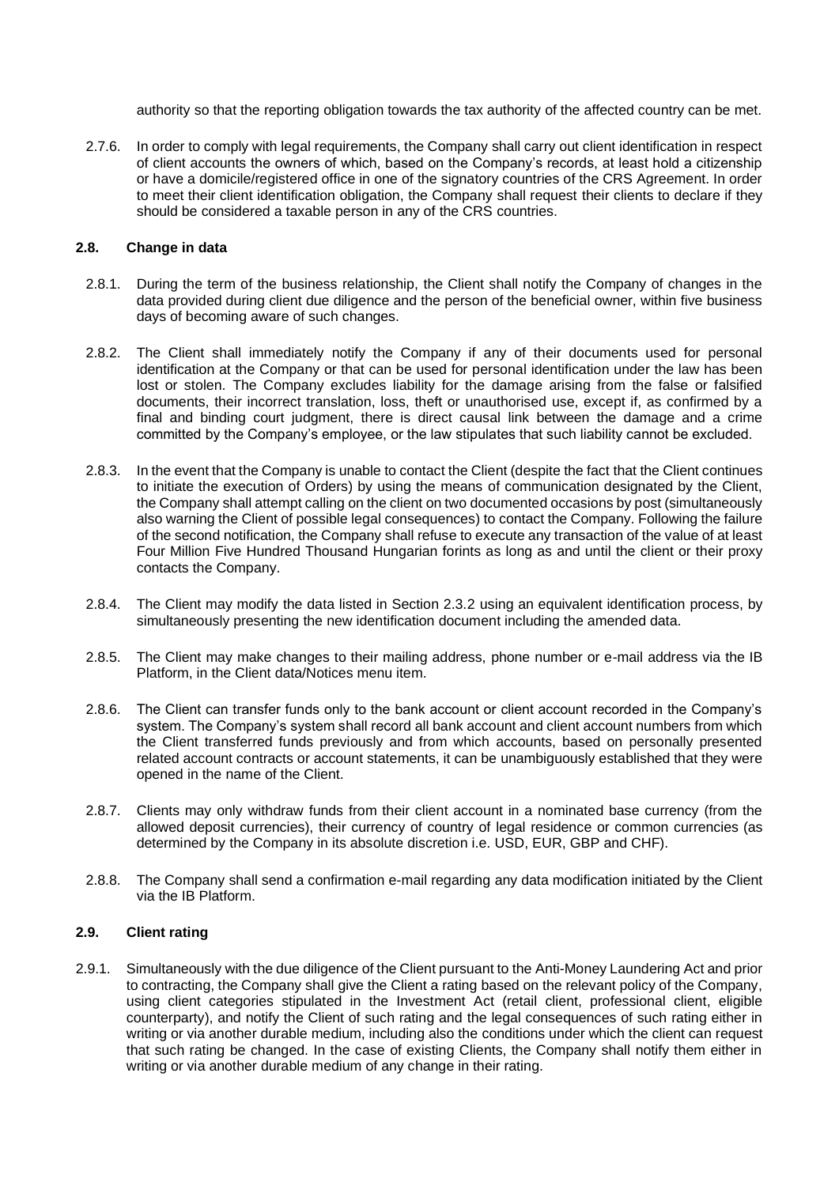authority so that the reporting obligation towards the tax authority of the affected country can be met.

2.7.6. In order to comply with legal requirements, the Company shall carry out client identification in respect of client accounts the owners of which, based on the Company's records, at least hold a citizenship or have a domicile/registered office in one of the signatory countries of the CRS Agreement. In order to meet their client identification obligation, the Company shall request their clients to declare if they should be considered a taxable person in any of the CRS countries.

### 2.8. Change in data

2.8.1. During the term of the business relationship, the Client shall notify the Company of changes in the data provided during client due diligence and the person of the beneficial owner, within five business days of becoming aware of such changes.

2.8.2. The Client shall immediately notify the Company if any of their documents used for personal identification at the Company or that can be used for personal identification under the law has been lost or stolen. The Company excludes liability for the damage arising from the false or falsified documents, their incorrect translation, loss, theft or unauthorised use, except if, as confirmed by a final and binding court judgment, there is direct causal link between the damage and a crime committed by the Company's employee, or the law stipulates that such liability cannot be excluded.

2.8.3. In the event that the Company is unable to contact the Client (despite the fact that the Client continues to initiate the execution of Orders) by using the means of communication designated by the Client, the Company shall attempt calling on the client on two documented occasions by post (simultaneously also warning the Client of possible legal consequences) to contact the Company. Following the failure of the second notification, the Company shall refuse to execute any transaction of the value of at least Four Million Five Hundred Thousand Hungarian forints as long as and until the client or their proxy contacts the Company.

2.8.4. The Client may modify the data listed in Section 2.3.2 using an equivalent identification process, by simultaneously presenting the new identification document including the amended data.

2.8.5. The Client may make changes to their mailing address, phone number or e-mail address via the IB Platform, in the Client data/Notices menu item.

2.8.6. The Client can transfer funds only to the bank account or client account recorded in the Company's system. The Company's system shall record all bank account and client account numbers from which the Client transferred funds previously and from which accounts, based on personally presented related account contracts or account statements, it can be unambiguously established that they were opened in the name of the Client.

2.8.7. Clients may only withdraw funds from their client account in a nominated base currency (from the allowed deposit currencies), their currency of country of legal residence or common currencies (as determined by the Company in its absolute discretion i.e. USD, EUR, GBP and CHF).

2.8.8. The Company shall send a confirmation e-mail regarding any data modification initiated by the Client via the IB Platform.

### 2.9. Client rating

2.9.1. Simultaneously with the due diligence of the Client pursuant to the Anti-Money Laundering Act and prior to contracting, the Company shall give the Client a rating based on the relevant policy of the Company, using client categories stipulated in the Investment Act (retail client, professional client, eligible counterparty), and notify the Client of such rating and the legal consequences of such rating either in writing or via another durable medium, including also the conditions under which the client can request that such rating be changed. In the case of existing Clients, the Company shall notify them either in writing or via another durable medium of any change in their rating.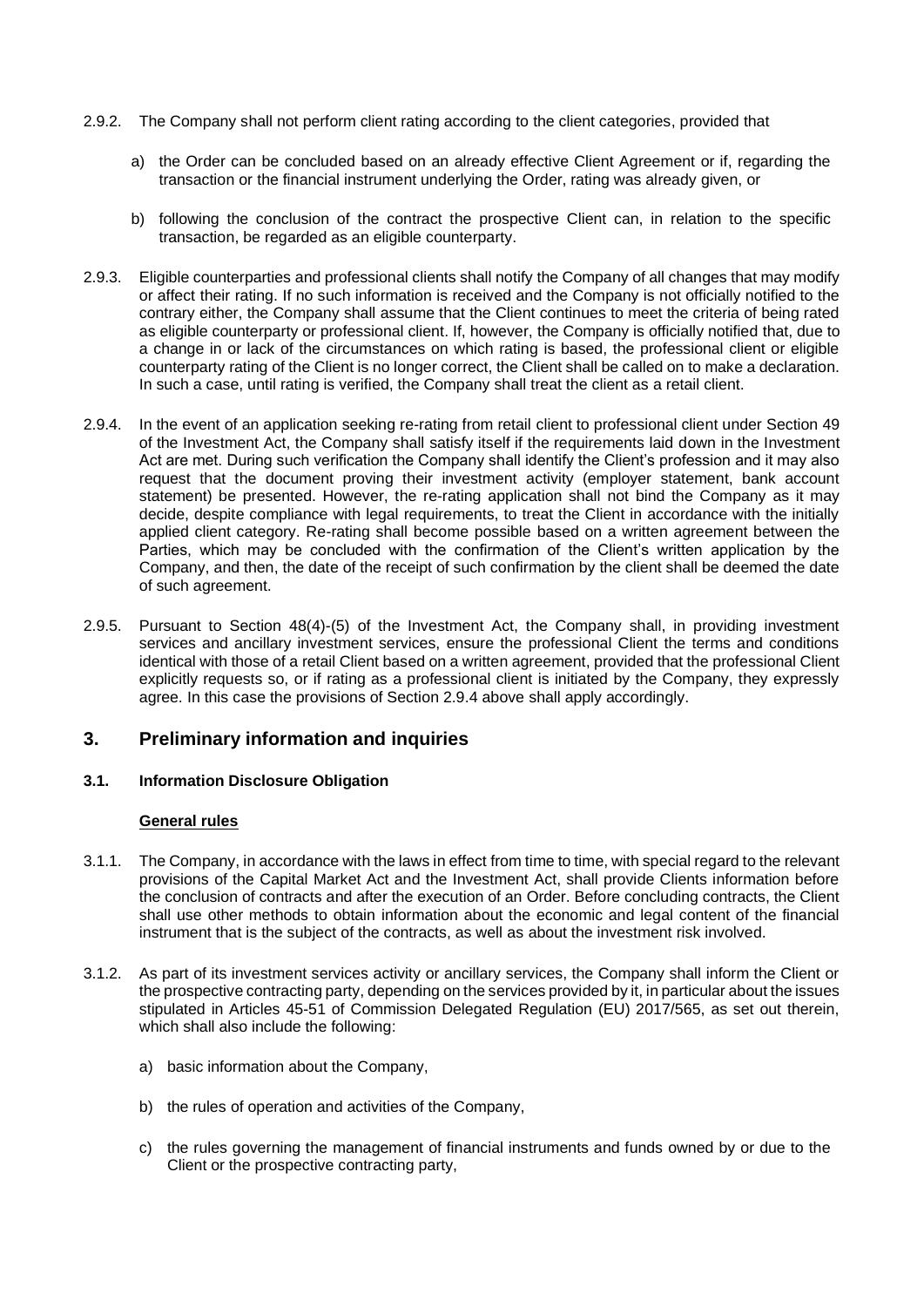2.9.2. The Company shall not perform client rating according to the client categories, provided that

a) the Order can be concluded based on an already effective Client Agreement or if, regarding the transaction or the financial instrument underlying the Order, rating was already given, or

b) following the conclusion of the contract the prospective Client can, in relation to the specific transaction, be regarded as an eligible counterparty.

2.9.3. Eligible counterparties and professional clients shall notify the Company of all changes that may modify or affect their rating. If no such information is received and the Company is not officially notified to the contrary either, the Company shall assume that the Client continues to meet the criteria of being rated as eligible counterparty or professional client. If, however, the Company is officially notified that, due to a change in or lack of the circumstances on which rating is based, the professional client or eligible counterparty rating of the Client is no longer correct, the Client shall be called on to make a declaration. In such a case, until rating is verified, the Company shall treat the client as a retail client.

2.9.4. In the event of an application seeking re-rating from retail client to professional client under Section 49 of the Investment Act, the Company shall satisfy itself if the requirements laid down in the Investment Act are met. During such verification the Company shall identify the Client's profession and it may also request that the document proving their investment activity (employer statement, bank account statement) be presented. However, the re-rating application shall not bind the Company as it may decide, despite compliance with legal requirements, to treat the Client in accordance with the initially applied client category. Re-rating shall become possible based on a written agreement between the Parties, which may be concluded with the confirmation of the Client's written application by the Company, and then, the date of the receipt of such confirmation by the client shall be deemed the date of such agreement.

2.9.5. Pursuant to Section 48(4)-(5) of the Investment Act, the Company shall, in providing investment services and ancillary investment services, ensure the professional Client the terms and conditions identical with those of a retail Client based on a written agreement, provided that the professional Client explicitly requests so, or if rating as a professional client is initiated by the Company, they expressly agree. In this case the provisions of Section 2.9.4 above shall apply accordingly.

## 3. Preliminary information and inquiries

### 3.1. Information Disclosure Obligation

**General rules**

3.1.1. The Company, in accordance with the laws in effect from time to time, with special regard to the relevant provisions of the Capital Market Act and the Investment Act, shall provide Clients information before the conclusion of contracts and after the execution of an Order. Before concluding contracts, the Client shall use other methods to obtain information about the economic and legal content of the financial instrument that is the subject of the contracts, as well as about the investment risk involved.

3.1.2. As part of its investment services activity or ancillary services, the Company shall inform the Client or the prospective contracting party, depending on the services provided by it, in particular about the issues stipulated in Articles 45-51 of Commission Delegated Regulation (EU) 2017/565, as set out therein, which shall also include the following:

a) basic information about the Company,

b) the rules of operation and activities of the Company,

c) the rules governing the management of financial instruments and funds owned by or due to the Client or the prospective contracting party,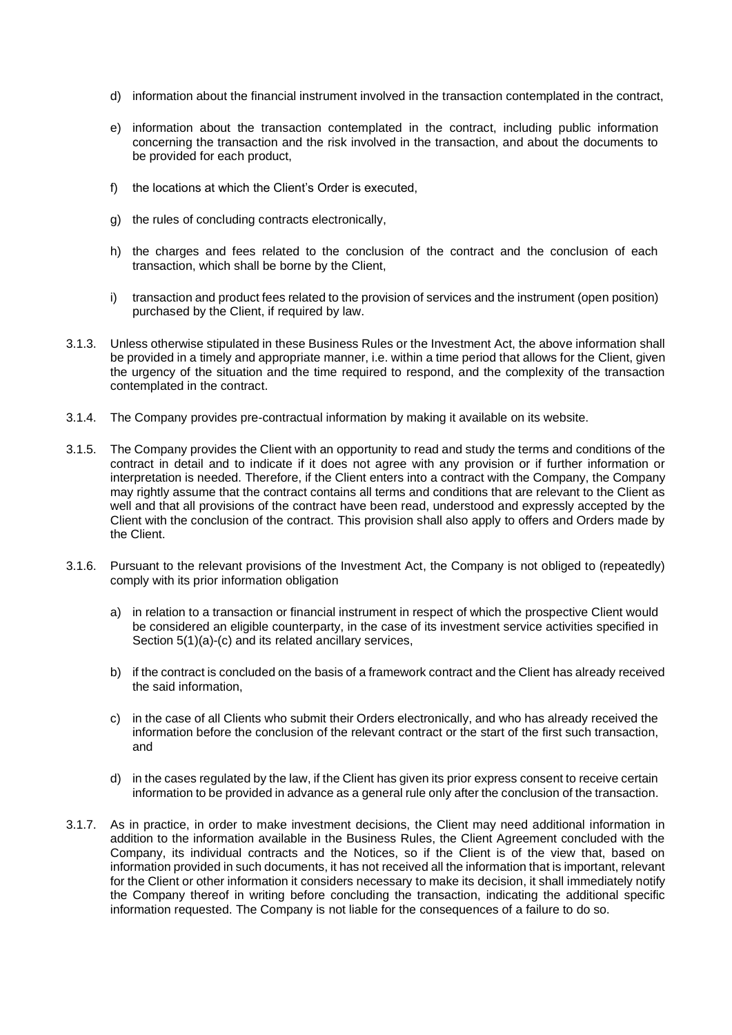d) information about the financial instrument involved in the transaction contemplated in the contract,

e) information about the transaction contemplated in the contract, including public information concerning the transaction and the risk involved in the transaction, and about the documents to be provided for each product,

f) the locations at which the Client's Order is executed,

g) the rules of concluding contracts electronically,

h) the charges and fees related to the conclusion of the contract and the conclusion of each transaction, which shall be borne by the Client,

i) transaction and product fees related to the provision of services and the instrument (open position) purchased by the Client, if required by law.

3.1.3. Unless otherwise stipulated in these Business Rules or the Investment Act, the above information shall be provided in a timely and appropriate manner, i.e. within a time period that allows for the Client, given the urgency of the situation and the time required to respond, and the complexity of the transaction contemplated in the contract.

3.1.4. The Company provides pre-contractual information by making it available on its website.

3.1.5. The Company provides the Client with an opportunity to read and study the terms and conditions of the contract in detail and to indicate if it does not agree with any provision or if further information or interpretation is needed. Therefore, if the Client enters into a contract with the Company, the Company may rightly assume that the contract contains all terms and conditions that are relevant to the Client as well and that all provisions of the contract have been read, understood and expressly accepted by the Client with the conclusion of the contract. This provision shall also apply to offers and Orders made by the Client.

3.1.6. Pursuant to the relevant provisions of the Investment Act, the Company is not obliged to (repeatedly) comply with its prior information obligation

a) in relation to a transaction or financial instrument in respect of which the prospective Client would be considered an eligible counterparty, in the case of its investment service activities specified in Section 5(1)(a)-(c) and its related ancillary services,

b) if the contract is concluded on the basis of a framework contract and the Client has already received the said information,

c) in the case of all Clients who submit their Orders electronically, and who has already received the information before the conclusion of the relevant contract or the start of the first such transaction, and

d) in the cases regulated by the law, if the Client has given its prior express consent to receive certain information to be provided in advance as a general rule only after the conclusion of the transaction.

3.1.7. As in practice, in order to make investment decisions, the Client may need additional information in addition to the information available in the Business Rules, the Client Agreement concluded with the Company, its individual contracts and the Notices, so if the Client is of the view that, based on information provided in such documents, it has not received all the information that is important, relevant for the Client or other information it considers necessary to make its decision, it shall immediately notify the Company thereof in writing before concluding the transaction, indicating the additional specific information requested. The Company is not liable for the consequences of a failure to do so.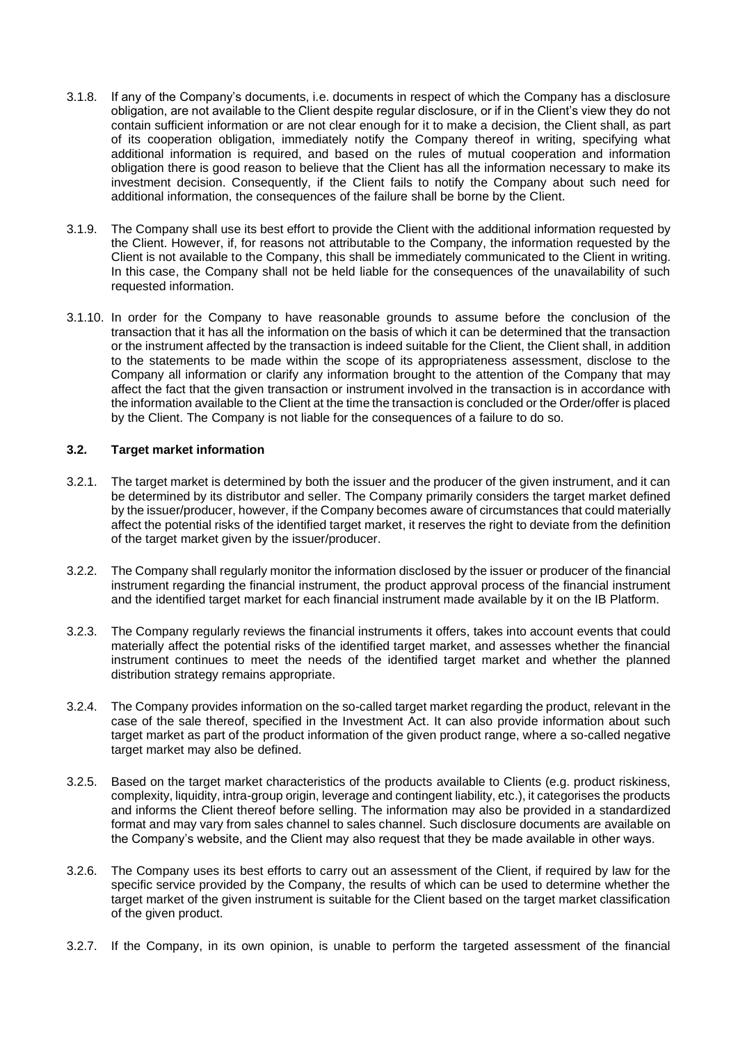3.1.8. If any of the Company's documents, i.e. documents in respect of which the Company has a disclosure obligation, are not available to the Client despite regular disclosure, or if in the Client's view they do not contain sufficient information or are not clear enough for it to make a decision, the Client shall, as part of its cooperation obligation, immediately notify the Company thereof in writing, specifying what additional information is required, and based on the rules of mutual cooperation and information obligation there is good reason to believe that the Client has all the information necessary to make its investment decision. Consequently, if the Client fails to notify the Company about such need for additional information, the consequences of the failure shall be borne by the Client.

3.1.9. The Company shall use its best effort to provide the Client with the additional information requested by the Client. However, if, for reasons not attributable to the Company, the information requested by the Client is not available to the Company, this shall be immediately communicated to the Client in writing. In this case, the Company shall not be held liable for the consequences of the unavailability of such requested information.

3.1.10. In order for the Company to have reasonable grounds to assume before the conclusion of the transaction that it has all the information on the basis of which it can be determined that the transaction or the instrument affected by the transaction is indeed suitable for the Client, the Client shall, in addition to the statements to be made within the scope of its appropriateness assessment, disclose to the Company all information or clarify any information brought to the attention of the Company that may affect the fact that the given transaction or instrument involved in the transaction is in accordance with the information available to the Client at the time the transaction is concluded or the Order/offer is placed by the Client. The Company is not liable for the consequences of a failure to do so.

### 3.2. Target market information

3.2.1. The target market is determined by both the issuer and the producer of the given instrument, and it can be determined by its distributor and seller. The Company primarily considers the target market defined by the issuer/producer, however, if the Company becomes aware of circumstances that could materially affect the potential risks of the identified target market, it reserves the right to deviate from the definition of the target market given by the issuer/producer.

3.2.2. The Company shall regularly monitor the information disclosed by the issuer or producer of the financial instrument regarding the financial instrument, the product approval process of the financial instrument and the identified target market for each financial instrument made available by it on the IB Platform.

3.2.3. The Company regularly reviews the financial instruments it offers, takes into account events that could materially affect the potential risks of the identified target market, and assesses whether the financial instrument continues to meet the needs of the identified target market and whether the planned distribution strategy remains appropriate.

3.2.4. The Company provides information on the so-called target market regarding the product, relevant in the case of the sale thereof, specified in the Investment Act. It can also provide information about such target market as part of the product information of the given product range, where a so-called negative target market may also be defined.

3.2.5. Based on the target market characteristics of the products available to Clients (e.g. product riskiness, complexity, liquidity, intra-group origin, leverage and contingent liability, etc.), it categorises the products and informs the Client thereof before selling. The information may also be provided in a standardized format and may vary from sales channel to sales channel. Such disclosure documents are available on the Company's website, and the Client may also request that they be made available in other ways.

3.2.6. The Company uses its best efforts to carry out an assessment of the Client, if required by law for the specific service provided by the Company, the results of which can be used to determine whether the target market of the given instrument is suitable for the Client based on the target market classification of the given product.

3.2.7. If the Company, in its own opinion, is unable to perform the targeted assessment of the financial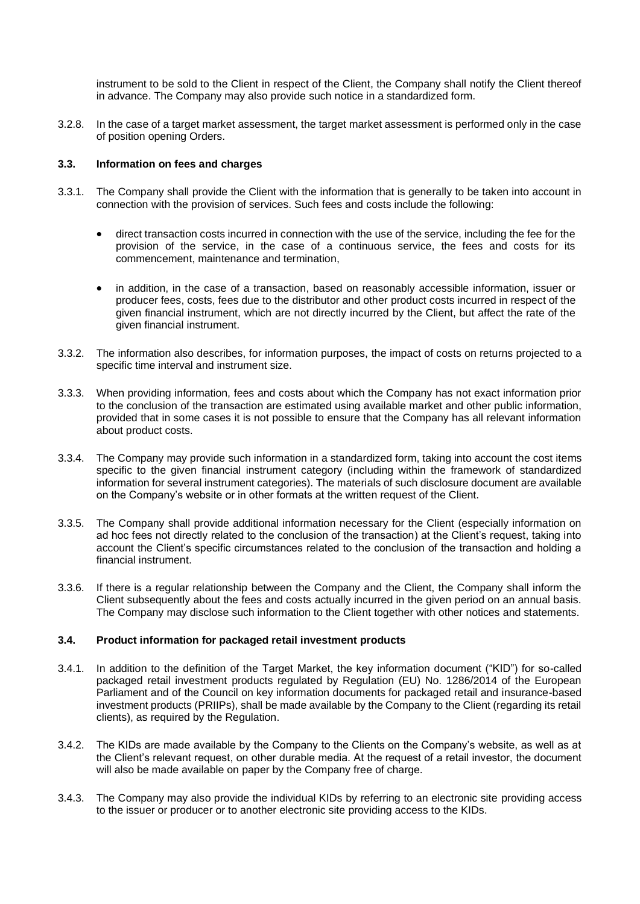instrument to be sold to the Client in respect of the Client, the Company shall notify the Client thereof in advance. The Company may also provide such notice in a standardized form.

3.2.8. In the case of a target market assessment, the target market assessment is performed only in the case of position opening Orders.

### 3.3. Information on fees and charges

3.3.1. The Company shall provide the Client with the information that is generally to be taken into account in connection with the provision of services. Such fees and costs include the following:

- direct transaction costs incurred in connection with the use of the service, including the fee for the provision of the service, in the case of a continuous service, the fees and costs for its commencement, maintenance and termination,
- in addition, in the case of a transaction, based on reasonably accessible information, issuer or producer fees, costs, fees due to the distributor and other product costs incurred in respect of the given financial instrument, which are not directly incurred by the Client, but affect the rate of the given financial instrument.

3.3.2. The information also describes, for information purposes, the impact of costs on returns projected to a specific time interval and instrument size.

3.3.3. When providing information, fees and costs about which the Company has not exact information prior to the conclusion of the transaction are estimated using available market and other public information, provided that in some cases it is not possible to ensure that the Company has all relevant information about product costs.

3.3.4. The Company may provide such information in a standardized form, taking into account the cost items specific to the given financial instrument category (including within the framework of standardized information for several instrument categories). The materials of such disclosure document are available on the Company's website or in other formats at the written request of the Client.

3.3.5. The Company shall provide additional information necessary for the Client (especially information on ad hoc fees not directly related to the conclusion of the transaction) at the Client's request, taking into account the Client's specific circumstances related to the conclusion of the transaction and holding a financial instrument.

3.3.6. If there is a regular relationship between the Company and the Client, the Company shall inform the Client subsequently about the fees and costs actually incurred in the given period on an annual basis. The Company may disclose such information to the Client together with other notices and statements.

### 3.4. Product information for packaged retail investment products

3.4.1. In addition to the definition of the Target Market, the key information document ("KID") for so-called packaged retail investment products regulated by Regulation (EU) No. 1286/2014 of the European Parliament and of the Council on key information documents for packaged retail and insurance-based investment products (PRIIPs), shall be made available by the Company to the Client (regarding its retail clients), as required by the Regulation.

3.4.2. The KIDs are made available by the Company to the Clients on the Company's website, as well as at the Client's relevant request, on other durable media. At the request of a retail investor, the document will also be made available on paper by the Company free of charge.

3.4.3. The Company may also provide the individual KIDs by referring to an electronic site providing access to the issuer or producer or to another electronic site providing access to the KIDs.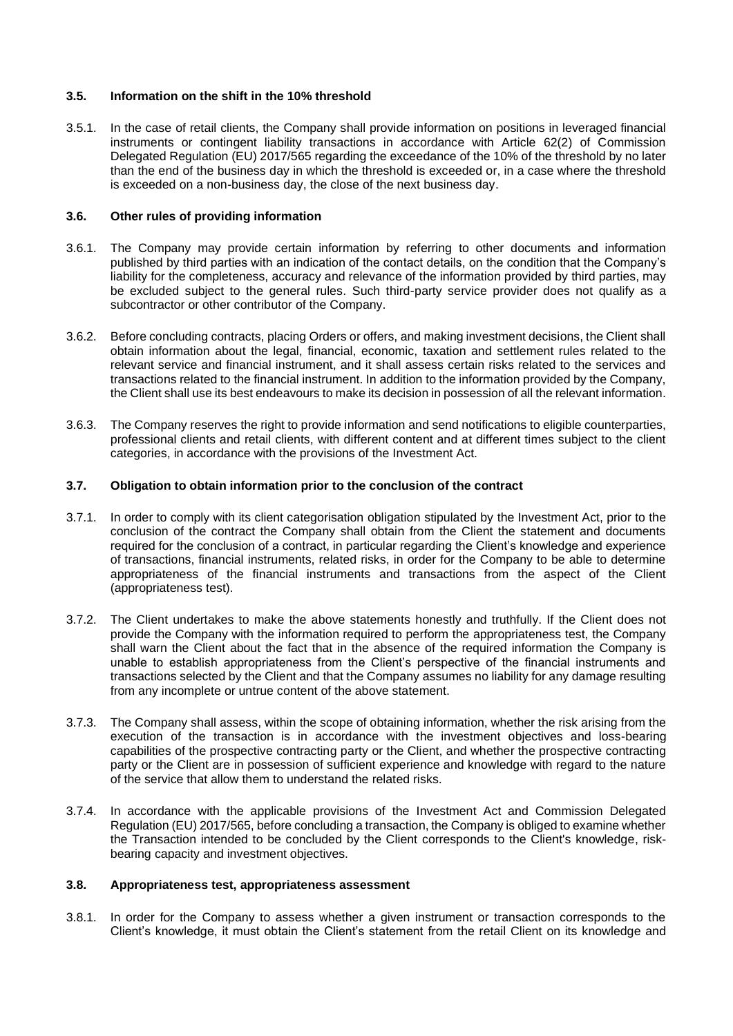### 3.5. Information on the shift in the 10% threshold

3.5.1. In the case of retail clients, the Company shall provide information on positions in leveraged financial instruments or contingent liability transactions in accordance with Article 62(2) of Commission Delegated Regulation (EU) 2017/565 regarding the exceedance of the 10% of the threshold by no later than the end of the business day in which the threshold is exceeded or, in a case where the threshold is exceeded on a non-business day, the close of the next business day.

### 3.6. Other rules of providing information

3.6.1. The Company may provide certain information by referring to other documents and information published by third parties with an indication of the contact details, on the condition that the Company's liability for the completeness, accuracy and relevance of the information provided by third parties, may be excluded subject to the general rules. Such third-party service provider does not qualify as a subcontractor or other contributor of the Company.

3.6.2. Before concluding contracts, placing Orders or offers, and making investment decisions, the Client shall obtain information about the legal, financial, economic, taxation and settlement rules related to the relevant service and financial instrument, and it shall assess certain risks related to the services and transactions related to the financial instrument. In addition to the information provided by the Company, the Client shall use its best endeavours to make its decision in possession of all the relevant information.

3.6.3. The Company reserves the right to provide information and send notifications to eligible counterparties, professional clients and retail clients, with different content and at different times subject to the client categories, in accordance with the provisions of the Investment Act.

### 3.7. Obligation to obtain information prior to the conclusion of the contract

3.7.1. In order to comply with its client categorisation obligation stipulated by the Investment Act, prior to the conclusion of the contract the Company shall obtain from the Client the statement and documents required for the conclusion of a contract, in particular regarding the Client's knowledge and experience of transactions, financial instruments, related risks, in order for the Company to be able to determine appropriateness of the financial instruments and transactions from the aspect of the Client (appropriateness test).

3.7.2. The Client undertakes to make the above statements honestly and truthfully. If the Client does not provide the Company with the information required to perform the appropriateness test, the Company shall warn the Client about the fact that in the absence of the required information the Company is unable to establish appropriateness from the Client's perspective of the financial instruments and transactions selected by the Client and that the Company assumes no liability for any damage resulting from any incomplete or untrue content of the above statement.

3.7.3. The Company shall assess, within the scope of obtaining information, whether the risk arising from the execution of the transaction is in accordance with the investment objectives and loss-bearing capabilities of the prospective contracting party or the Client, and whether the prospective contracting party or the Client are in possession of sufficient experience and knowledge with regard to the nature of the service that allow them to understand the related risks.

3.7.4. In accordance with the applicable provisions of the Investment Act and Commission Delegated Regulation (EU) 2017/565, before concluding a transaction, the Company is obliged to examine whether the Transaction intended to be concluded by the Client corresponds to the Client's knowledge, risk-bearing capacity and investment objectives.

### 3.8. Appropriateness test, appropriateness assessment

3.8.1. In order for the Company to assess whether a given instrument or transaction corresponds to the Client's knowledge, it must obtain the Client's statement from the retail Client on its knowledge and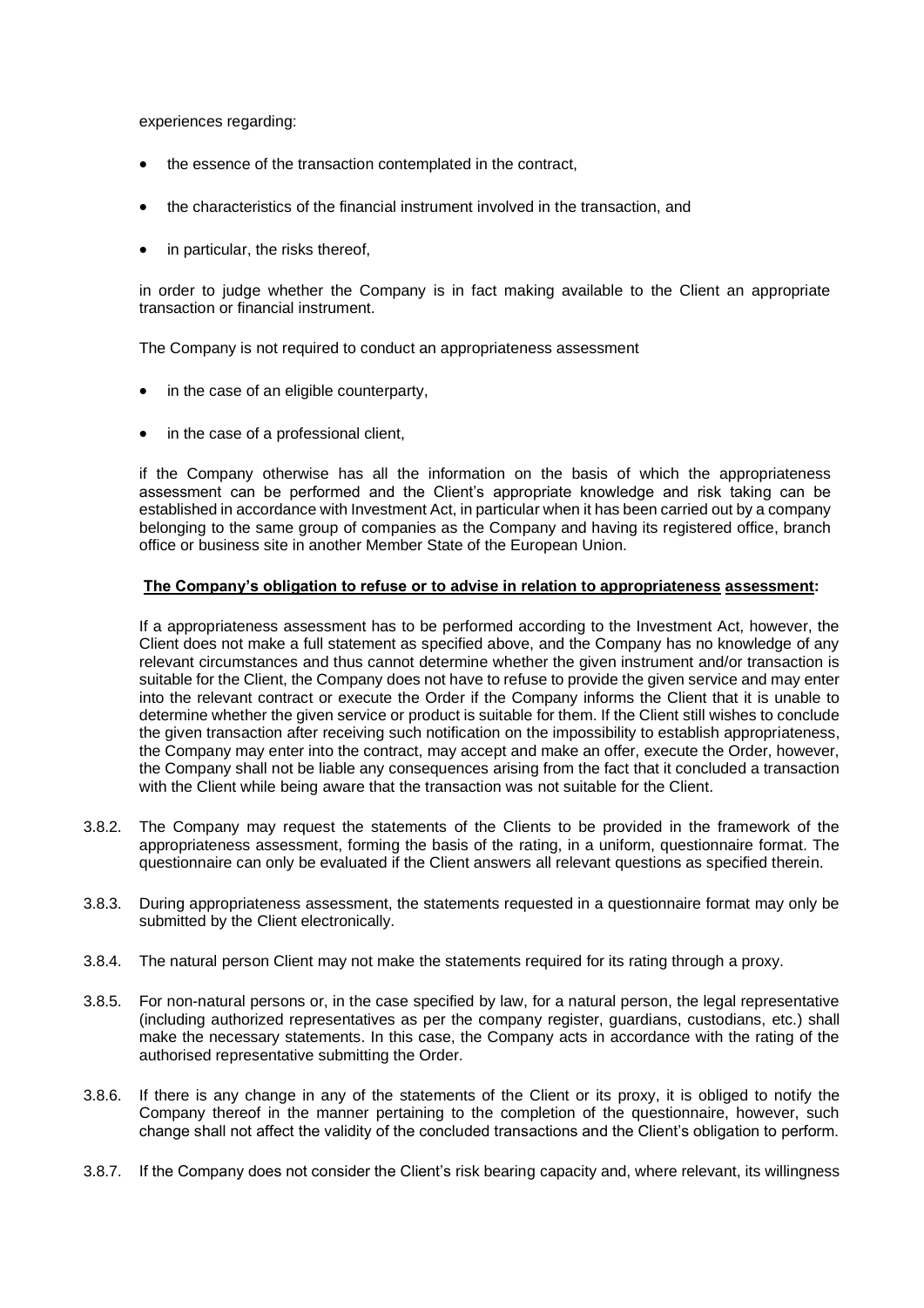experiences regarding:

- the essence of the transaction contemplated in the contract,
- the characteristics of the financial instrument involved in the transaction, and
- in particular, the risks thereof,

in order to judge whether the Company is in fact making available to the Client an appropriate transaction or financial instrument.

The Company is not required to conduct an appropriateness assessment

- in the case of an eligible counterparty,
- in the case of a professional client,

if the Company otherwise has all the information on the basis of which the appropriateness assessment can be performed and the Client's appropriate knowledge and risk taking can be established in accordance with Investment Act, in particular when it has been carried out by a company belonging to the same group of companies as the Company and having its registered office, branch office or business site in another Member State of the European Union.

**The Company's obligation to refuse or to advise in relation to appropriateness assessment:**

If a appropriateness assessment has to be performed according to the Investment Act, however, the Client does not make a full statement as specified above, and the Company has no knowledge of any relevant circumstances and thus cannot determine whether the given instrument and/or transaction is suitable for the Client, the Company does not have to refuse to provide the given service and may enter into the relevant contract or execute the Order if the Company informs the Client that it is unable to determine whether the given service or product is suitable for them. If the Client still wishes to conclude the given transaction after receiving such notification on the impossibility to establish appropriateness, the Company may enter into the contract, may accept and make an offer, execute the Order, however, the Company shall not be liable any consequences arising from the fact that it concluded a transaction with the Client while being aware that the transaction was not suitable for the Client.

3.8.2. The Company may request the statements of the Clients to be provided in the framework of the appropriateness assessment, forming the basis of the rating, in a uniform, questionnaire format. The questionnaire can only be evaluated if the Client answers all relevant questions as specified therein.

3.8.3. During appropriateness assessment, the statements requested in a questionnaire format may only be submitted by the Client electronically.

3.8.4. The natural person Client may not make the statements required for its rating through a proxy.

3.8.5. For non-natural persons or, in the case specified by law, for a natural person, the legal representative (including authorized representatives as per the company register, guardians, custodians, etc.) shall make the necessary statements. In this case, the Company acts in accordance with the rating of the authorised representative submitting the Order.

3.8.6. If there is any change in any of the statements of the Client or its proxy, it is obliged to notify the Company thereof in the manner pertaining to the completion of the questionnaire, however, such change shall not affect the validity of the concluded transactions and the Client's obligation to perform.

3.8.7. If the Company does not consider the Client's risk bearing capacity and, where relevant, its willingness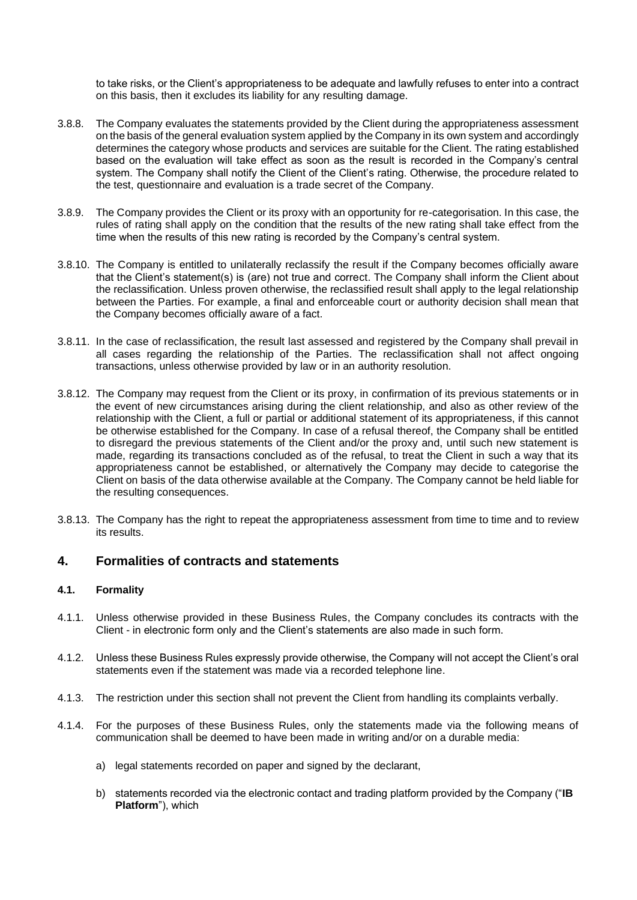to take risks, or the Client's appropriateness to be adequate and lawfully refuses to enter into a contract on this basis, then it excludes its liability for any resulting damage.

3.8.8. The Company evaluates the statements provided by the Client during the appropriateness assessment on the basis of the general evaluation system applied by the Company in its own system and accordingly determines the category whose products and services are suitable for the Client. The rating established based on the evaluation will take effect as soon as the result is recorded in the Company's central system. The Company shall notify the Client of the Client's rating. Otherwise, the procedure related to the test, questionnaire and evaluation is a trade secret of the Company.

3.8.9. The Company provides the Client or its proxy with an opportunity for re-categorisation. In this case, the rules of rating shall apply on the condition that the results of the new rating shall take effect from the time when the results of this new rating is recorded by the Company's central system.

3.8.10. The Company is entitled to unilaterally reclassify the result if the Company becomes officially aware that the Client's statement(s) is (are) not true and correct. The Company shall inform the Client about the reclassification. Unless proven otherwise, the reclassified result shall apply to the legal relationship between the Parties. For example, a final and enforceable court or authority decision shall mean that the Company becomes officially aware of a fact.

3.8.11. In the case of reclassification, the result last assessed and registered by the Company shall prevail in all cases regarding the relationship of the Parties. The reclassification shall not affect ongoing transactions, unless otherwise provided by law or in an authority resolution.

3.8.12. The Company may request from the Client or its proxy, in confirmation of its previous statements or in the event of new circumstances arising during the client relationship, and also as other review of the relationship with the Client, a full or partial or additional statement of its appropriateness, if this cannot be otherwise established for the Company. In case of a refusal thereof, the Company shall be entitled to disregard the previous statements of the Client and/or the proxy and, until such new statement is made, regarding its transactions concluded as of the refusal, to treat the Client in such a way that its appropriateness cannot be established, or alternatively the Company may decide to categorise the Client on basis of the data otherwise available at the Company. The Company cannot be held liable for the resulting consequences.

3.8.13. The Company has the right to repeat the appropriateness assessment from time to time and to review its results.

## 4. Formalities of contracts and statements

### 4.1. Formality

4.1.1. Unless otherwise provided in these Business Rules, the Company concludes its contracts with the Client - in electronic form only and the Client's statements are also made in such form.

4.1.2. Unless these Business Rules expressly provide otherwise, the Company will not accept the Client's oral statements even if the statement was made via a recorded telephone line.

4.1.3. The restriction under this section shall not prevent the Client from handling its complaints verbally.

4.1.4. For the purposes of these Business Rules, only the statements made via the following means of communication shall be deemed to have been made in writing and/or on a durable media:

a) legal statements recorded on paper and signed by the declarant,

b) statements recorded via the electronic contact and trading platform provided by the Company ("**IB Platform**"), which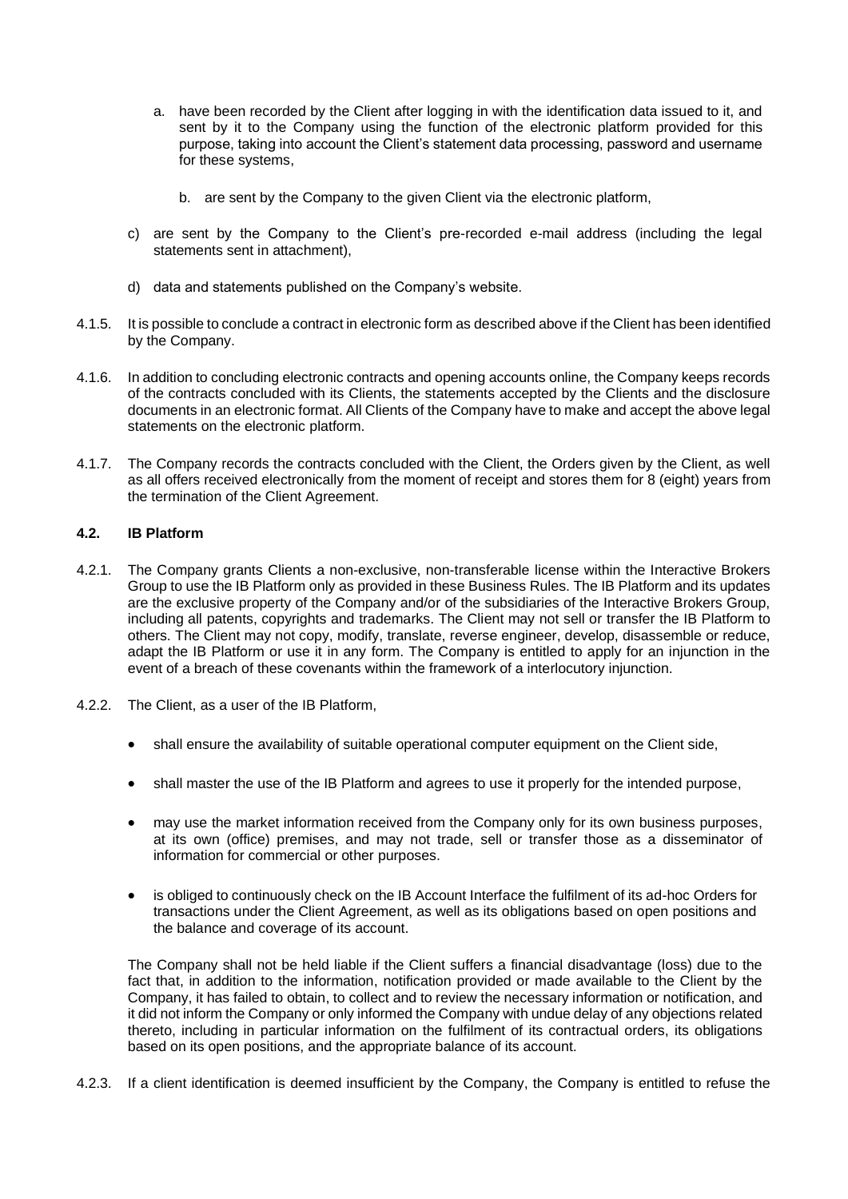a. have been recorded by the Client after logging in with the identification data issued to it, and sent by it to the Company using the function of the electronic platform provided for this purpose, taking into account the Client's statement data processing, password and username for these systems,

b. are sent by the Company to the given Client via the electronic platform,

c) are sent by the Company to the Client's pre-recorded e-mail address (including the legal statements sent in attachment),

d) data and statements published on the Company's website.

4.1.5. It is possible to conclude a contract in electronic form as described above if the Client has been identified by the Company.

4.1.6. In addition to concluding electronic contracts and opening accounts online, the Company keeps records of the contracts concluded with its Clients, the statements accepted by the Clients and the disclosure documents in an electronic format. All Clients of the Company have to make and accept the above legal statements on the electronic platform.

4.1.7. The Company records the contracts concluded with the Client, the Orders given by the Client, as well as all offers received electronically from the moment of receipt and stores them for 8 (eight) years from the termination of the Client Agreement.

### 4.2. IB Platform

4.2.1. The Company grants Clients a non-exclusive, non-transferable license within the Interactive Brokers Group to use the IB Platform only as provided in these Business Rules. The IB Platform and its updates are the exclusive property of the Company and/or of the subsidiaries of the Interactive Brokers Group, including all patents, copyrights and trademarks. The Client may not sell or transfer the IB Platform to others. The Client may not copy, modify, translate, reverse engineer, develop, disassemble or reduce, adapt the IB Platform or use it in any form. The Company is entitled to apply for an injunction in the event of a breach of these covenants within the framework of a interlocutory injunction.

4.2.2. The Client, as a user of the IB Platform,

- shall ensure the availability of suitable operational computer equipment on the Client side,
- shall master the use of the IB Platform and agrees to use it properly for the intended purpose,
- may use the market information received from the Company only for its own business purposes, at its own (office) premises, and may not trade, sell or transfer those as a disseminator of information for commercial or other purposes.
- is obliged to continuously check on the IB Account Interface the fulfilment of its ad-hoc Orders for transactions under the Client Agreement, as well as its obligations based on open positions and the balance and coverage of its account.

The Company shall not be held liable if the Client suffers a financial disadvantage (loss) due to the fact that, in addition to the information, notification provided or made available to the Client by the Company, it has failed to obtain, to collect and to review the necessary information or notification, and it did not inform the Company or only informed the Company with undue delay of any objections related thereto, including in particular information on the fulfilment of its contractual orders, its obligations based on its open positions, and the appropriate balance of its account.

4.2.3. If a client identification is deemed insufficient by the Company, the Company is entitled to refuse the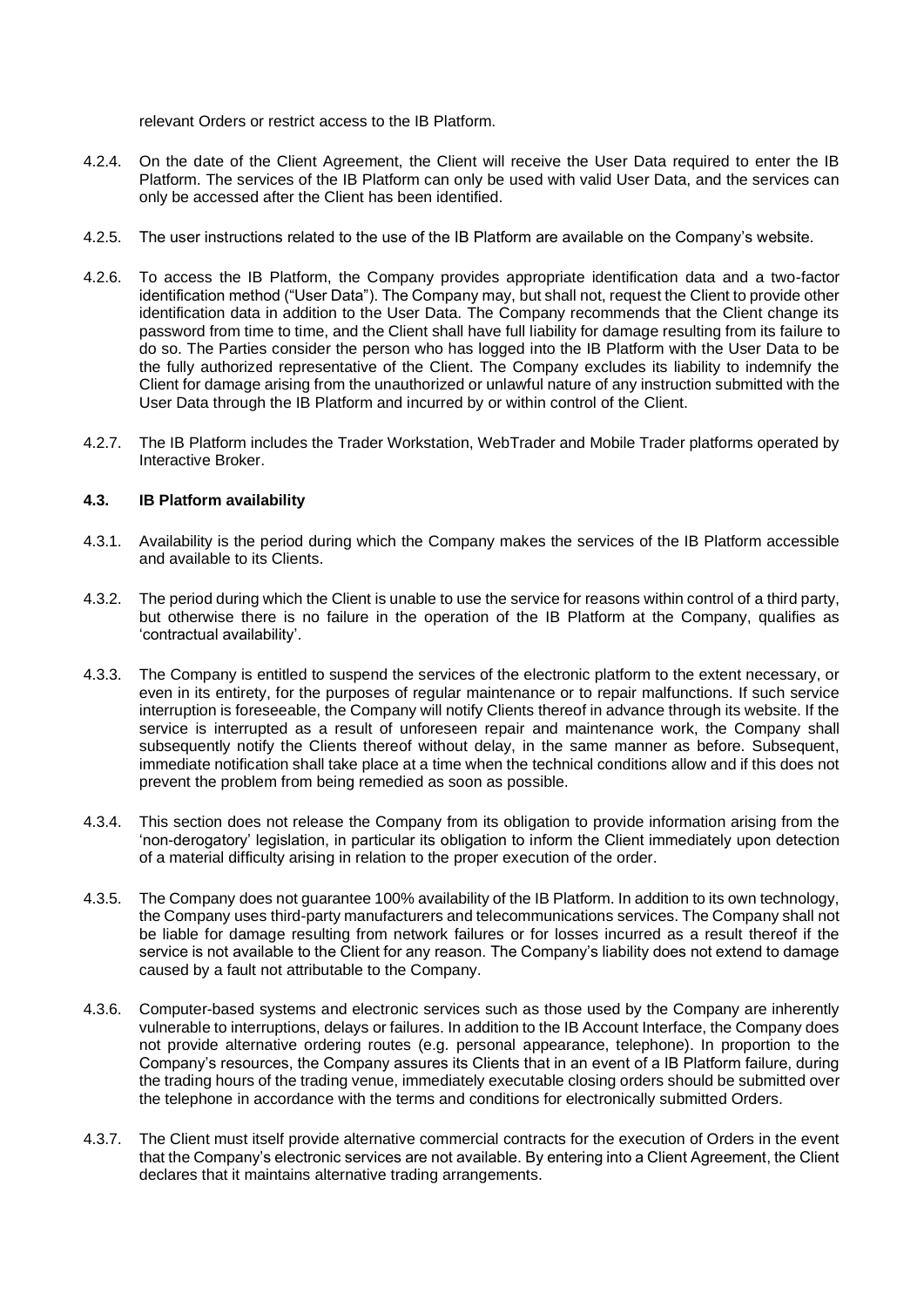relevant Orders or restrict access to the IB Platform.

4.2.4. On the date of the Client Agreement, the Client will receive the User Data required to enter the IB Platform. The services of the IB Platform can only be used with valid User Data, and the services can only be accessed after the Client has been identified.

4.2.5. The user instructions related to the use of the IB Platform are available on the Company's website.

4.2.6. To access the IB Platform, the Company provides appropriate identification data and a two-factor identification method ("User Data"). The Company may, but shall not, request the Client to provide other identification data in addition to the User Data. The Company recommends that the Client change its password from time to time, and the Client shall have full liability for damage resulting from its failure to do so. The Parties consider the person who has logged into the IB Platform with the User Data to be the fully authorized representative of the Client. The Company excludes its liability to indemnify the Client for damage arising from the unauthorized or unlawful nature of any instruction submitted with the User Data through the IB Platform and incurred by or within control of the Client.

4.2.7. The IB Platform includes the Trader Workstation, WebTrader and Mobile Trader platforms operated by Interactive Broker.

#### 4.3. IB Platform availability

4.3.1. Availability is the period during which the Company makes the services of the IB Platform accessible and available to its Clients.

4.3.2. The period during which the Client is unable to use the service for reasons within control of a third party, but otherwise there is no failure in the operation of the IB Platform at the Company, qualifies as 'contractual availability'.

4.3.3. The Company is entitled to suspend the services of the electronic platform to the extent necessary, or even in its entirety, for the purposes of regular maintenance or to repair malfunctions. If such service interruption is foreseeable, the Company will notify Clients thereof in advance through its website. If the service is interrupted as a result of unforeseen repair and maintenance work, the Company shall subsequently notify the Clients thereof without delay, in the same manner as before. Subsequent, immediate notification shall take place at a time when the technical conditions allow and if this does not prevent the problem from being remedied as soon as possible.

4.3.4. This section does not release the Company from its obligation to provide information arising from the 'non-derogatory' legislation, in particular its obligation to inform the Client immediately upon detection of a material difficulty arising in relation to the proper execution of the order.

4.3.5. The Company does not guarantee 100% availability of the IB Platform. In addition to its own technology, the Company uses third-party manufacturers and telecommunications services. The Company shall not be liable for damage resulting from network failures or for losses incurred as a result thereof if the service is not available to the Client for any reason. The Company's liability does not extend to damage caused by a fault not attributable to the Company.

4.3.6. Computer-based systems and electronic services such as those used by the Company are inherently vulnerable to interruptions, delays or failures. In addition to the IB Account Interface, the Company does not provide alternative ordering routes (e.g. personal appearance, telephone). In proportion to the Company's resources, the Company assures its Clients that in an event of a IB Platform failure, during the trading hours of the trading venue, immediately executable closing orders should be submitted over the telephone in accordance with the terms and conditions for electronically submitted Orders.

4.3.7. The Client must itself provide alternative commercial contracts for the execution of Orders in the event that the Company's electronic services are not available. By entering into a Client Agreement, the Client declares that it maintains alternative trading arrangements.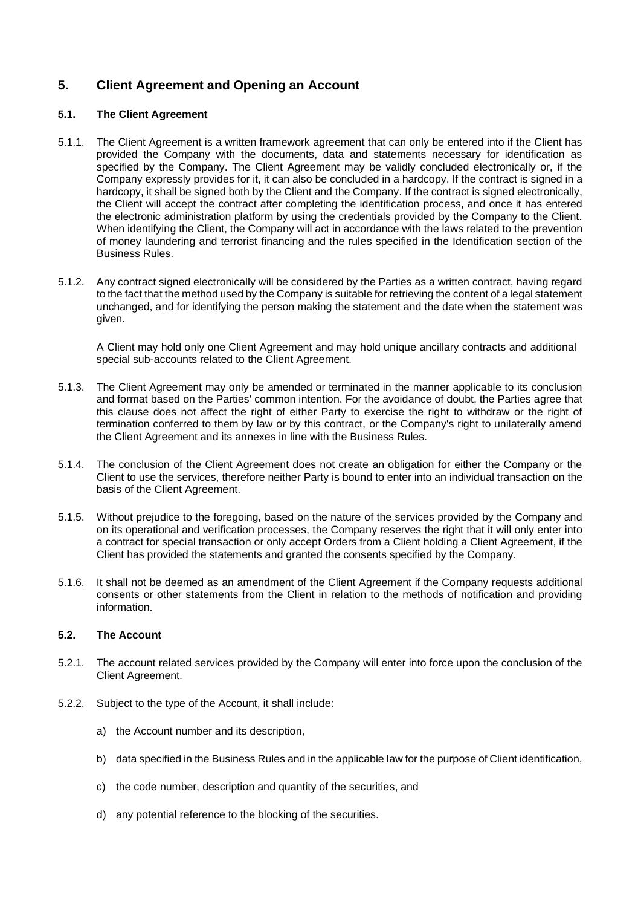## 5. Client Agreement and Opening an Account

### 5.1. The Client Agreement

5.1.1. The Client Agreement is a written framework agreement that can only be entered into if the Client has provided the Company with the documents, data and statements necessary for identification as specified by the Company. The Client Agreement may be validly concluded electronically or, if the Company expressly provides for it, it can also be concluded in a hardcopy. If the contract is signed in a hardcopy, it shall be signed both by the Client and the Company. If the contract is signed electronically, the Client will accept the contract after completing the identification process, and once it has entered the electronic administration platform by using the credentials provided by the Company to the Client. When identifying the Client, the Company will act in accordance with the laws related to the prevention of money laundering and terrorist financing and the rules specified in the Identification section of the Business Rules.

5.1.2. Any contract signed electronically will be considered by the Parties as a written contract, having regard to the fact that the method used by the Company is suitable for retrieving the content of a legal statement unchanged, and for identifying the person making the statement and the date when the statement was given.

A Client may hold only one Client Agreement and may hold unique ancillary contracts and additional special sub-accounts related to the Client Agreement.

5.1.3. The Client Agreement may only be amended or terminated in the manner applicable to its conclusion and format based on the Parties' common intention. For the avoidance of doubt, the Parties agree that this clause does not affect the right of either Party to exercise the right to withdraw or the right of termination conferred to them by law or by this contract, or the Company's right to unilaterally amend the Client Agreement and its annexes in line with the Business Rules.

5.1.4. The conclusion of the Client Agreement does not create an obligation for either the Company or the Client to use the services, therefore neither Party is bound to enter into an individual transaction on the basis of the Client Agreement.

5.1.5. Without prejudice to the foregoing, based on the nature of the services provided by the Company and on its operational and verification processes, the Company reserves the right that it will only enter into a contract for special transaction or only accept Orders from a Client holding a Client Agreement, if the Client has provided the statements and granted the consents specified by the Company.

5.1.6. It shall not be deemed as an amendment of the Client Agreement if the Company requests additional consents or other statements from the Client in relation to the methods of notification and providing information.

### 5.2. The Account

5.2.1. The account related services provided by the Company will enter into force upon the conclusion of the Client Agreement.

5.2.2. Subject to the type of the Account, it shall include:

a) the Account number and its description,

b) data specified in the Business Rules and in the applicable law for the purpose of Client identification,

c) the code number, description and quantity of the securities, and

d) any potential reference to the blocking of the securities.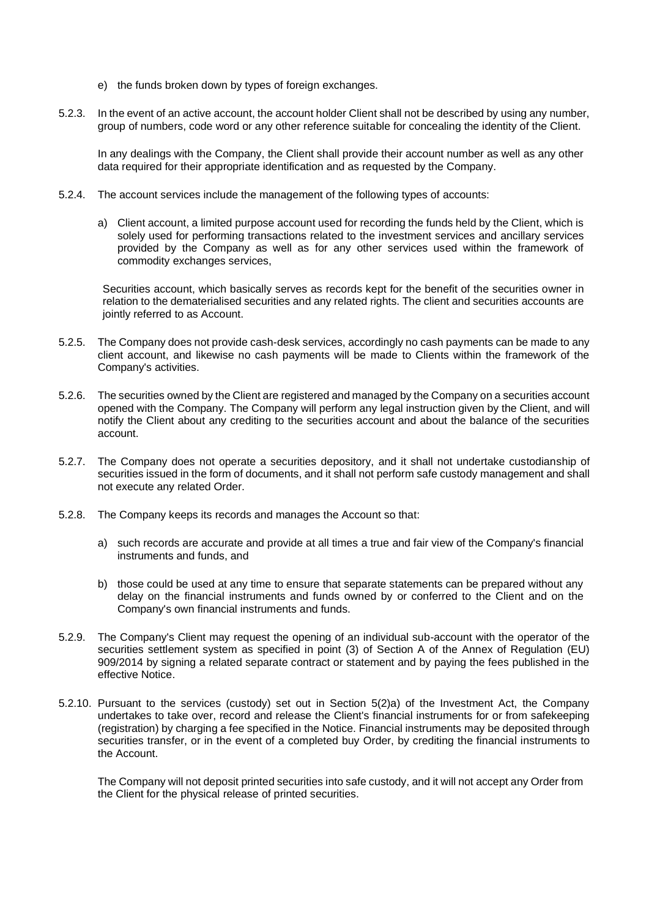e) the funds broken down by types of foreign exchanges.

5.2.3. In the event of an active account, the account holder Client shall not be described by using any number, group of numbers, code word or any other reference suitable for concealing the identity of the Client.

In any dealings with the Company, the Client shall provide their account number as well as any other data required for their appropriate identification and as requested by the Company.

5.2.4. The account services include the management of the following types of accounts:

a) Client account, a limited purpose account used for recording the funds held by the Client, which is solely used for performing transactions related to the investment services and ancillary services provided by the Company as well as for any other services used within the framework of commodity exchanges services,

Securities account, which basically serves as records kept for the benefit of the securities owner in relation to the dematerialised securities and any related rights. The client and securities accounts are jointly referred to as Account.

5.2.5. The Company does not provide cash-desk services, accordingly no cash payments can be made to any client account, and likewise no cash payments will be made to Clients within the framework of the Company's activities.

5.2.6. The securities owned by the Client are registered and managed by the Company on a securities account opened with the Company. The Company will perform any legal instruction given by the Client, and will notify the Client about any crediting to the securities account and about the balance of the securities account.

5.2.7. The Company does not operate a securities depository, and it shall not undertake custodianship of securities issued in the form of documents, and it shall not perform safe custody management and shall not execute any related Order.

5.2.8. The Company keeps its records and manages the Account so that:

a) such records are accurate and provide at all times a true and fair view of the Company's financial instruments and funds, and

b) those could be used at any time to ensure that separate statements can be prepared without any delay on the financial instruments and funds owned by or conferred to the Client and on the Company's own financial instruments and funds.

5.2.9. The Company's Client may request the opening of an individual sub-account with the operator of the securities settlement system as specified in point (3) of Section A of the Annex of Regulation (EU) 909/2014 by signing a related separate contract or statement and by paying the fees published in the effective Notice.

5.2.10. Pursuant to the services (custody) set out in Section 5(2)a) of the Investment Act, the Company undertakes to take over, record and release the Client's financial instruments for or from safekeeping (registration) by charging a fee specified in the Notice. Financial instruments may be deposited through securities transfer, or in the event of a completed buy Order, by crediting the financial instruments to the Account.

The Company will not deposit printed securities into safe custody, and it will not accept any Order from the Client for the physical release of printed securities.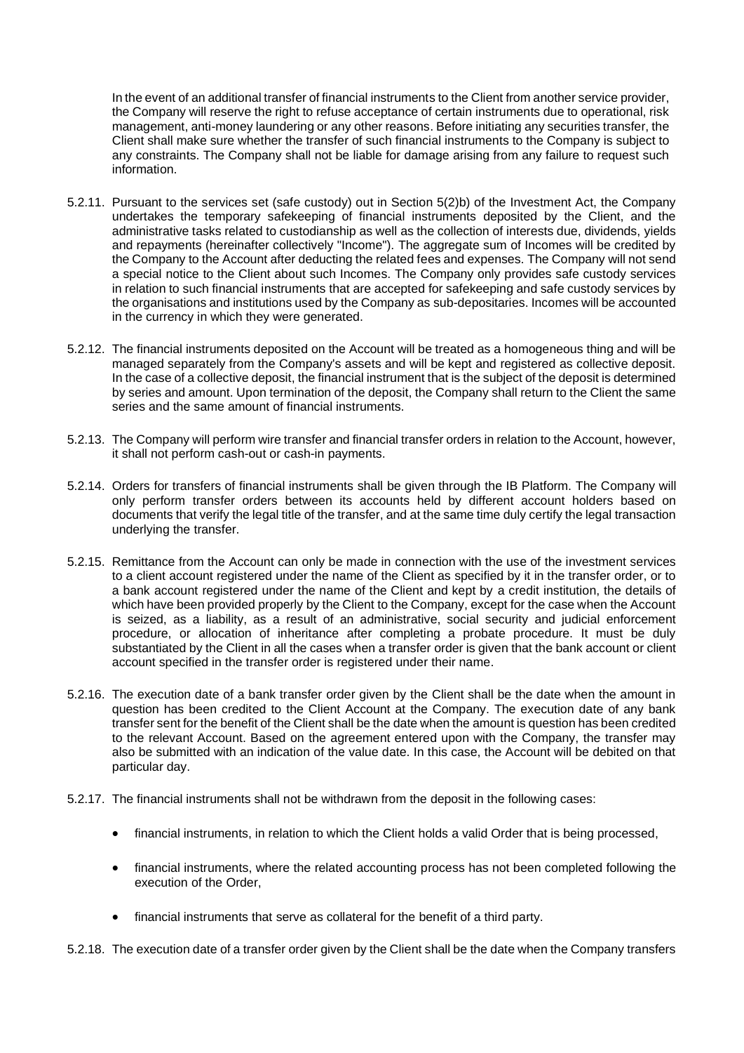In the event of an additional transfer of financial instruments to the Client from another service provider, the Company will reserve the right to refuse acceptance of certain instruments due to operational, risk management, anti-money laundering or any other reasons. Before initiating any securities transfer, the Client shall make sure whether the transfer of such financial instruments to the Company is subject to any constraints. The Company shall not be liable for damage arising from any failure to request such information.

5.2.11. Pursuant to the services set (safe custody) out in Section 5(2)b) of the Investment Act, the Company undertakes the temporary safekeeping of financial instruments deposited by the Client, and the administrative tasks related to custodianship as well as the collection of interests due, dividends, yields and repayments (hereinafter collectively "Income"). The aggregate sum of Incomes will be credited by the Company to the Account after deducting the related fees and expenses. The Company will not send a special notice to the Client about such Incomes. The Company only provides safe custody services in relation to such financial instruments that are accepted for safekeeping and safe custody services by the organisations and institutions used by the Company as sub-depositaries. Incomes will be accounted in the currency in which they were generated.

5.2.12. The financial instruments deposited on the Account will be treated as a homogeneous thing and will be managed separately from the Company's assets and will be kept and registered as collective deposit. In the case of a collective deposit, the financial instrument that is the subject of the deposit is determined by series and amount. Upon termination of the deposit, the Company shall return to the Client the same series and the same amount of financial instruments.

5.2.13. The Company will perform wire transfer and financial transfer orders in relation to the Account, however, it shall not perform cash-out or cash-in payments.

5.2.14. Orders for transfers of financial instruments shall be given through the IB Platform. The Company will only perform transfer orders between its accounts held by different account holders based on documents that verify the legal title of the transfer, and at the same time duly certify the legal transaction underlying the transfer.

5.2.15. Remittance from the Account can only be made in connection with the use of the investment services to a client account registered under the name of the Client as specified by it in the transfer order, or to a bank account registered under the name of the Client and kept by a credit institution, the details of which have been provided properly by the Client to the Company, except for the case when the Account is seized, as a liability, as a result of an administrative, social security and judicial enforcement procedure, or allocation of inheritance after completing a probate procedure. It must be duly substantiated by the Client in all the cases when a transfer order is given that the bank account or client account specified in the transfer order is registered under their name.

5.2.16. The execution date of a bank transfer order given by the Client shall be the date when the amount in question has been credited to the Client Account at the Company. The execution date of any bank transfer sent for the benefit of the Client shall be the date when the amount is question has been credited to the relevant Account. Based on the agreement entered upon with the Company, the transfer may also be submitted with an indication of the value date. In this case, the Account will be debited on that particular day.

5.2.17. The financial instruments shall not be withdrawn from the deposit in the following cases:

- financial instruments, in relation to which the Client holds a valid Order that is being processed,
- financial instruments, where the related accounting process has not been completed following the execution of the Order,
- financial instruments that serve as collateral for the benefit of a third party.

5.2.18. The execution date of a transfer order given by the Client shall be the date when the Company transfers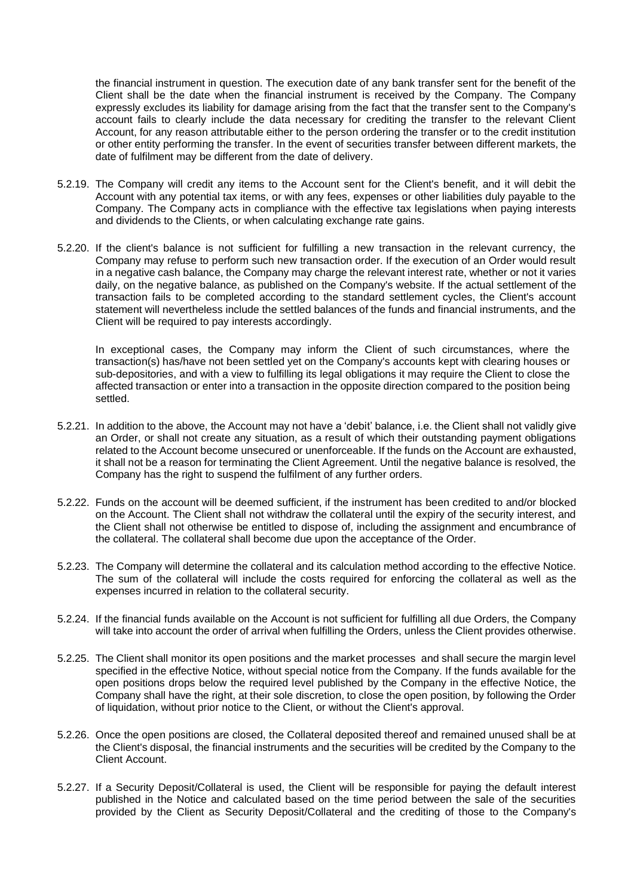the financial instrument in question. The execution date of any bank transfer sent for the benefit of the Client shall be the date when the financial instrument is received by the Company. The Company expressly excludes its liability for damage arising from the fact that the transfer sent to the Company's account fails to clearly include the data necessary for crediting the transfer to the relevant Client Account, for any reason attributable either to the person ordering the transfer or to the credit institution or other entity performing the transfer. In the event of securities transfer between different markets, the date of fulfilment may be different from the date of delivery.

5.2.19. The Company will credit any items to the Account sent for the Client's benefit, and it will debit the Account with any potential tax items, or with any fees, expenses or other liabilities duly payable to the Company. The Company acts in compliance with the effective tax legislations when paying interests and dividends to the Clients, or when calculating exchange rate gains.

5.2.20. If the client's balance is not sufficient for fulfilling a new transaction in the relevant currency, the Company may refuse to perform such new transaction order. If the execution of an Order would result in a negative cash balance, the Company may charge the relevant interest rate, whether or not it varies daily, on the negative balance, as published on the Company's website. If the actual settlement of the transaction fails to be completed according to the standard settlement cycles, the Client's account statement will nevertheless include the settled balances of the funds and financial instruments, and the Client will be required to pay interests accordingly.

In exceptional cases, the Company may inform the Client of such circumstances, where the transaction(s) has/have not been settled yet on the Company's accounts kept with clearing houses or sub-depositories, and with a view to fulfilling its legal obligations it may require the Client to close the affected transaction or enter into a transaction in the opposite direction compared to the position being settled.

5.2.21. In addition to the above, the Account may not have a 'debit' balance, i.e. the Client shall not validly give an Order, or shall not create any situation, as a result of which their outstanding payment obligations related to the Account become unsecured or unenforceable. If the funds on the Account are exhausted, it shall not be a reason for terminating the Client Agreement. Until the negative balance is resolved, the Company has the right to suspend the fulfilment of any further orders.

5.2.22. Funds on the account will be deemed sufficient, if the instrument has been credited to and/or blocked on the Account. The Client shall not withdraw the collateral until the expiry of the security interest, and the Client shall not otherwise be entitled to dispose of, including the assignment and encumbrance of the collateral. The collateral shall become due upon the acceptance of the Order.

5.2.23. The Company will determine the collateral and its calculation method according to the effective Notice. The sum of the collateral will include the costs required for enforcing the collateral as well as the expenses incurred in relation to the collateral security.

5.2.24. If the financial funds available on the Account is not sufficient for fulfilling all due Orders, the Company will take into account the order of arrival when fulfilling the Orders, unless the Client provides otherwise.

5.2.25. The Client shall monitor its open positions and the market processes and shall secure the margin level specified in the effective Notice, without special notice from the Company. If the funds available for the open positions drops below the required level published by the Company in the effective Notice, the Company shall have the right, at their sole discretion, to close the open position, by following the Order of liquidation, without prior notice to the Client, or without the Client's approval.

5.2.26. Once the open positions are closed, the Collateral deposited thereof and remained unused shall be at the Client's disposal, the financial instruments and the securities will be credited by the Company to the Client Account.

5.2.27. If a Security Deposit/Collateral is used, the Client will be responsible for paying the default interest published in the Notice and calculated based on the time period between the sale of the securities provided by the Client as Security Deposit/Collateral and the crediting of those to the Company's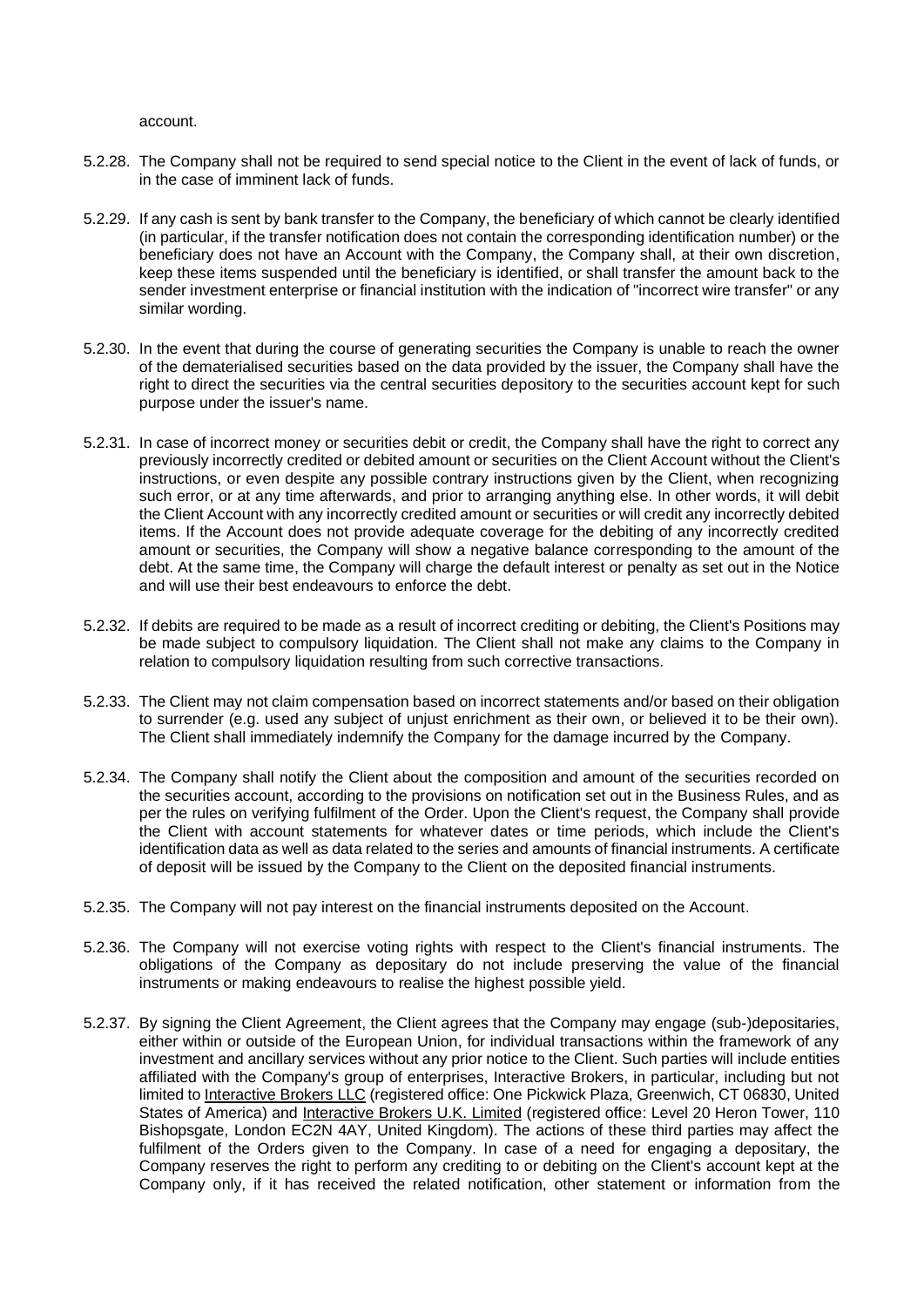account.

5.2.28. The Company shall not be required to send special notice to the Client in the event of lack of funds, or in the case of imminent lack of funds.

5.2.29. If any cash is sent by bank transfer to the Company, the beneficiary of which cannot be clearly identified (in particular, if the transfer notification does not contain the corresponding identification number) or the beneficiary does not have an Account with the Company, the Company shall, at their own discretion, keep these items suspended until the beneficiary is identified, or shall transfer the amount back to the sender investment enterprise or financial institution with the indication of "incorrect wire transfer" or any similar wording.

5.2.30. In the event that during the course of generating securities the Company is unable to reach the owner of the dematerialised securities based on the data provided by the issuer, the Company shall have the right to direct the securities via the central securities depository to the securities account kept for such purpose under the issuer's name.

5.2.31. In case of incorrect money or securities debit or credit, the Company shall have the right to correct any previously incorrectly credited or debited amount or securities on the Client Account without the Client's instructions, or even despite any possible contrary instructions given by the Client, when recognizing such error, or at any time afterwards, and prior to arranging anything else. In other words, it will debit the Client Account with any incorrectly credited amount or securities or will credit any incorrectly debited items. If the Account does not provide adequate coverage for the debiting of any incorrectly credited amount or securities, the Company will show a negative balance corresponding to the amount of the debt. At the same time, the Company will charge the default interest or penalty as set out in the Notice and will use their best endeavours to enforce the debt.

5.2.32. If debits are required to be made as a result of incorrect crediting or debiting, the Client's Positions may be made subject to compulsory liquidation. The Client shall not make any claims to the Company in relation to compulsory liquidation resulting from such corrective transactions.

5.2.33. The Client may not claim compensation based on incorrect statements and/or based on their obligation to surrender (e.g. used any subject of unjust enrichment as their own, or believed it to be their own). The Client shall immediately indemnify the Company for the damage incurred by the Company.

5.2.34. The Company shall notify the Client about the composition and amount of the securities recorded on the securities account, according to the provisions on notification set out in the Business Rules, and as per the rules on verifying fulfilment of the Order. Upon the Client's request, the Company shall provide the Client with account statements for whatever dates or time periods, which include the Client's identification data as well as data related to the series and amounts of financial instruments. A certificate of deposit will be issued by the Company to the Client on the deposited financial instruments.

5.2.35. The Company will not pay interest on the financial instruments deposited on the Account.

5.2.36. The Company will not exercise voting rights with respect to the Client's financial instruments. The obligations of the Company as depositary do not include preserving the value of the financial instruments or making endeavours to realise the highest possible yield.

5.2.37. By signing the Client Agreement, the Client agrees that the Company may engage (sub-)depositaries, either within or outside of the European Union, for individual transactions within the framework of any investment and ancillary services without any prior notice to the Client. Such parties will include entities affiliated with the Company's group of enterprises, Interactive Brokers, in particular, including but not limited to Interactive Brokers LLC (registered office: One Pickwick Plaza, Greenwich, CT 06830, United States of America) and Interactive Brokers U.K. Limited (registered office: Level 20 Heron Tower, 110 Bishopsgate, London EC2N 4AY, United Kingdom). The actions of these third parties may affect the fulfilment of the Orders given to the Company. In case of a need for engaging a depositary, the Company reserves the right to perform any crediting to or debiting on the Client's account kept at the Company only, if it has received the related notification, other statement or information from the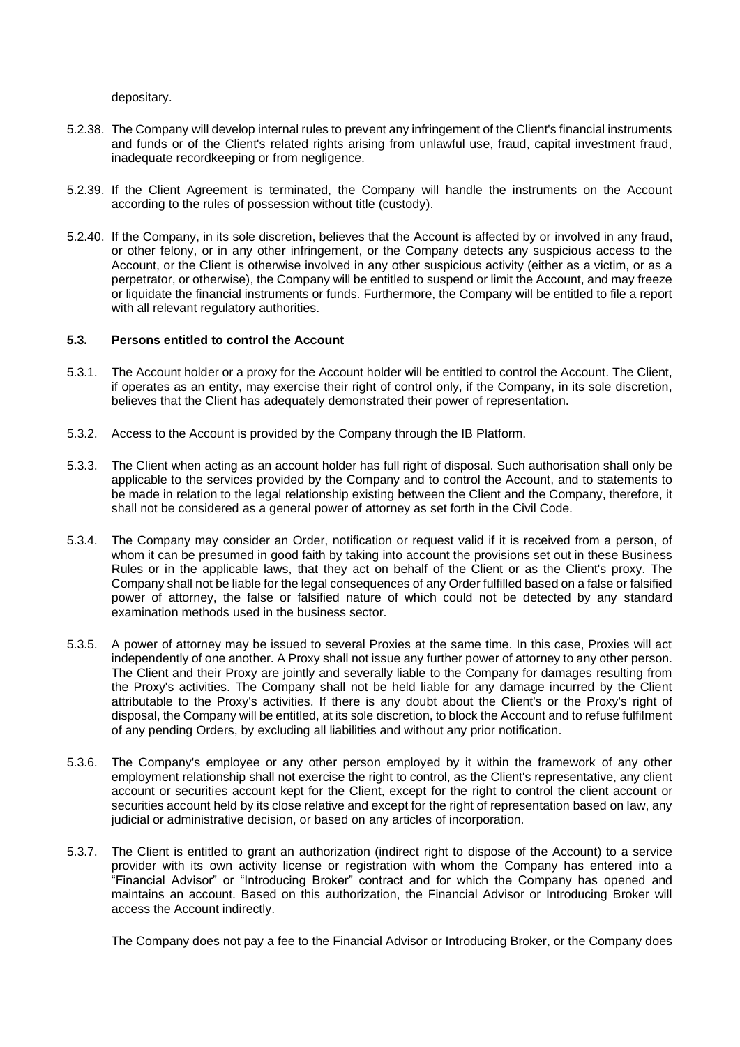depositary.

5.2.38. The Company will develop internal rules to prevent any infringement of the Client's financial instruments and funds or of the Client's related rights arising from unlawful use, fraud, capital investment fraud, inadequate recordkeeping or from negligence.

5.2.39. If the Client Agreement is terminated, the Company will handle the instruments on the Account according to the rules of possession without title (custody).

5.2.40. If the Company, in its sole discretion, believes that the Account is affected by or involved in any fraud, or other felony, or in any other infringement, or the Company detects any suspicious access to the Account, or the Client is otherwise involved in any other suspicious activity (either as a victim, or as a perpetrator, or otherwise), the Company will be entitled to suspend or limit the Account, and may freeze or liquidate the financial instruments or funds. Furthermore, the Company will be entitled to file a report with all relevant regulatory authorities.

### 5.3. Persons entitled to control the Account

5.3.1. The Account holder or a proxy for the Account holder will be entitled to control the Account. The Client, if operates as an entity, may exercise their right of control only, if the Company, in its sole discretion, believes that the Client has adequately demonstrated their power of representation.

5.3.2. Access to the Account is provided by the Company through the IB Platform.

5.3.3. The Client when acting as an account holder has full right of disposal. Such authorisation shall only be applicable to the services provided by the Company and to control the Account, and to statements to be made in relation to the legal relationship existing between the Client and the Company, therefore, it shall not be considered as a general power of attorney as set forth in the Civil Code.

5.3.4. The Company may consider an Order, notification or request valid if it is received from a person, of whom it can be presumed in good faith by taking into account the provisions set out in these Business Rules or in the applicable laws, that they act on behalf of the Client or as the Client's proxy. The Company shall not be liable for the legal consequences of any Order fulfilled based on a false or falsified power of attorney, the false or falsified nature of which could not be detected by any standard examination methods used in the business sector.

5.3.5. A power of attorney may be issued to several Proxies at the same time. In this case, Proxies will act independently of one another. A Proxy shall not issue any further power of attorney to any other person. The Client and their Proxy are jointly and severally liable to the Company for damages resulting from the Proxy's activities. The Company shall not be held liable for any damage incurred by the Client attributable to the Proxy's activities. If there is any doubt about the Client's or the Proxy's right of disposal, the Company will be entitled, at its sole discretion, to block the Account and to refuse fulfilment of any pending Orders, by excluding all liabilities and without any prior notification.

5.3.6. The Company's employee or any other person employed by it within the framework of any other employment relationship shall not exercise the right to control, as the Client's representative, any client account or securities account kept for the Client, except for the right to control the client account or securities account held by its close relative and except for the right of representation based on law, any judicial or administrative decision, or based on any articles of incorporation.

5.3.7. The Client is entitled to grant an authorization (indirect right to dispose of the Account) to a service provider with its own activity license or registration with whom the Company has entered into a "Financial Advisor" or "Introducing Broker" contract and for which the Company has opened and maintains an account. Based on this authorization, the Financial Advisor or Introducing Broker will access the Account indirectly.

The Company does not pay a fee to the Financial Advisor or Introducing Broker, or the Company does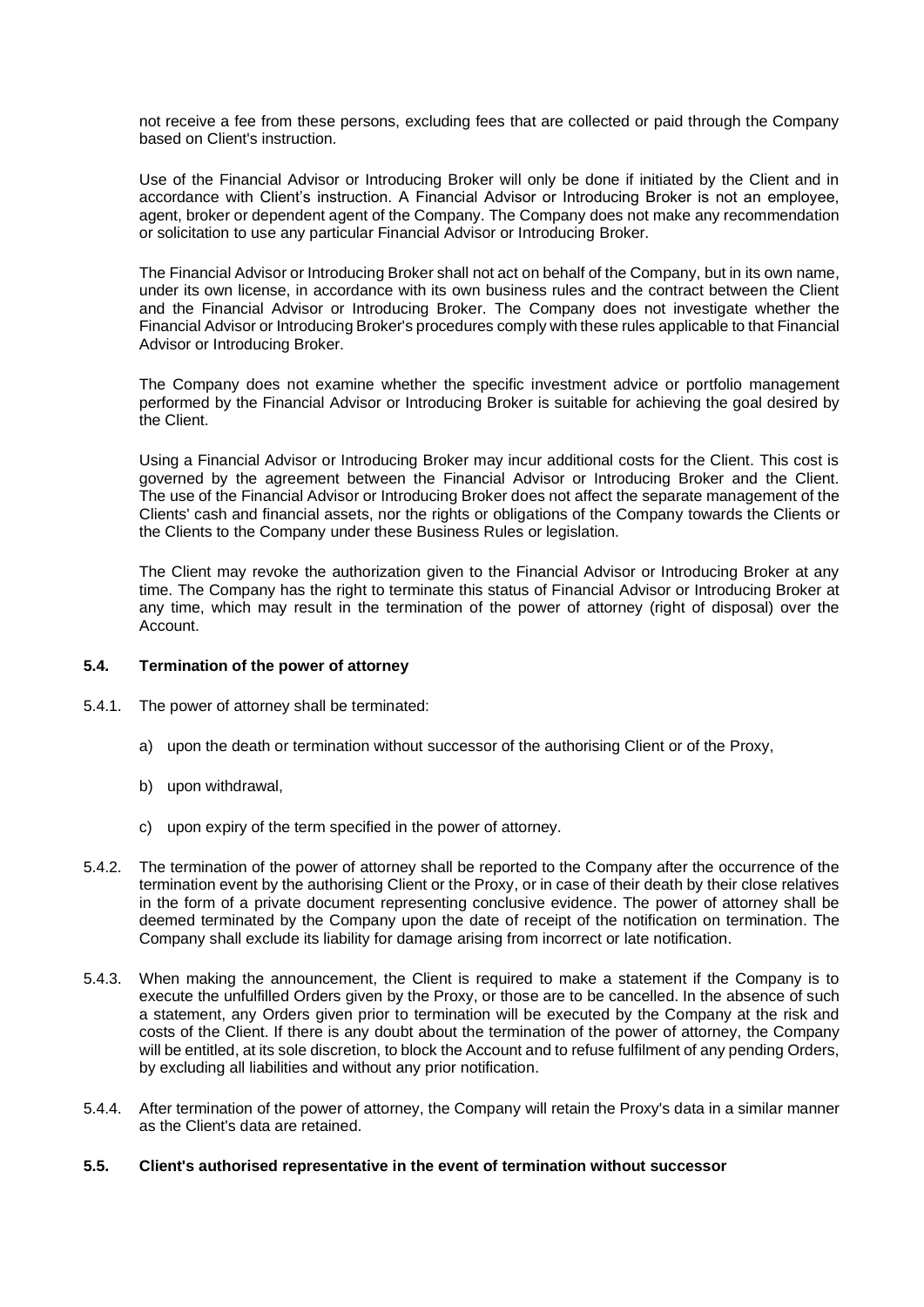not receive a fee from these persons, excluding fees that are collected or paid through the Company based on Client's instruction.

Use of the Financial Advisor or Introducing Broker will only be done if initiated by the Client and in accordance with Client's instruction. A Financial Advisor or Introducing Broker is not an employee, agent, broker or dependent agent of the Company. The Company does not make any recommendation or solicitation to use any particular Financial Advisor or Introducing Broker.

The Financial Advisor or Introducing Broker shall not act on behalf of the Company, but in its own name, under its own license, in accordance with its own business rules and the contract between the Client and the Financial Advisor or Introducing Broker. The Company does not investigate whether the Financial Advisor or Introducing Broker's procedures comply with these rules applicable to that Financial Advisor or Introducing Broker.

The Company does not examine whether the specific investment advice or portfolio management performed by the Financial Advisor or Introducing Broker is suitable for achieving the goal desired by the Client.

Using a Financial Advisor or Introducing Broker may incur additional costs for the Client. This cost is governed by the agreement between the Financial Advisor or Introducing Broker and the Client. The use of the Financial Advisor or Introducing Broker does not affect the separate management of the Clients' cash and financial assets, nor the rights or obligations of the Company towards the Clients or the Clients to the Company under these Business Rules or legislation.

The Client may revoke the authorization given to the Financial Advisor or Introducing Broker at any time. The Company has the right to terminate this status of Financial Advisor or Introducing Broker at any time, which may result in the termination of the power of attorney (right of disposal) over the Account.

### 5.4. Termination of the power of attorney

5.4.1. The power of attorney shall be terminated:

a) upon the death or termination without successor of the authorising Client or of the Proxy,

b) upon withdrawal,

c) upon expiry of the term specified in the power of attorney.

5.4.2. The termination of the power of attorney shall be reported to the Company after the occurrence of the termination event by the authorising Client or the Proxy, or in case of their death by their close relatives in the form of a private document representing conclusive evidence. The power of attorney shall be deemed terminated by the Company upon the date of receipt of the notification on termination. The Company shall exclude its liability for damage arising from incorrect or late notification.

5.4.3. When making the announcement, the Client is required to make a statement if the Company is to execute the unfulfilled Orders given by the Proxy, or those are to be cancelled. In the absence of such a statement, any Orders given prior to termination will be executed by the Company at the risk and costs of the Client. If there is any doubt about the termination of the power of attorney, the Company will be entitled, at its sole discretion, to block the Account and to refuse fulfilment of any pending Orders, by excluding all liabilities and without any prior notification.

5.4.4. After termination of the power of attorney, the Company will retain the Proxy's data in a similar manner as the Client's data are retained.

### 5.5. Client's authorised representative in the event of termination without successor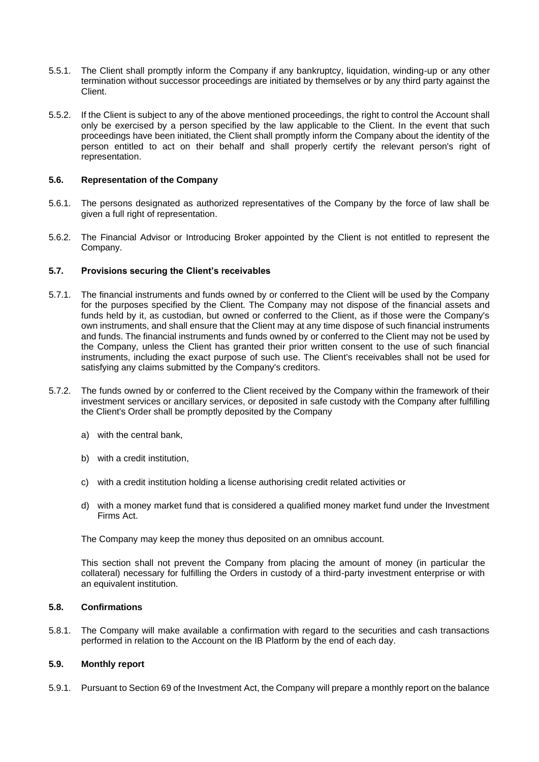5.5.1. The Client shall promptly inform the Company if any bankruptcy, liquidation, winding-up or any other termination without successor proceedings are initiated by themselves or by any third party against the Client.

5.5.2. If the Client is subject to any of the above mentioned proceedings, the right to control the Account shall only be exercised by a person specified by the law applicable to the Client. In the event that such proceedings have been initiated, the Client shall promptly inform the Company about the identity of the person entitled to act on their behalf and shall properly certify the relevant person's right of representation.

### 5.6. Representation of the Company

5.6.1. The persons designated as authorized representatives of the Company by the force of law shall be given a full right of representation.

5.6.2. The Financial Advisor or Introducing Broker appointed by the Client is not entitled to represent the Company.

### 5.7. Provisions securing the Client's receivables

5.7.1. The financial instruments and funds owned by or conferred to the Client will be used by the Company for the purposes specified by the Client. The Company may not dispose of the financial assets and funds held by it, as custodian, but owned or conferred to the Client, as if those were the Company's own instruments, and shall ensure that the Client may at any time dispose of such financial instruments and funds. The financial instruments and funds owned by or conferred to the Client may not be used by the Company, unless the Client has granted their prior written consent to the use of such financial instruments, including the exact purpose of such use. The Client's receivables shall not be used for satisfying any claims submitted by the Company's creditors.

5.7.2. The funds owned by or conferred to the Client received by the Company within the framework of their investment services or ancillary services, or deposited in safe custody with the Company after fulfilling the Client's Order shall be promptly deposited by the Company

a) with the central bank,

b) with a credit institution,

c) with a credit institution holding a license authorising credit related activities or

d) with a money market fund that is considered a qualified money market fund under the Investment Firms Act.

The Company may keep the money thus deposited on an omnibus account.

This section shall not prevent the Company from placing the amount of money (in particular the collateral) necessary for fulfilling the Orders in custody of a third-party investment enterprise or with an equivalent institution.

### 5.8. Confirmations

5.8.1. The Company will make available a confirmation with regard to the securities and cash transactions performed in relation to the Account on the IB Platform by the end of each day.

### 5.9. Monthly report

5.9.1. Pursuant to Section 69 of the Investment Act, the Company will prepare a monthly report on the balance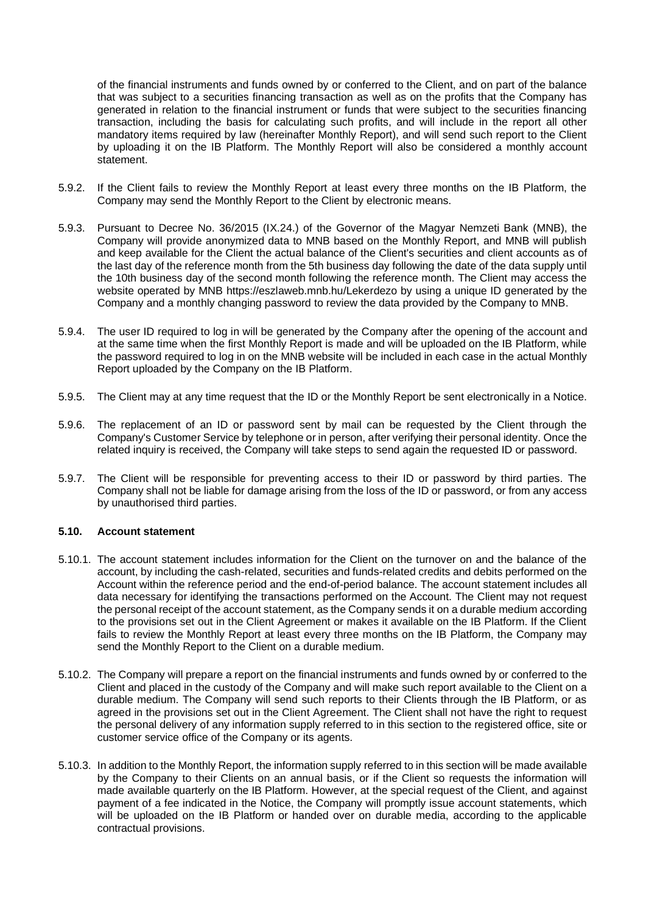of the financial instruments and funds owned by or conferred to the Client, and on part of the balance that was subject to a securities financing transaction as well as on the profits that the Company has generated in relation to the financial instrument or funds that were subject to the securities financing transaction, including the basis for calculating such profits, and will include in the report all other mandatory items required by law (hereinafter Monthly Report), and will send such report to the Client by uploading it on the IB Platform. The Monthly Report will also be considered a monthly account statement.

5.9.2. If the Client fails to review the Monthly Report at least every three months on the IB Platform, the Company may send the Monthly Report to the Client by electronic means.

5.9.3. Pursuant to Decree No. 36/2015 (IX.24.) of the Governor of the Magyar Nemzeti Bank (MNB), the Company will provide anonymized data to MNB based on the Monthly Report, and MNB will publish and keep available for the Client the actual balance of the Client's securities and client accounts as of the last day of the reference month from the 5th business day following the date of the data supply until the 10th business day of the second month following the reference month. The Client may access the website operated by MNB https://eszlaweb.mnb.hu/Lekerdezo by using a unique ID generated by the Company and a monthly changing password to review the data provided by the Company to MNB.

5.9.4. The user ID required to log in will be generated by the Company after the opening of the account and at the same time when the first Monthly Report is made and will be uploaded on the IB Platform, while the password required to log in on the MNB website will be included in each case in the actual Monthly Report uploaded by the Company on the IB Platform.

5.9.5. The Client may at any time request that the ID or the Monthly Report be sent electronically in a Notice.

5.9.6. The replacement of an ID or password sent by mail can be requested by the Client through the Company's Customer Service by telephone or in person, after verifying their personal identity. Once the related inquiry is received, the Company will take steps to send again the requested ID or password.

5.9.7. The Client will be responsible for preventing access to their ID or password by third parties. The Company shall not be liable for damage arising from the loss of the ID or password, or from any access by unauthorised third parties.

### 5.10. Account statement

5.10.1. The account statement includes information for the Client on the turnover on and the balance of the account, by including the cash-related, securities and funds-related credits and debits performed on the Account within the reference period and the end-of-period balance. The account statement includes all data necessary for identifying the transactions performed on the Account. The Client may not request the personal receipt of the account statement, as the Company sends it on a durable medium according to the provisions set out in the Client Agreement or makes it available on the IB Platform. If the Client fails to review the Monthly Report at least every three months on the IB Platform, the Company may send the Monthly Report to the Client on a durable medium.

5.10.2. The Company will prepare a report on the financial instruments and funds owned by or conferred to the Client and placed in the custody of the Company and will make such report available to the Client on a durable medium. The Company will send such reports to their Clients through the IB Platform, or as agreed in the provisions set out in the Client Agreement. The Client shall not have the right to request the personal delivery of any information supply referred to in this section to the registered office, site or customer service office of the Company or its agents.

5.10.3. In addition to the Monthly Report, the information supply referred to in this section will be made available by the Company to their Clients on an annual basis, or if the Client so requests the information will made available quarterly on the IB Platform. However, at the special request of the Client, and against payment of a fee indicated in the Notice, the Company will promptly issue account statements, which will be uploaded on the IB Platform or handed over on durable media, according to the applicable contractual provisions.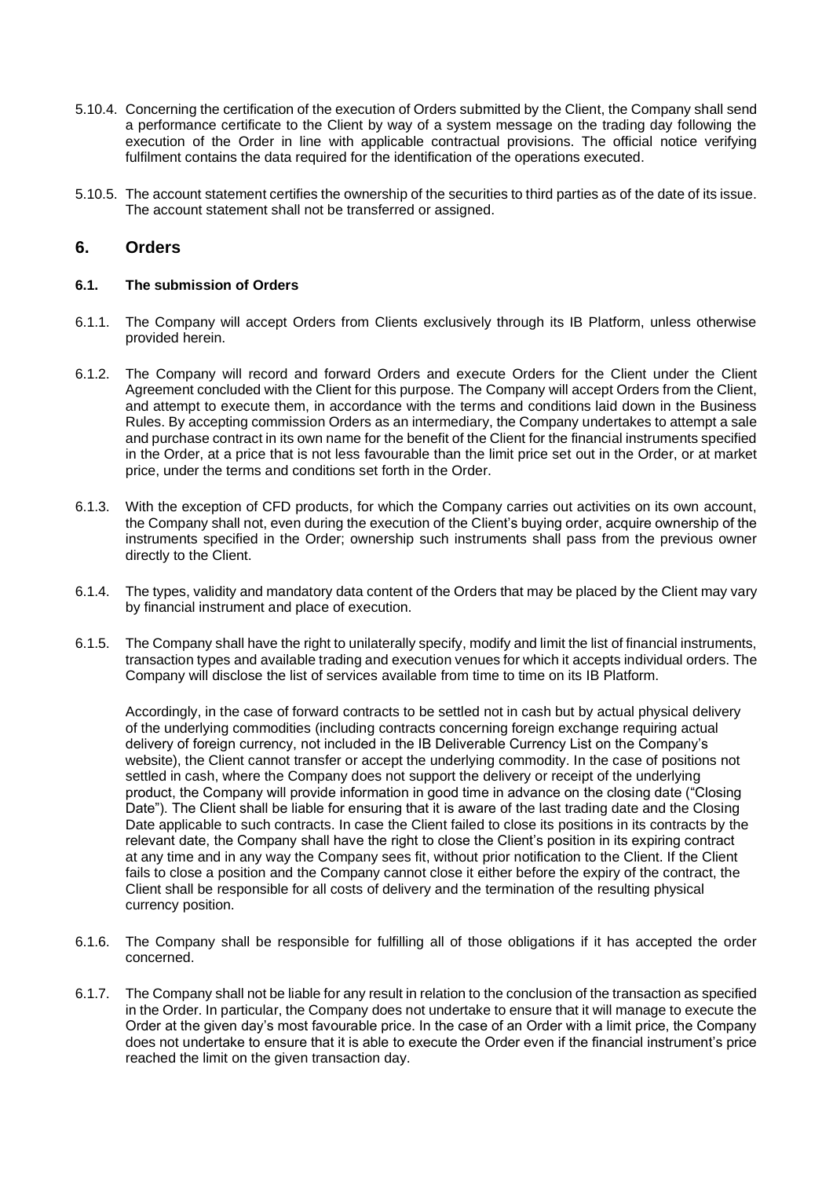5.10.4. Concerning the certification of the execution of Orders submitted by the Client, the Company shall send a performance certificate to the Client by way of a system message on the trading day following the execution of the Order in line with applicable contractual provisions. The official notice verifying fulfilment contains the data required for the identification of the operations executed.

5.10.5. The account statement certifies the ownership of the securities to third parties as of the date of its issue. The account statement shall not be transferred or assigned.

## 6. Orders

### 6.1. The submission of Orders

6.1.1. The Company will accept Orders from Clients exclusively through its IB Platform, unless otherwise provided herein.

6.1.2. The Company will record and forward Orders and execute Orders for the Client under the Client Agreement concluded with the Client for this purpose. The Company will accept Orders from the Client, and attempt to execute them, in accordance with the terms and conditions laid down in the Business Rules. By accepting commission Orders as an intermediary, the Company undertakes to attempt a sale and purchase contract in its own name for the benefit of the Client for the financial instruments specified in the Order, at a price that is not less favourable than the limit price set out in the Order, or at market price, under the terms and conditions set forth in the Order.

6.1.3. With the exception of CFD products, for which the Company carries out activities on its own account, the Company shall not, even during the execution of the Client's buying order, acquire ownership of the instruments specified in the Order; ownership such instruments shall pass from the previous owner directly to the Client.

6.1.4. The types, validity and mandatory data content of the Orders that may be placed by the Client may vary by financial instrument and place of execution.

6.1.5. The Company shall have the right to unilaterally specify, modify and limit the list of financial instruments, transaction types and available trading and execution venues for which it accepts individual orders. The Company will disclose the list of services available from time to time on its IB Platform.

Accordingly, in the case of forward contracts to be settled not in cash but by actual physical delivery of the underlying commodities (including contracts concerning foreign exchange requiring actual delivery of foreign currency, not included in the IB Deliverable Currency List on the Company's website), the Client cannot transfer or accept the underlying commodity. In the case of positions not settled in cash, where the Company does not support the delivery or receipt of the underlying product, the Company will provide information in good time in advance on the closing date ("Closing Date"). The Client shall be liable for ensuring that it is aware of the last trading date and the Closing Date applicable to such contracts. In case the Client failed to close its positions in its contracts by the relevant date, the Company shall have the right to close the Client's position in its expiring contract at any time and in any way the Company sees fit, without prior notification to the Client. If the Client fails to close a position and the Company cannot close it either before the expiry of the contract, the Client shall be responsible for all costs of delivery and the termination of the resulting physical currency position.

6.1.6. The Company shall be responsible for fulfilling all of those obligations if it has accepted the order concerned.

6.1.7. The Company shall not be liable for any result in relation to the conclusion of the transaction as specified in the Order. In particular, the Company does not undertake to ensure that it will manage to execute the Order at the given day's most favourable price. In the case of an Order with a limit price, the Company does not undertake to ensure that it is able to execute the Order even if the financial instrument's price reached the limit on the given transaction day.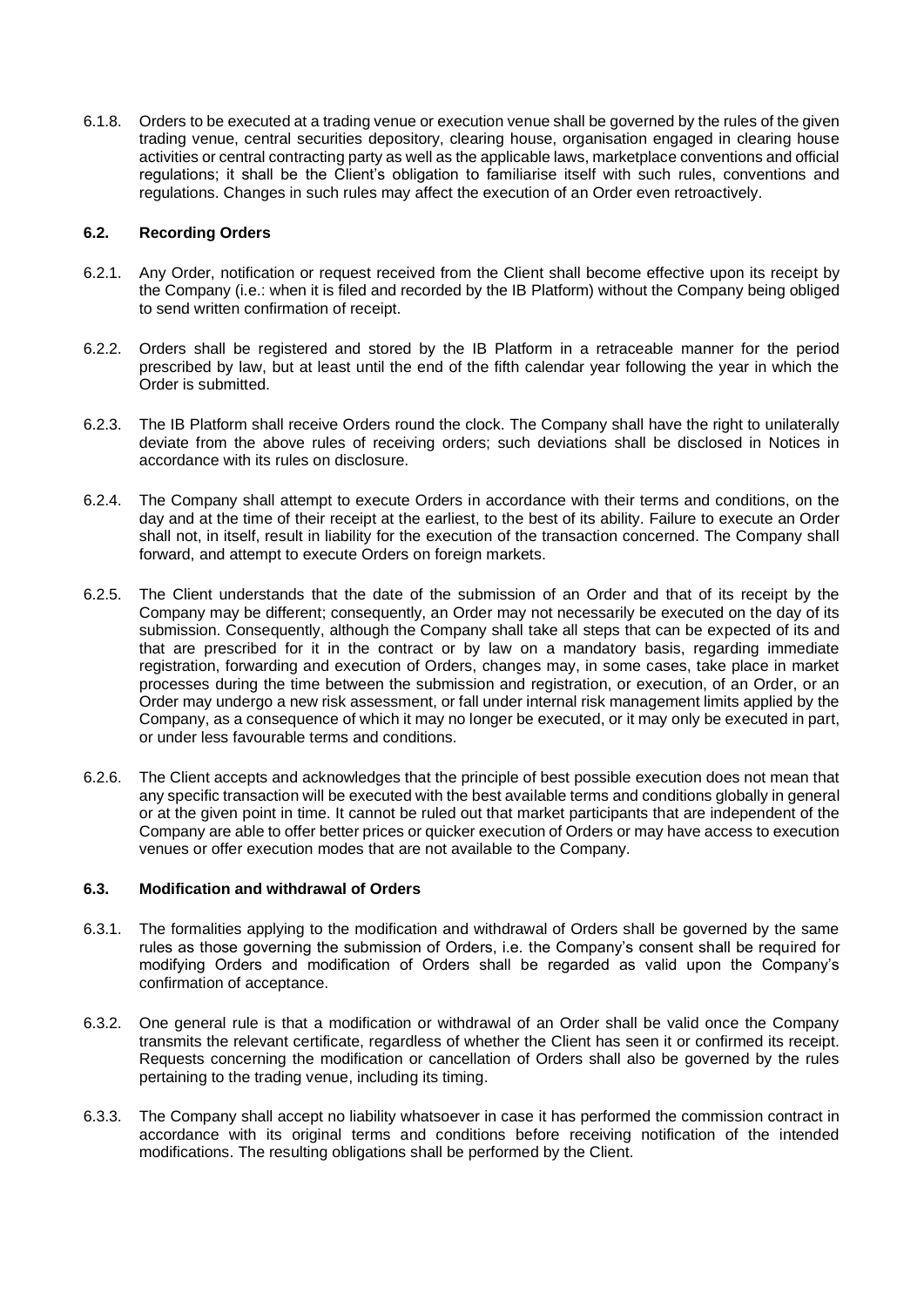6.1.8. Orders to be executed at a trading venue or execution venue shall be governed by the rules of the given trading venue, central securities depository, clearing house, organisation engaged in clearing house activities or central contracting party as well as the applicable laws, marketplace conventions and official regulations; it shall be the Client's obligation to familiarise itself with such rules, conventions and regulations. Changes in such rules may affect the execution of an Order even retroactively.

### 6.2. Recording Orders

6.2.1. Any Order, notification or request received from the Client shall become effective upon its receipt by the Company (i.e.: when it is filed and recorded by the IB Platform) without the Company being obliged to send written confirmation of receipt.

6.2.2. Orders shall be registered and stored by the IB Platform in a retraceable manner for the period prescribed by law, but at least until the end of the fifth calendar year following the year in which the Order is submitted.

6.2.3. The IB Platform shall receive Orders round the clock. The Company shall have the right to unilaterally deviate from the above rules of receiving orders; such deviations shall be disclosed in Notices in accordance with its rules on disclosure.

6.2.4. The Company shall attempt to execute Orders in accordance with their terms and conditions, on the day and at the time of their receipt at the earliest, to the best of its ability. Failure to execute an Order shall not, in itself, result in liability for the execution of the transaction concerned. The Company shall forward, and attempt to execute Orders on foreign markets.

6.2.5. The Client understands that the date of the submission of an Order and that of its receipt by the Company may be different; consequently, an Order may not necessarily be executed on the day of its submission. Consequently, although the Company shall take all steps that can be expected of its and that are prescribed for it in the contract or by law on a mandatory basis, regarding immediate registration, forwarding and execution of Orders, changes may, in some cases, take place in market processes during the time between the submission and registration, or execution, of an Order, or an Order may undergo a new risk assessment, or fall under internal risk management limits applied by the Company, as a consequence of which it may no longer be executed, or it may only be executed in part, or under less favourable terms and conditions.

6.2.6. The Client accepts and acknowledges that the principle of best possible execution does not mean that any specific transaction will be executed with the best available terms and conditions globally in general or at the given point in time. It cannot be ruled out that market participants that are independent of the Company are able to offer better prices or quicker execution of Orders or may have access to execution venues or offer execution modes that are not available to the Company.

### 6.3. Modification and withdrawal of Orders

6.3.1. The formalities applying to the modification and withdrawal of Orders shall be governed by the same rules as those governing the submission of Orders, i.e. the Company's consent shall be required for modifying Orders and modification of Orders shall be regarded as valid upon the Company's confirmation of acceptance.

6.3.2. One general rule is that a modification or withdrawal of an Order shall be valid once the Company transmits the relevant certificate, regardless of whether the Client has seen it or confirmed its receipt. Requests concerning the modification or cancellation of Orders shall also be governed by the rules pertaining to the trading venue, including its timing.

6.3.3. The Company shall accept no liability whatsoever in case it has performed the commission contract in accordance with its original terms and conditions before receiving notification of the intended modifications. The resulting obligations shall be performed by the Client.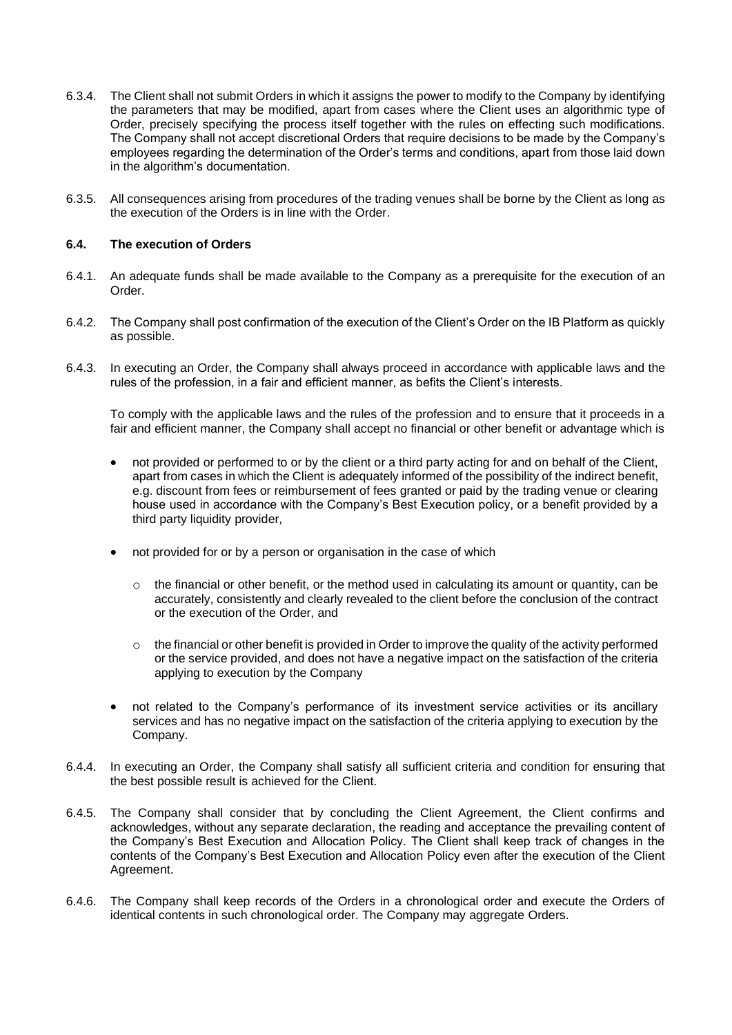6.3.4. The Client shall not submit Orders in which it assigns the power to modify to the Company by identifying the parameters that may be modified, apart from cases where the Client uses an algorithmic type of Order, precisely specifying the process itself together with the rules on effecting such modifications. The Company shall not accept discretional Orders that require decisions to be made by the Company's employees regarding the determination of the Order's terms and conditions, apart from those laid down in the algorithm's documentation.

6.3.5. All consequences arising from procedures of the trading venues shall be borne by the Client as long as the execution of the Orders is in line with the Order.

### 6.4. The execution of Orders

6.4.1. An adequate funds shall be made available to the Company as a prerequisite for the execution of an Order.

6.4.2. The Company shall post confirmation of the execution of the Client's Order on the IB Platform as quickly as possible.

6.4.3. In executing an Order, the Company shall always proceed in accordance with applicable laws and the rules of the profession, in a fair and efficient manner, as befits the Client's interests.

To comply with the applicable laws and the rules of the profession and to ensure that it proceeds in a fair and efficient manner, the Company shall accept no financial or other benefit or advantage which is

- not provided or performed to or by the client or a third party acting for and on behalf of the Client, apart from cases in which the Client is adequately informed of the possibility of the indirect benefit, e.g. discount from fees or reimbursement of fees granted or paid by the trading venue or clearing house used in accordance with the Company's Best Execution policy, or a benefit provided by a third party liquidity provider,
- not provided for or by a person or organisation in the case of which
  - the financial or other benefit, or the method used in calculating its amount or quantity, can be accurately, consistently and clearly revealed to the client before the conclusion of the contract or the execution of the Order, and
  - the financial or other benefit is provided in Order to improve the quality of the activity performed or the service provided, and does not have a negative impact on the satisfaction of the criteria applying to execution by the Company
- not related to the Company's performance of its investment service activities or its ancillary services and has no negative impact on the satisfaction of the criteria applying to execution by the Company.

6.4.4. In executing an Order, the Company shall satisfy all sufficient criteria and condition for ensuring that the best possible result is achieved for the Client.

6.4.5. The Company shall consider that by concluding the Client Agreement, the Client confirms and acknowledges, without any separate declaration, the reading and acceptance the prevailing content of the Company's Best Execution and Allocation Policy. The Client shall keep track of changes in the contents of the Company's Best Execution and Allocation Policy even after the execution of the Client Agreement.

6.4.6. The Company shall keep records of the Orders in a chronological order and execute the Orders of identical contents in such chronological order. The Company may aggregate Orders.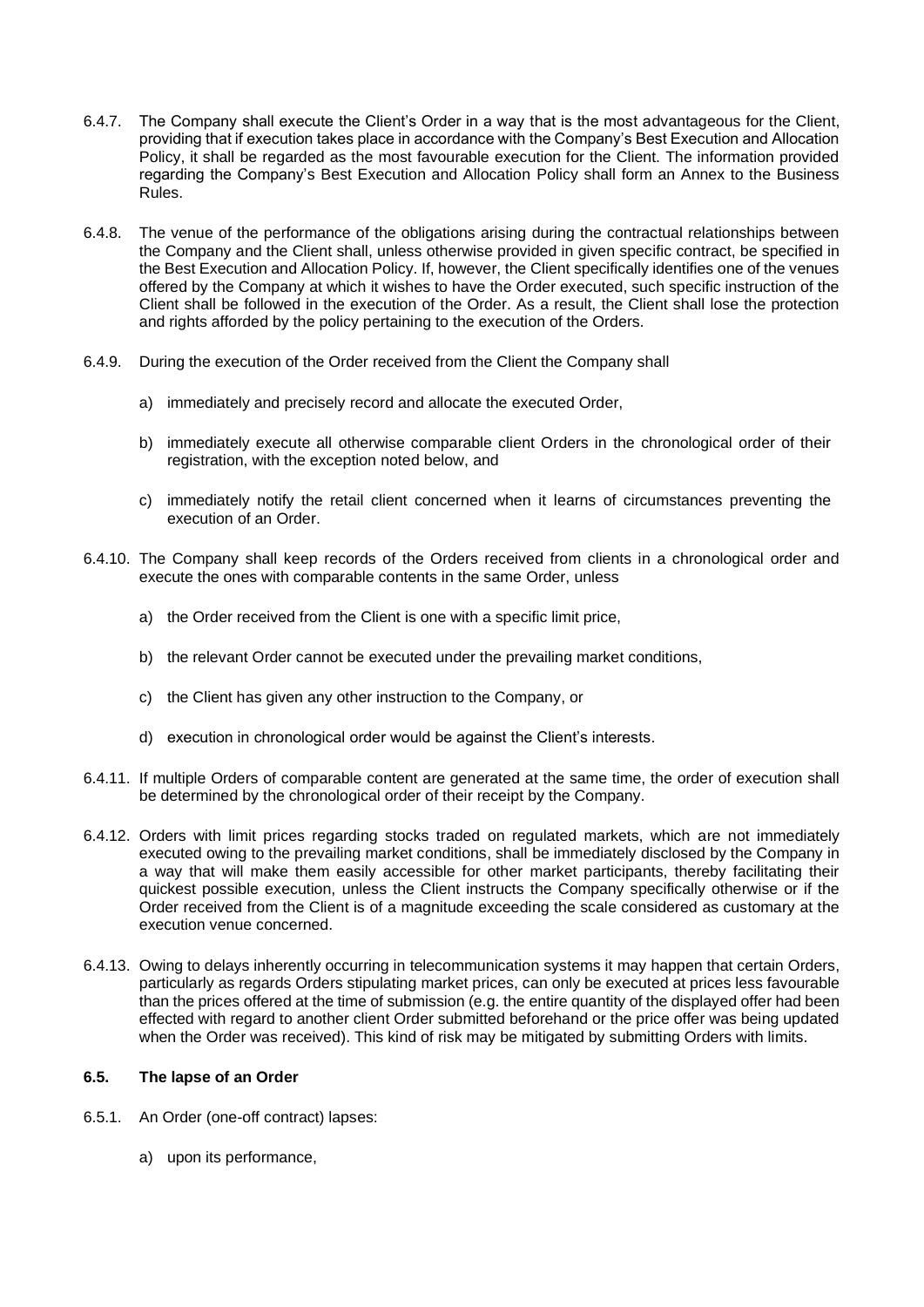6.4.7. The Company shall execute the Client's Order in a way that is the most advantageous for the Client, providing that if execution takes place in accordance with the Company's Best Execution and Allocation Policy, it shall be regarded as the most favourable execution for the Client. The information provided regarding the Company's Best Execution and Allocation Policy shall form an Annex to the Business Rules.

6.4.8. The venue of the performance of the obligations arising during the contractual relationships between the Company and the Client shall, unless otherwise provided in given specific contract, be specified in the Best Execution and Allocation Policy. If, however, the Client specifically identifies one of the venues offered by the Company at which it wishes to have the Order executed, such specific instruction of the Client shall be followed in the execution of the Order. As a result, the Client shall lose the protection and rights afforded by the policy pertaining to the execution of the Orders.

6.4.9. During the execution of the Order received from the Client the Company shall

a) immediately and precisely record and allocate the executed Order,

b) immediately execute all otherwise comparable client Orders in the chronological order of their registration, with the exception noted below, and

c) immediately notify the retail client concerned when it learns of circumstances preventing the execution of an Order.

6.4.10. The Company shall keep records of the Orders received from clients in a chronological order and execute the ones with comparable contents in the same Order, unless

a) the Order received from the Client is one with a specific limit price,

b) the relevant Order cannot be executed under the prevailing market conditions,

c) the Client has given any other instruction to the Company, or

d) execution in chronological order would be against the Client's interests.

6.4.11. If multiple Orders of comparable content are generated at the same time, the order of execution shall be determined by the chronological order of their receipt by the Company.

6.4.12. Orders with limit prices regarding stocks traded on regulated markets, which are not immediately executed owing to the prevailing market conditions, shall be immediately disclosed by the Company in a way that will make them easily accessible for other market participants, thereby facilitating their quickest possible execution, unless the Client instructs the Company specifically otherwise or if the Order received from the Client is of a magnitude exceeding the scale considered as customary at the execution venue concerned.

6.4.13. Owing to delays inherently occurring in telecommunication systems it may happen that certain Orders, particularly as regards Orders stipulating market prices, can only be executed at prices less favourable than the prices offered at the time of submission (e.g. the entire quantity of the displayed offer had been effected with regard to another client Order submitted beforehand or the price offer was being updated when the Order was received). This kind of risk may be mitigated by submitting Orders with limits.

### 6.5. The lapse of an Order

6.5.1. An Order (one-off contract) lapses:

a) upon its performance,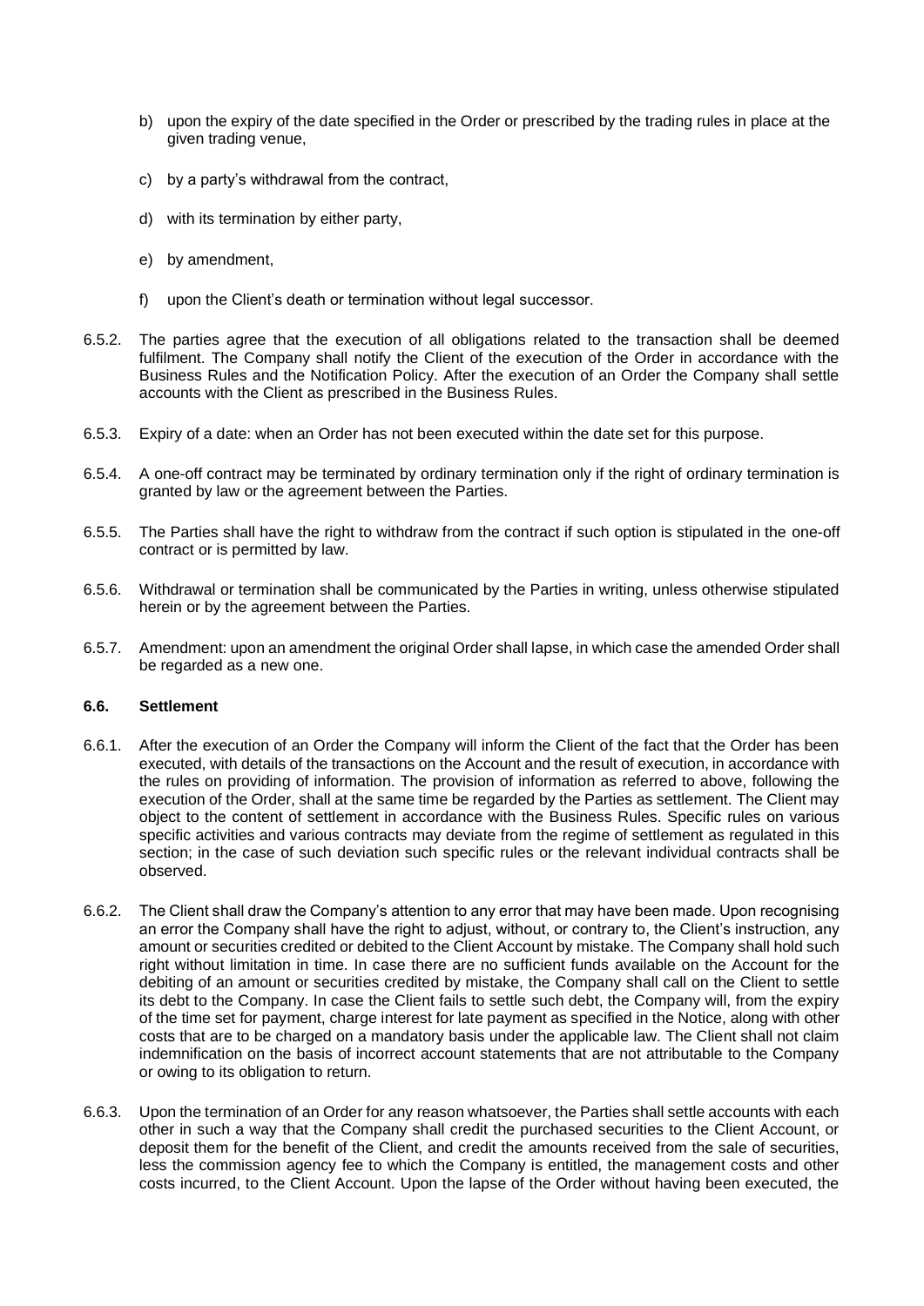b) upon the expiry of the date specified in the Order or prescribed by the trading rules in place at the given trading venue,

c) by a party's withdrawal from the contract,

d) with its termination by either party,

e) by amendment,

f) upon the Client's death or termination without legal successor.

6.5.2. The parties agree that the execution of all obligations related to the transaction shall be deemed fulfilment. The Company shall notify the Client of the execution of the Order in accordance with the Business Rules and the Notification Policy. After the execution of an Order the Company shall settle accounts with the Client as prescribed in the Business Rules.

6.5.3. Expiry of a date: when an Order has not been executed within the date set for this purpose.

6.5.4. A one-off contract may be terminated by ordinary termination only if the right of ordinary termination is granted by law or the agreement between the Parties.

6.5.5. The Parties shall have the right to withdraw from the contract if such option is stipulated in the one-off contract or is permitted by law.

6.5.6. Withdrawal or termination shall be communicated by the Parties in writing, unless otherwise stipulated herein or by the agreement between the Parties.

6.5.7. Amendment: upon an amendment the original Order shall lapse, in which case the amended Order shall be regarded as a new one.

### 6.6. Settlement

6.6.1. After the execution of an Order the Company will inform the Client of the fact that the Order has been executed, with details of the transactions on the Account and the result of execution, in accordance with the rules on providing of information. The provision of information as referred to above, following the execution of the Order, shall at the same time be regarded by the Parties as settlement. The Client may object to the content of settlement in accordance with the Business Rules. Specific rules on various specific activities and various contracts may deviate from the regime of settlement as regulated in this section; in the case of such deviation such specific rules or the relevant individual contracts shall be observed.

6.6.2. The Client shall draw the Company's attention to any error that may have been made. Upon recognising an error the Company shall have the right to adjust, without, or contrary to, the Client's instruction, any amount or securities credited or debited to the Client Account by mistake. The Company shall hold such right without limitation in time. In case there are no sufficient funds available on the Account for the debiting of an amount or securities credited by mistake, the Company shall call on the Client to settle its debt to the Company. In case the Client fails to settle such debt, the Company will, from the expiry of the time set for payment, charge interest for late payment as specified in the Notice, along with other costs that are to be charged on a mandatory basis under the applicable law. The Client shall not claim indemnification on the basis of incorrect account statements that are not attributable to the Company or owing to its obligation to return.

6.6.3. Upon the termination of an Order for any reason whatsoever, the Parties shall settle accounts with each other in such a way that the Company shall credit the purchased securities to the Client Account, or deposit them for the benefit of the Client, and credit the amounts received from the sale of securities, less the commission agency fee to which the Company is entitled, the management costs and other costs incurred, to the Client Account. Upon the lapse of the Order without having been executed, the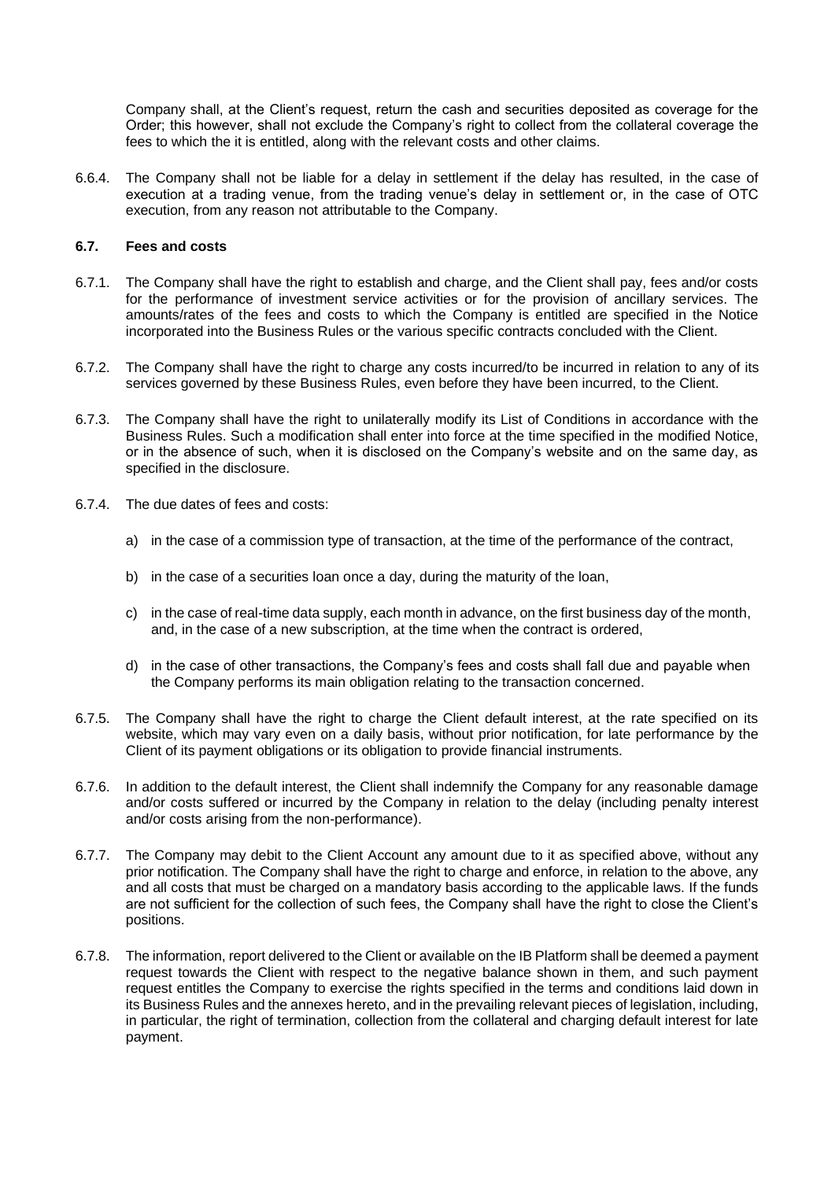Company shall, at the Client's request, return the cash and securities deposited as coverage for the Order; this however, shall not exclude the Company's right to collect from the collateral coverage the fees to which the it is entitled, along with the relevant costs and other claims.

6.6.4. The Company shall not be liable for a delay in settlement if the delay has resulted, in the case of execution at a trading venue, from the trading venue's delay in settlement or, in the case of OTC execution, from any reason not attributable to the Company.

### 6.7. Fees and costs

6.7.1. The Company shall have the right to establish and charge, and the Client shall pay, fees and/or costs for the performance of investment service activities or for the provision of ancillary services. The amounts/rates of the fees and costs to which the Company is entitled are specified in the Notice incorporated into the Business Rules or the various specific contracts concluded with the Client.

6.7.2. The Company shall have the right to charge any costs incurred/to be incurred in relation to any of its services governed by these Business Rules, even before they have been incurred, to the Client.

6.7.3. The Company shall have the right to unilaterally modify its List of Conditions in accordance with the Business Rules. Such a modification shall enter into force at the time specified in the modified Notice, or in the absence of such, when it is disclosed on the Company's website and on the same day, as specified in the disclosure.

6.7.4. The due dates of fees and costs:

a) in the case of a commission type of transaction, at the time of the performance of the contract,

b) in the case of a securities loan once a day, during the maturity of the loan,

c) in the case of real-time data supply, each month in advance, on the first business day of the month, and, in the case of a new subscription, at the time when the contract is ordered,

d) in the case of other transactions, the Company's fees and costs shall fall due and payable when the Company performs its main obligation relating to the transaction concerned.

6.7.5. The Company shall have the right to charge the Client default interest, at the rate specified on its website, which may vary even on a daily basis, without prior notification, for late performance by the Client of its payment obligations or its obligation to provide financial instruments.

6.7.6. In addition to the default interest, the Client shall indemnify the Company for any reasonable damage and/or costs suffered or incurred by the Company in relation to the delay (including penalty interest and/or costs arising from the non-performance).

6.7.7. The Company may debit to the Client Account any amount due to it as specified above, without any prior notification. The Company shall have the right to charge and enforce, in relation to the above, any and all costs that must be charged on a mandatory basis according to the applicable laws. If the funds are not sufficient for the collection of such fees, the Company shall have the right to close the Client's positions.

6.7.8. The information, report delivered to the Client or available on the IB Platform shall be deemed a payment request towards the Client with respect to the negative balance shown in them, and such payment request entitles the Company to exercise the rights specified in the terms and conditions laid down in its Business Rules and the annexes hereto, and in the prevailing relevant pieces of legislation, including, in particular, the right of termination, collection from the collateral and charging default interest for late payment.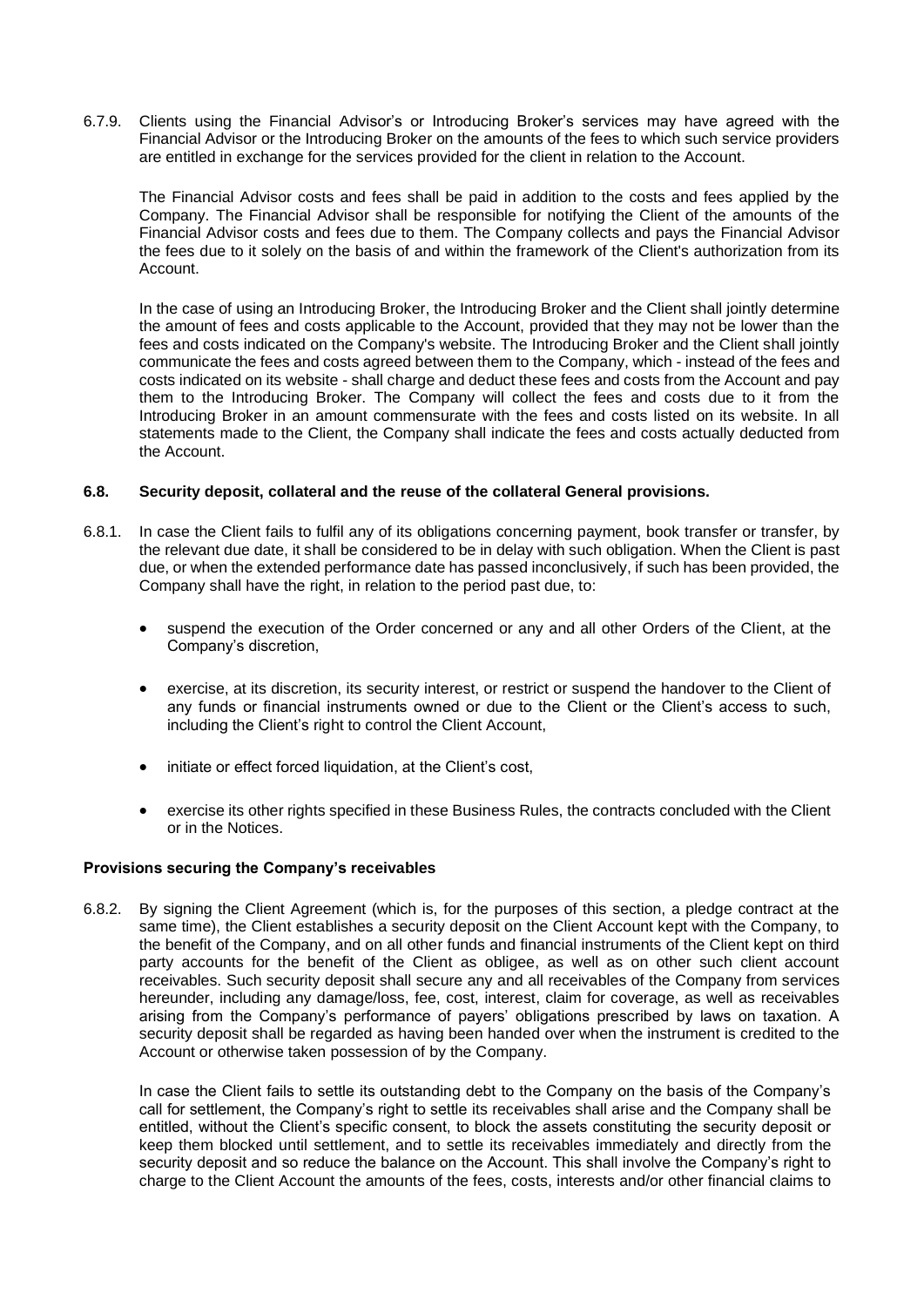6.7.9. Clients using the Financial Advisor's or Introducing Broker's services may have agreed with the Financial Advisor or the Introducing Broker on the amounts of the fees to which such service providers are entitled in exchange for the services provided for the client in relation to the Account.

The Financial Advisor costs and fees shall be paid in addition to the costs and fees applied by the Company. The Financial Advisor shall be responsible for notifying the Client of the amounts of the Financial Advisor costs and fees due to them. The Company collects and pays the Financial Advisor the fees due to it solely on the basis of and within the framework of the Client's authorization from its Account.

In the case of using an Introducing Broker, the Introducing Broker and the Client shall jointly determine the amount of fees and costs applicable to the Account, provided that they may not be lower than the fees and costs indicated on the Company's website. The Introducing Broker and the Client shall jointly communicate the fees and costs agreed between them to the Company, which - instead of the fees and costs indicated on its website - shall charge and deduct these fees and costs from the Account and pay them to the Introducing Broker. The Company will collect the fees and costs due to it from the Introducing Broker in an amount commensurate with the fees and costs listed on its website. In all statements made to the Client, the Company shall indicate the fees and costs actually deducted from the Account.

### 6.8. Security deposit, collateral and the reuse of the collateral General provisions.

6.8.1. In case the Client fails to fulfil any of its obligations concerning payment, book transfer or transfer, by the relevant due date, it shall be considered to be in delay with such obligation. When the Client is past due, or when the extended performance date has passed inconclusively, if such has been provided, the Company shall have the right, in relation to the period past due, to:

- suspend the execution of the Order concerned or any and all other Orders of the Client, at the Company's discretion,
- exercise, at its discretion, its security interest, or restrict or suspend the handover to the Client of any funds or financial instruments owned or due to the Client or the Client's access to such, including the Client's right to control the Client Account,
- initiate or effect forced liquidation, at the Client's cost,
- exercise its other rights specified in these Business Rules, the contracts concluded with the Client or in the Notices.

**Provisions securing the Company's receivables**

6.8.2. By signing the Client Agreement (which is, for the purposes of this section, a pledge contract at the same time), the Client establishes a security deposit on the Client Account kept with the Company, to the benefit of the Company, and on all other funds and financial instruments of the Client kept on third party accounts for the benefit of the Client as obligee, as well as on other such client account receivables. Such security deposit shall secure any and all receivables of the Company from services hereunder, including any damage/loss, fee, cost, interest, claim for coverage, as well as receivables arising from the Company's performance of payers' obligations prescribed by laws on taxation. A security deposit shall be regarded as having been handed over when the instrument is credited to the Account or otherwise taken possession of by the Company.

In case the Client fails to settle its outstanding debt to the Company on the basis of the Company's call for settlement, the Company's right to settle its receivables shall arise and the Company shall be entitled, without the Client's specific consent, to block the assets constituting the security deposit or keep them blocked until settlement, and to settle its receivables immediately and directly from the security deposit and so reduce the balance on the Account. This shall involve the Company's right to charge to the Client Account the amounts of the fees, costs, interests and/or other financial claims to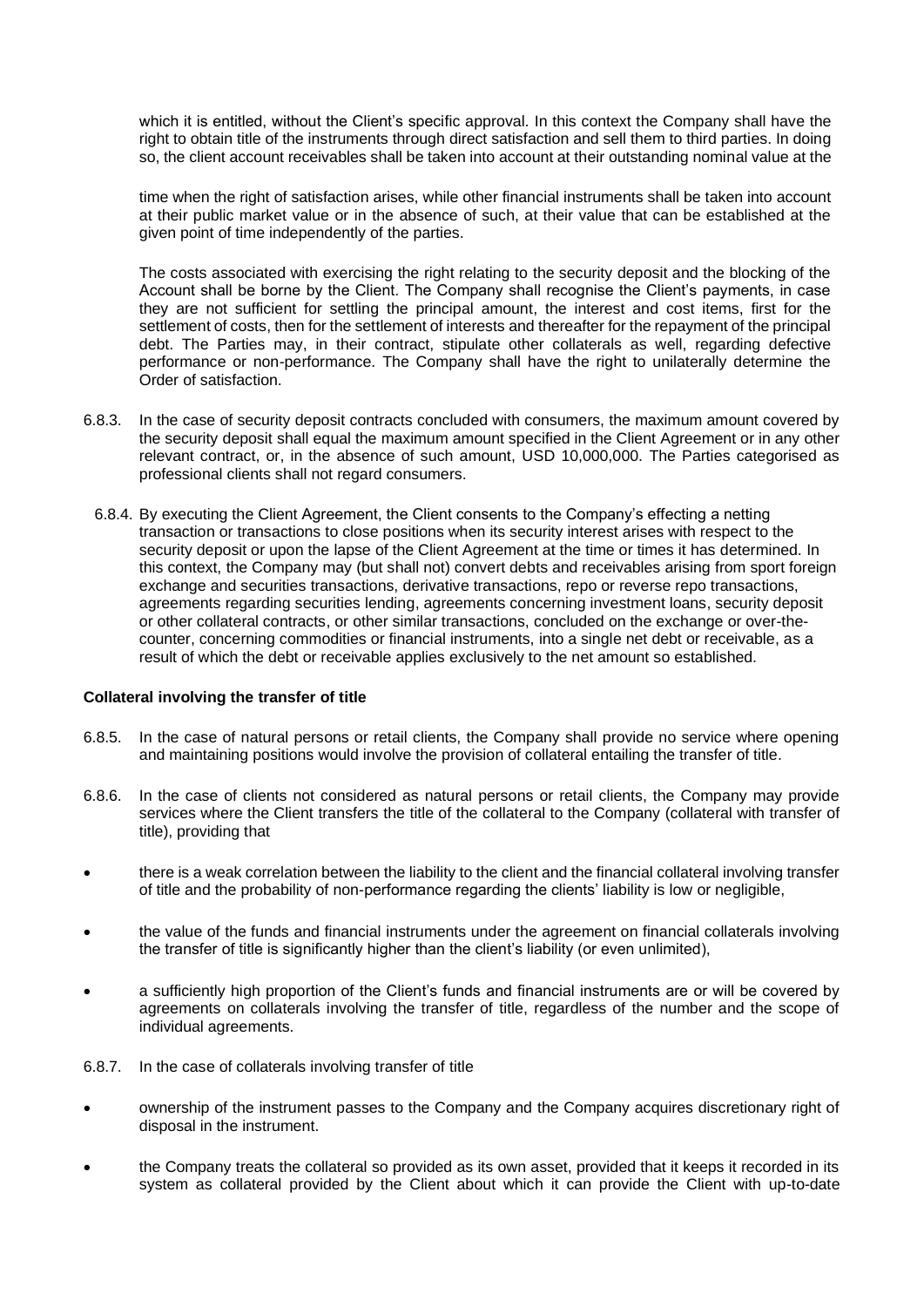which it is entitled, without the Client's specific approval. In this context the Company shall have the right to obtain title of the instruments through direct satisfaction and sell them to third parties. In doing so, the client account receivables shall be taken into account at their outstanding nominal value at the time when the right of satisfaction arises, while other financial instruments shall be taken into account at their public market value or in the absence of such, at their value that can be established at the given point of time independently of the parties.

The costs associated with exercising the right relating to the security deposit and the blocking of the Account shall be borne by the Client. The Company shall recognise the Client's payments, in case they are not sufficient for settling the principal amount, the interest and cost items, first for the settlement of costs, then for the settlement of interests and thereafter for the repayment of the principal debt. The Parties may, in their contract, stipulate other collaterals as well, regarding defective performance or non-performance. The Company shall have the right to unilaterally determine the Order of satisfaction.

6.8.3. In the case of security deposit contracts concluded with consumers, the maximum amount covered by the security deposit shall equal the maximum amount specified in the Client Agreement or in any other relevant contract, or, in the absence of such amount, USD 10,000,000. The Parties categorised as professional clients shall not regard consumers.

6.8.4. By executing the Client Agreement, the Client consents to the Company's effecting a netting transaction or transactions to close positions when its security interest arises with respect to the security deposit or upon the lapse of the Client Agreement at the time or times it has determined. In this context, the Company may (but shall not) convert debts and receivables arising from sport foreign exchange and securities transactions, derivative transactions, repo or reverse repo transactions, agreements regarding securities lending, agreements concerning investment loans, security deposit or other collateral contracts, or other similar transactions, concluded on the exchange or over-the-counter, concerning commodities or financial instruments, into a single net debt or receivable, as a result of which the debt or receivable applies exclusively to the net amount so established.

**Collateral involving the transfer of title**

6.8.5. In the case of natural persons or retail clients, the Company shall provide no service where opening and maintaining positions would involve the provision of collateral entailing the transfer of title.

6.8.6. In the case of clients not considered as natural persons or retail clients, the Company may provide services where the Client transfers the title of the collateral to the Company (collateral with transfer of title), providing that

- there is a weak correlation between the liability to the client and the financial collateral involving transfer of title and the probability of non-performance regarding the clients' liability is low or negligible,
- the value of the funds and financial instruments under the agreement on financial collaterals involving the transfer of title is significantly higher than the client's liability (or even unlimited),
- a sufficiently high proportion of the Client's funds and financial instruments are or will be covered by agreements on collaterals involving the transfer of title, regardless of the number and the scope of individual agreements.

6.8.7. In the case of collaterals involving transfer of title

- ownership of the instrument passes to the Company and the Company acquires discretionary right of disposal in the instrument.
- the Company treats the collateral so provided as its own asset, provided that it keeps it recorded in its system as collateral provided by the Client about which it can provide the Client with up-to-date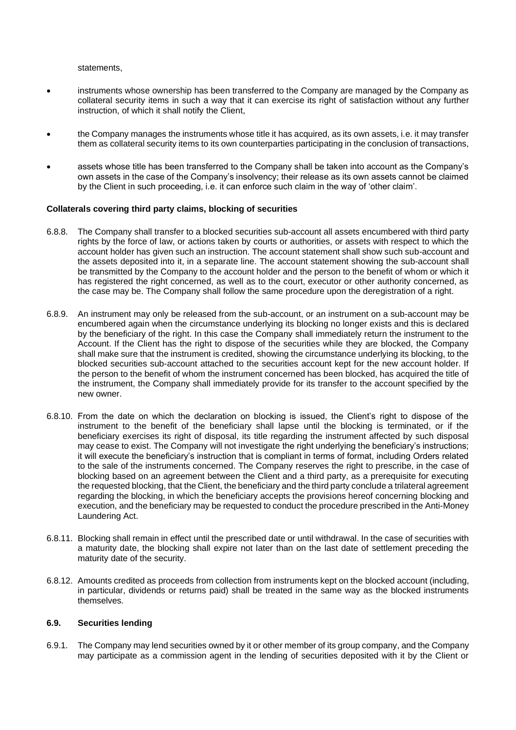statements,

- instruments whose ownership has been transferred to the Company are managed by the Company as collateral security items in such a way that it can exercise its right of satisfaction without any further instruction, of which it shall notify the Client,

- the Company manages the instruments whose title it has acquired, as its own assets, i.e. it may transfer them as collateral security items to its own counterparties participating in the conclusion of transactions,

- assets whose title has been transferred to the Company shall be taken into account as the Company's own assets in the case of the Company's insolvency; their release as its own assets cannot be claimed by the Client in such proceeding, i.e. it can enforce such claim in the way of 'other claim'.

**Collaterals covering third party claims, blocking of securities**

6.8.8. The Company shall transfer to a blocked securities sub-account all assets encumbered with third party rights by the force of law, or actions taken by courts or authorities, or assets with respect to which the account holder has given such an instruction. The account statement shall show such sub-account and the assets deposited into it, in a separate line. The account statement showing the sub-account shall be transmitted by the Company to the account holder and the person to the benefit of whom or which it has registered the right concerned, as well as to the court, executor or other authority concerned, as the case may be. The Company shall follow the same procedure upon the deregistration of a right.

6.8.9. An instrument may only be released from the sub-account, or an instrument on a sub-account may be encumbered again when the circumstance underlying its blocking no longer exists and this is declared by the beneficiary of the right. In this case the Company shall immediately return the instrument to the Account. If the Client has the right to dispose of the securities while they are blocked, the Company shall make sure that the instrument is credited, showing the circumstance underlying its blocking, to the blocked securities sub-account attached to the securities account kept for the new account holder. If the person to the benefit of whom the instrument concerned has been blocked, has acquired the title of the instrument, the Company shall immediately provide for its transfer to the account specified by the new owner.

6.8.10. From the date on which the declaration on blocking is issued, the Client's right to dispose of the instrument to the benefit of the beneficiary shall lapse until the blocking is terminated, or if the beneficiary exercises its right of disposal, its title regarding the instrument affected by such disposal may cease to exist. The Company will not investigate the right underlying the beneficiary's instructions; it will execute the beneficiary's instruction that is compliant in terms of format, including Orders related to the sale of the instruments concerned. The Company reserves the right to prescribe, in the case of blocking based on an agreement between the Client and a third party, as a prerequisite for executing the requested blocking, that the Client, the beneficiary and the third party conclude a trilateral agreement regarding the blocking, in which the beneficiary accepts the provisions hereof concerning blocking and execution, and the beneficiary may be requested to conduct the procedure prescribed in the Anti-Money Laundering Act.

6.8.11. Blocking shall remain in effect until the prescribed date or until withdrawal. In the case of securities with a maturity date, the blocking shall expire not later than on the last date of settlement preceding the maturity date of the security.

6.8.12. Amounts credited as proceeds from collection from instruments kept on the blocked account (including, in particular, dividends or returns paid) shall be treated in the same way as the blocked instruments themselves.

### 6.9. Securities lending

6.9.1. The Company may lend securities owned by it or other member of its group company, and the Company may participate as a commission agent in the lending of securities deposited with it by the Client or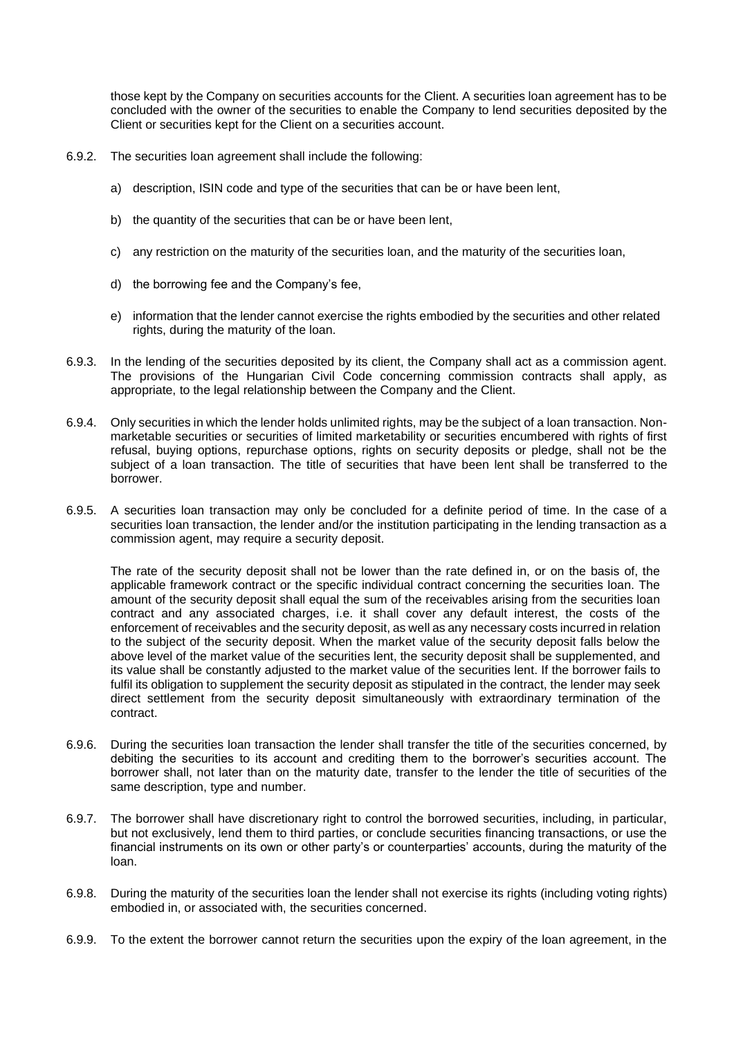those kept by the Company on securities accounts for the Client. A securities loan agreement has to be concluded with the owner of the securities to enable the Company to lend securities deposited by the Client or securities kept for the Client on a securities account.

6.9.2. The securities loan agreement shall include the following:

a) description, ISIN code and type of the securities that can be or have been lent,

b) the quantity of the securities that can be or have been lent,

c) any restriction on the maturity of the securities loan, and the maturity of the securities loan,

d) the borrowing fee and the Company's fee,

e) information that the lender cannot exercise the rights embodied by the securities and other related rights, during the maturity of the loan.

6.9.3. In the lending of the securities deposited by its client, the Company shall act as a commission agent. The provisions of the Hungarian Civil Code concerning commission contracts shall apply, as appropriate, to the legal relationship between the Company and the Client.

6.9.4. Only securities in which the lender holds unlimited rights, may be the subject of a loan transaction. Non-marketable securities or securities of limited marketability or securities encumbered with rights of first refusal, buying options, repurchase options, rights on security deposits or pledge, shall not be the subject of a loan transaction. The title of securities that have been lent shall be transferred to the borrower.

6.9.5. A securities loan transaction may only be concluded for a definite period of time. In the case of a securities loan transaction, the lender and/or the institution participating in the lending transaction as a commission agent, may require a security deposit.

The rate of the security deposit shall not be lower than the rate defined in, or on the basis of, the applicable framework contract or the specific individual contract concerning the securities loan. The amount of the security deposit shall equal the sum of the receivables arising from the securities loan contract and any associated charges, i.e. it shall cover any default interest, the costs of the enforcement of receivables and the security deposit, as well as any necessary costs incurred in relation to the subject of the security deposit. When the market value of the security deposit falls below the above level of the market value of the securities lent, the security deposit shall be supplemented, and its value shall be constantly adjusted to the market value of the securities lent. If the borrower fails to fulfil its obligation to supplement the security deposit as stipulated in the contract, the lender may seek direct settlement from the security deposit simultaneously with extraordinary termination of the contract.

6.9.6. During the securities loan transaction the lender shall transfer the title of the securities concerned, by debiting the securities to its account and crediting them to the borrower's securities account. The borrower shall, not later than on the maturity date, transfer to the lender the title of securities of the same description, type and number.

6.9.7. The borrower shall have discretionary right to control the borrowed securities, including, in particular, but not exclusively, lend them to third parties, or conclude securities financing transactions, or use the financial instruments on its own or other party's or counterparties' accounts, during the maturity of the loan.

6.9.8. During the maturity of the securities loan the lender shall not exercise its rights (including voting rights) embodied in, or associated with, the securities concerned.

6.9.9. To the extent the borrower cannot return the securities upon the expiry of the loan agreement, in the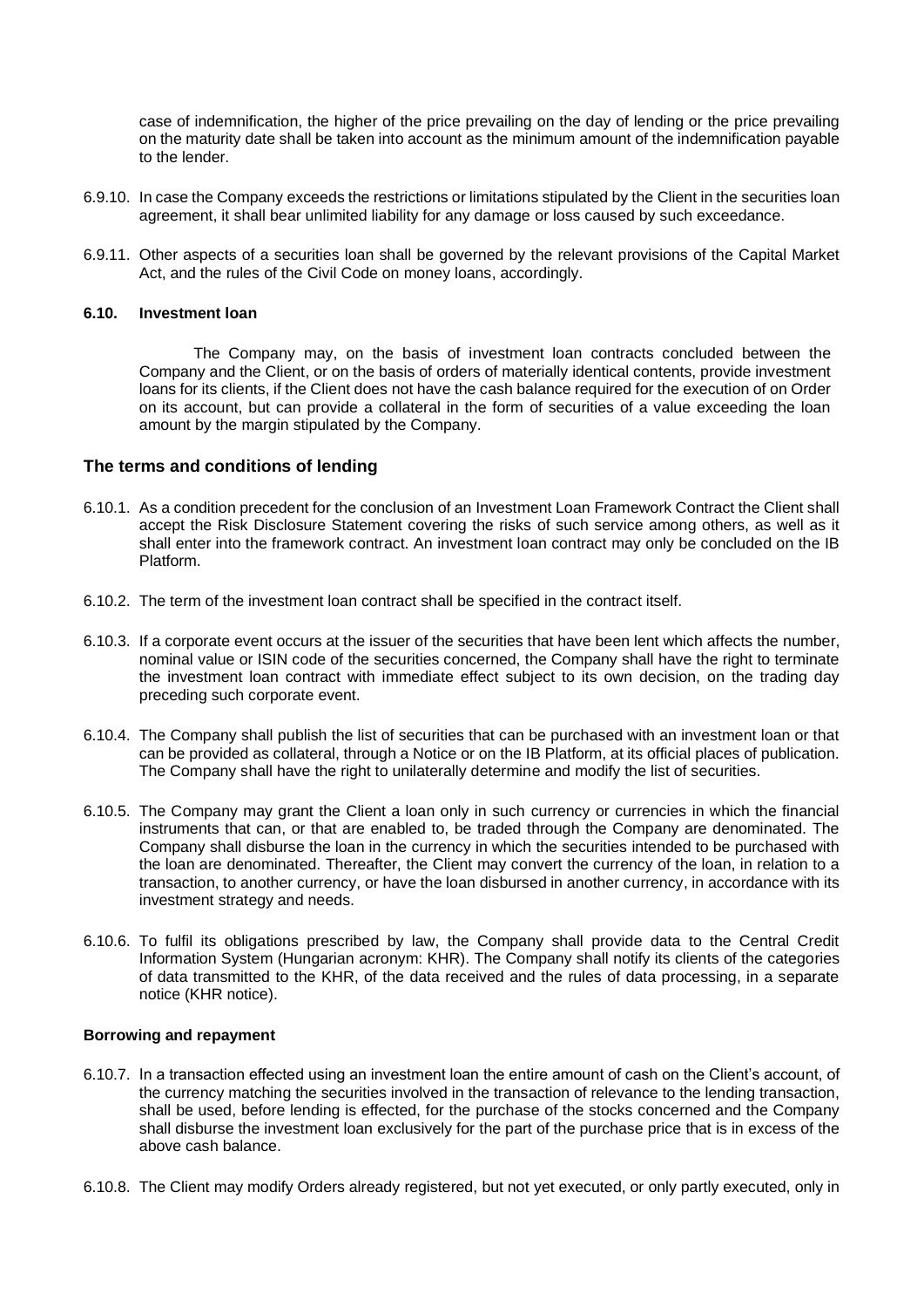case of indemnification, the higher of the price prevailing on the day of lending or the price prevailing on the maturity date shall be taken into account as the minimum amount of the indemnification payable to the lender.

6.9.10. In case the Company exceeds the restrictions or limitations stipulated by the Client in the securities loan agreement, it shall bear unlimited liability for any damage or loss caused by such exceedance.

6.9.11. Other aspects of a securities loan shall be governed by the relevant provisions of the Capital Market Act, and the rules of the Civil Code on money loans, accordingly.

#### 6.10. Investment loan

The Company may, on the basis of investment loan contracts concluded between the Company and the Client, or on the basis of orders of materially identical contents, provide investment loans for its clients, if the Client does not have the cash balance required for the execution of on Order on its account, but can provide a collateral in the form of securities of a value exceeding the loan amount by the margin stipulated by the Company.

### The terms and conditions of lending

6.10.1. As a condition precedent for the conclusion of an Investment Loan Framework Contract the Client shall accept the Risk Disclosure Statement covering the risks of such service among others, as well as it shall enter into the framework contract. An investment loan contract may only be concluded on the IB Platform.

6.10.2. The term of the investment loan contract shall be specified in the contract itself.

6.10.3. If a corporate event occurs at the issuer of the securities that have been lent which affects the number, nominal value or ISIN code of the securities concerned, the Company shall have the right to terminate the investment loan contract with immediate effect subject to its own decision, on the trading day preceding such corporate event.

6.10.4. The Company shall publish the list of securities that can be purchased with an investment loan or that can be provided as collateral, through a Notice or on the IB Platform, at its official places of publication. The Company shall have the right to unilaterally determine and modify the list of securities.

6.10.5. The Company may grant the Client a loan only in such currency or currencies in which the financial instruments that can, or that are enabled to, be traded through the Company are denominated. The Company shall disburse the loan in the currency in which the securities intended to be purchased with the loan are denominated. Thereafter, the Client may convert the currency of the loan, in relation to a transaction, to another currency, or have the loan disbursed in another currency, in accordance with its investment strategy and needs.

6.10.6. To fulfil its obligations prescribed by law, the Company shall provide data to the Central Credit Information System (Hungarian acronym: KHR). The Company shall notify its clients of the categories of data transmitted to the KHR, of the data received and the rules of data processing, in a separate notice (KHR notice).

**Borrowing and repayment**

6.10.7. In a transaction effected using an investment loan the entire amount of cash on the Client's account, of the currency matching the securities involved in the transaction of relevance to the lending transaction, shall be used, before lending is effected, for the purchase of the stocks concerned and the Company shall disburse the investment loan exclusively for the part of the purchase price that is in excess of the above cash balance.

6.10.8. The Client may modify Orders already registered, but not yet executed, or only partly executed, only in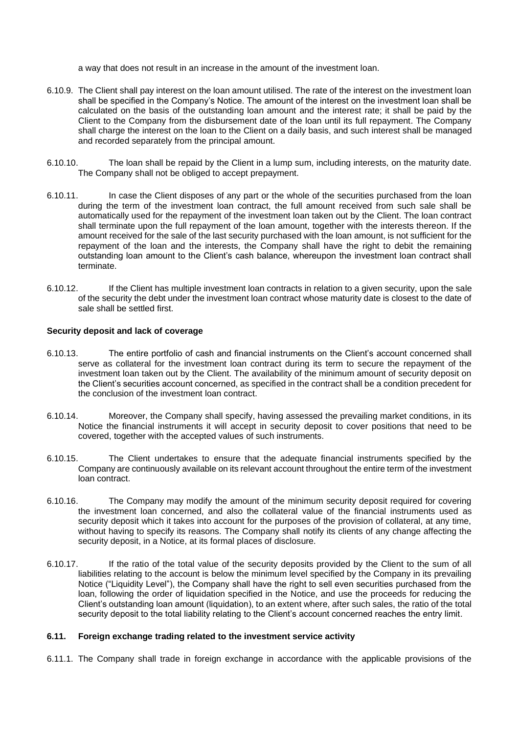a way that does not result in an increase in the amount of the investment loan.

6.10.9. The Client shall pay interest on the loan amount utilised. The rate of the interest on the investment loan shall be specified in the Company's Notice. The amount of the interest on the investment loan shall be calculated on the basis of the outstanding loan amount and the interest rate; it shall be paid by the Client to the Company from the disbursement date of the loan until its full repayment. The Company shall charge the interest on the loan to the Client on a daily basis, and such interest shall be managed and recorded separately from the principal amount.

6.10.10. The loan shall be repaid by the Client in a lump sum, including interests, on the maturity date. The Company shall not be obliged to accept prepayment.

6.10.11. In case the Client disposes of any part or the whole of the securities purchased from the loan during the term of the investment loan contract, the full amount received from such sale shall be automatically used for the repayment of the investment loan taken out by the Client. The loan contract shall terminate upon the full repayment of the loan amount, together with the interests thereon. If the amount received for the sale of the last security purchased with the loan amount, is not sufficient for the repayment of the loan and the interests, the Company shall have the right to debit the remaining outstanding loan amount to the Client's cash balance, whereupon the investment loan contract shall terminate.

6.10.12. If the Client has multiple investment loan contracts in relation to a given security, upon the sale of the security the debt under the investment loan contract whose maturity date is closest to the date of sale shall be settled first.

**Security deposit and lack of coverage**

6.10.13. The entire portfolio of cash and financial instruments on the Client's account concerned shall serve as collateral for the investment loan contract during its term to secure the repayment of the investment loan taken out by the Client. The availability of the minimum amount of security deposit on the Client's securities account concerned, as specified in the contract shall be a condition precedent for the conclusion of the investment loan contract.

6.10.14. Moreover, the Company shall specify, having assessed the prevailing market conditions, in its Notice the financial instruments it will accept in security deposit to cover positions that need to be covered, together with the accepted values of such instruments.

6.10.15. The Client undertakes to ensure that the adequate financial instruments specified by the Company are continuously available on its relevant account throughout the entire term of the investment loan contract.

6.10.16. The Company may modify the amount of the minimum security deposit required for covering the investment loan concerned, and also the collateral value of the financial instruments used as security deposit which it takes into account for the purposes of the provision of collateral, at any time, without having to specify its reasons. The Company shall notify its clients of any change affecting the security deposit, in a Notice, at its formal places of disclosure.

6.10.17. If the ratio of the total value of the security deposits provided by the Client to the sum of all liabilities relating to the account is below the minimum level specified by the Company in its prevailing Notice ("Liquidity Level"), the Company shall have the right to sell even securities purchased from the loan, following the order of liquidation specified in the Notice, and use the proceeds for reducing the Client's outstanding loan amount (liquidation), to an extent where, after such sales, the ratio of the total security deposit to the total liability relating to the Client's account concerned reaches the entry limit.

### 6.11. Foreign exchange trading related to the investment service activity

6.11.1. The Company shall trade in foreign exchange in accordance with the applicable provisions of the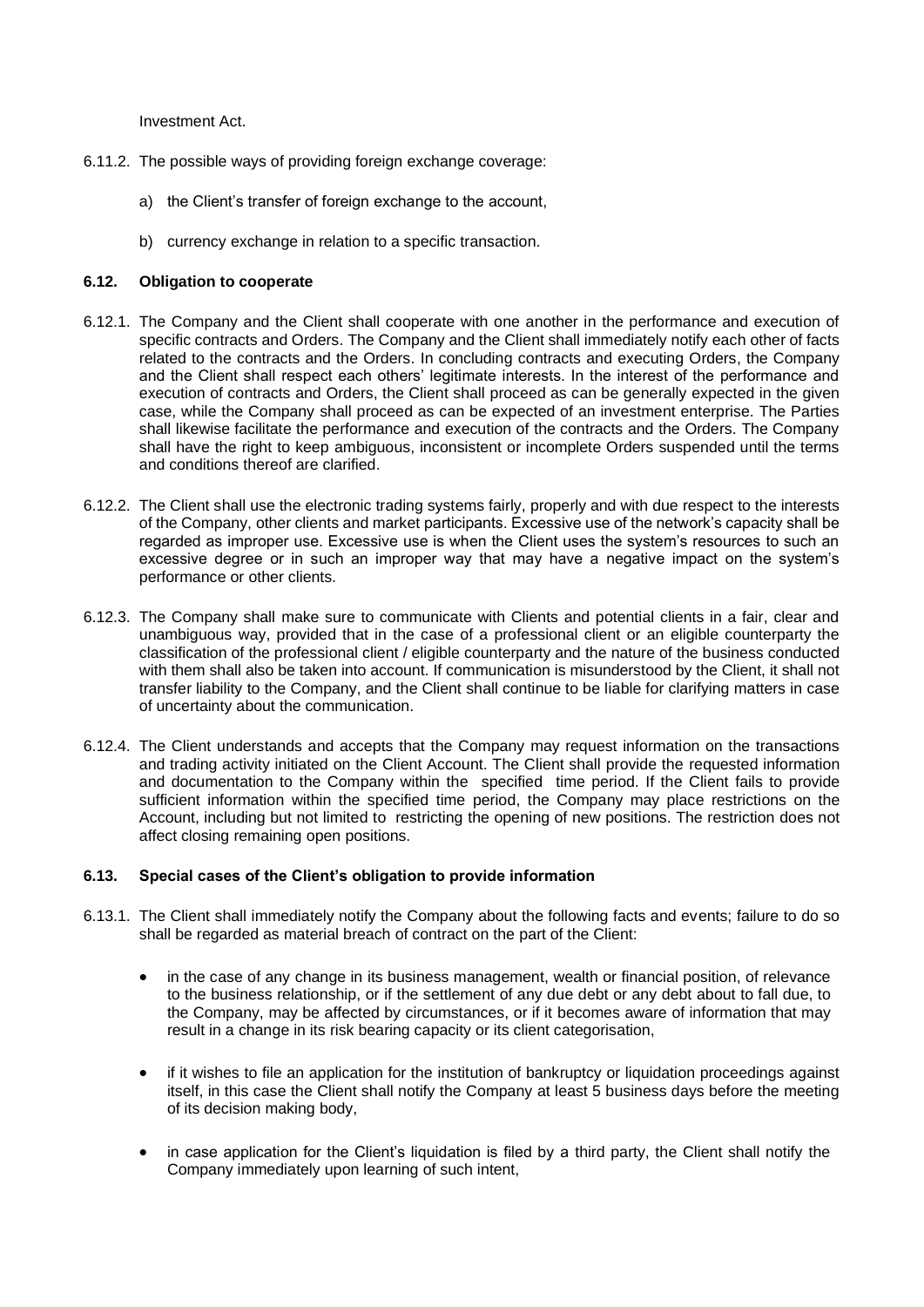Investment Act.

6.11.2. The possible ways of providing foreign exchange coverage:

a) the Client's transfer of foreign exchange to the account,

b) currency exchange in relation to a specific transaction.

### 6.12. Obligation to cooperate

6.12.1. The Company and the Client shall cooperate with one another in the performance and execution of specific contracts and Orders. The Company and the Client shall immediately notify each other of facts related to the contracts and the Orders. In concluding contracts and executing Orders, the Company and the Client shall respect each others' legitimate interests. In the interest of the performance and execution of contracts and Orders, the Client shall proceed as can be generally expected in the given case, while the Company shall proceed as can be expected of an investment enterprise. The Parties shall likewise facilitate the performance and execution of the contracts and the Orders. The Company shall have the right to keep ambiguous, inconsistent or incomplete Orders suspended until the terms and conditions thereof are clarified.

6.12.2. The Client shall use the electronic trading systems fairly, properly and with due respect to the interests of the Company, other clients and market participants. Excessive use of the network's capacity shall be regarded as improper use. Excessive use is when the Client uses the system's resources to such an excessive degree or in such an improper way that may have a negative impact on the system's performance or other clients.

6.12.3. The Company shall make sure to communicate with Clients and potential clients in a fair, clear and unambiguous way, provided that in the case of a professional client or an eligible counterparty the classification of the professional client / eligible counterparty and the nature of the business conducted with them shall also be taken into account. If communication is misunderstood by the Client, it shall not transfer liability to the Company, and the Client shall continue to be liable for clarifying matters in case of uncertainty about the communication.

6.12.4. The Client understands and accepts that the Company may request information on the transactions and trading activity initiated on the Client Account. The Client shall provide the requested information and documentation to the Company within the specified time period. If the Client fails to provide sufficient information within the specified time period, the Company may place restrictions on the Account, including but not limited to restricting the opening of new positions. The restriction does not affect closing remaining open positions.

### 6.13. Special cases of the Client's obligation to provide information

6.13.1. The Client shall immediately notify the Company about the following facts and events; failure to do so shall be regarded as material breach of contract on the part of the Client:

- in the case of any change in its business management, wealth or financial position, of relevance to the business relationship, or if the settlement of any due debt or any debt about to fall due, to the Company, may be affected by circumstances, or if it becomes aware of information that may result in a change in its risk bearing capacity or its client categorisation,

- if it wishes to file an application for the institution of bankruptcy or liquidation proceedings against itself, in this case the Client shall notify the Company at least 5 business days before the meeting of its decision making body,

- in case application for the Client's liquidation is filed by a third party, the Client shall notify the Company immediately upon learning of such intent,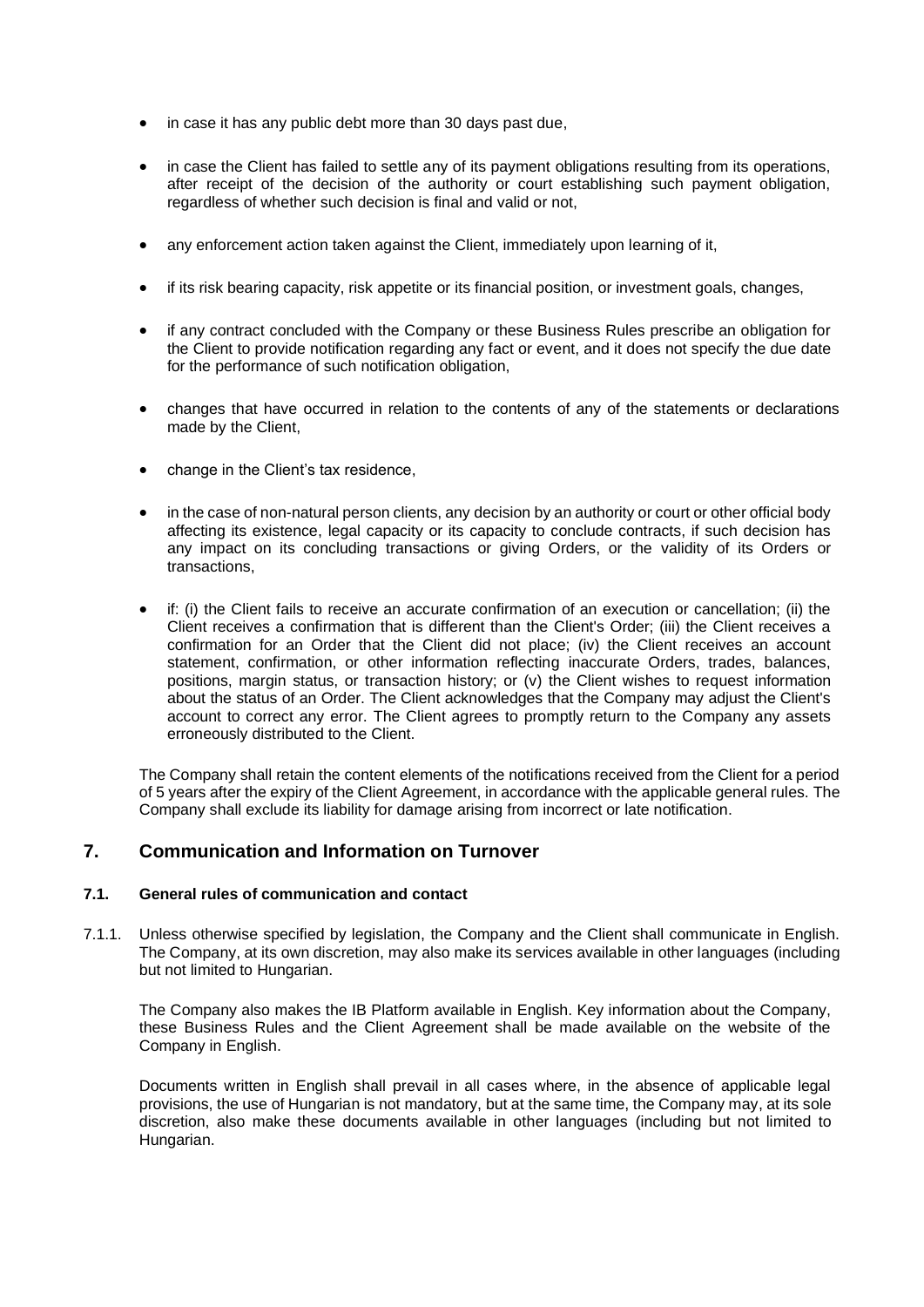- in case it has any public debt more than 30 days past due,
- in case the Client has failed to settle any of its payment obligations resulting from its operations, after receipt of the decision of the authority or court establishing such payment obligation, regardless of whether such decision is final and valid or not,
- any enforcement action taken against the Client, immediately upon learning of it,
- if its risk bearing capacity, risk appetite or its financial position, or investment goals, changes,
- if any contract concluded with the Company or these Business Rules prescribe an obligation for the Client to provide notification regarding any fact or event, and it does not specify the due date for the performance of such notification obligation,
- changes that have occurred in relation to the contents of any of the statements or declarations made by the Client,
- change in the Client's tax residence,
- in the case of non-natural person clients, any decision by an authority or court or other official body affecting its existence, legal capacity or its capacity to conclude contracts, if such decision has any impact on its concluding transactions or giving Orders, or the validity of its Orders or transactions,
- if: (i) the Client fails to receive an accurate confirmation of an execution or cancellation; (ii) the Client receives a confirmation that is different than the Client's Order; (iii) the Client receives a confirmation for an Order that the Client did not place; (iv) the Client receives an account statement, confirmation, or other information reflecting inaccurate Orders, trades, balances, positions, margin status, or transaction history; or (v) the Client wishes to request information about the status of an Order. The Client acknowledges that the Company may adjust the Client's account to correct any error. The Client agrees to promptly return to the Company any assets erroneously distributed to the Client.

The Company shall retain the content elements of the notifications received from the Client for a period of 5 years after the expiry of the Client Agreement, in accordance with the applicable general rules. The Company shall exclude its liability for damage arising from incorrect or late notification.

## 7. Communication and Information on Turnover

### 7.1. General rules of communication and contact

7.1.1. Unless otherwise specified by legislation, the Company and the Client shall communicate in English. The Company, at its own discretion, may also make its services available in other languages (including but not limited to Hungarian.

The Company also makes the IB Platform available in English. Key information about the Company, these Business Rules and the Client Agreement shall be made available on the website of the Company in English.

Documents written in English shall prevail in all cases where, in the absence of applicable legal provisions, the use of Hungarian is not mandatory, but at the same time, the Company may, at its sole discretion, also make these documents available in other languages (including but not limited to Hungarian.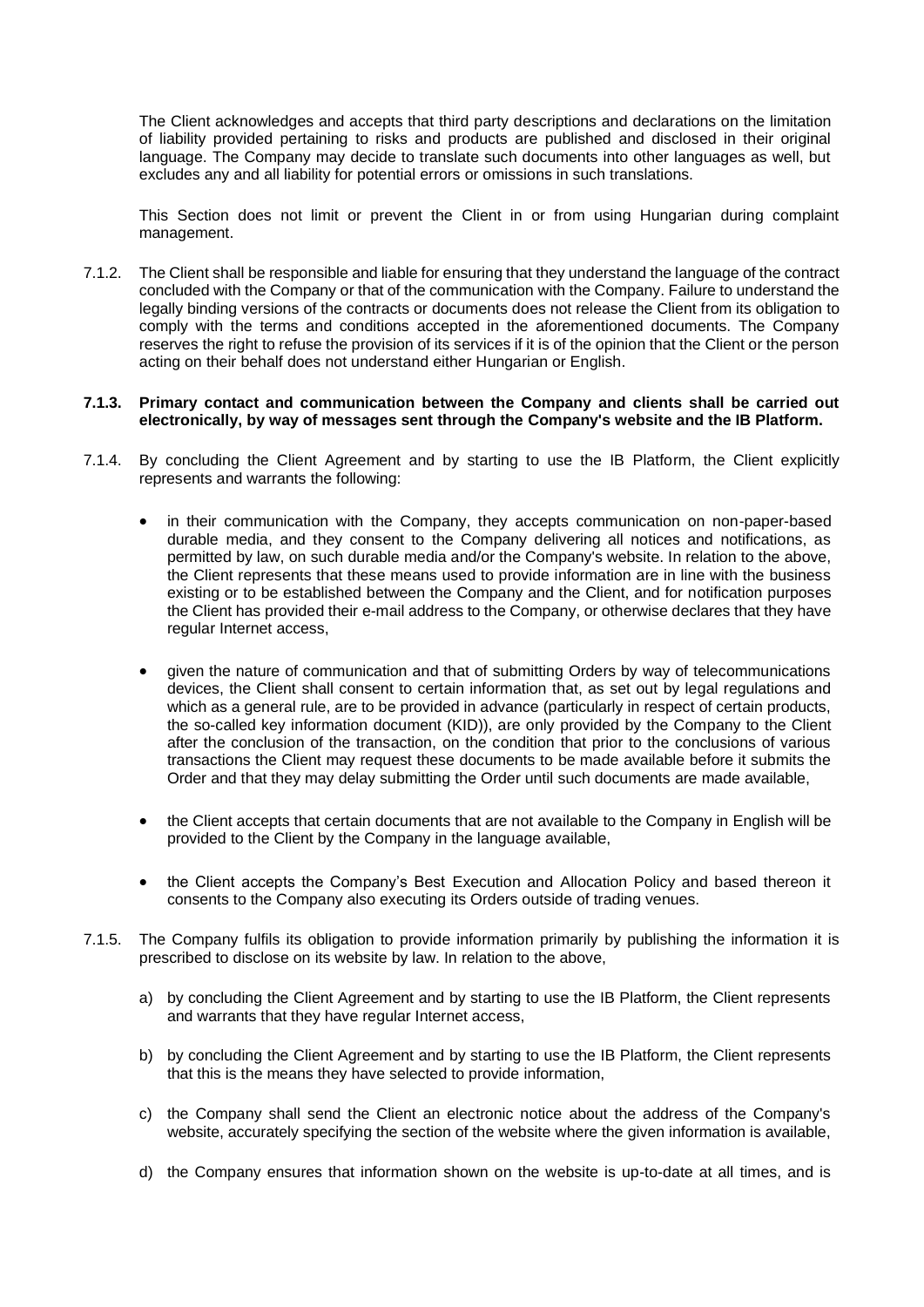The Client acknowledges and accepts that third party descriptions and declarations on the limitation of liability provided pertaining to risks and products are published and disclosed in their original language. The Company may decide to translate such documents into other languages as well, but excludes any and all liability for potential errors or omissions in such translations.

This Section does not limit or prevent the Client in or from using Hungarian during complaint management.

7.1.2. The Client shall be responsible and liable for ensuring that they understand the language of the contract concluded with the Company or that of the communication with the Company. Failure to understand the legally binding versions of the contracts or documents does not release the Client from its obligation to comply with the terms and conditions accepted in the aforementioned documents. The Company reserves the right to refuse the provision of its services if it is of the opinion that the Client or the person acting on their behalf does not understand either Hungarian or English.

**7.1.3. Primary contact and communication between the Company and clients shall be carried out electronically, by way of messages sent through the Company's website and the IB Platform.**

7.1.4. By concluding the Client Agreement and by starting to use the IB Platform, the Client explicitly represents and warrants the following:

- in their communication with the Company, they accepts communication on non-paper-based durable media, and they consent to the Company delivering all notices and notifications, as permitted by law, on such durable media and/or the Company's website. In relation to the above, the Client represents that these means used to provide information are in line with the business existing or to be established between the Company and the Client, and for notification purposes the Client has provided their e-mail address to the Company, or otherwise declares that they have regular Internet access,

- given the nature of communication and that of submitting Orders by way of telecommunications devices, the Client shall consent to certain information that, as set out by legal regulations and which as a general rule, are to be provided in advance (particularly in respect of certain products, the so-called key information document (KID)), are only provided by the Company to the Client after the conclusion of the transaction, on the condition that prior to the conclusions of various transactions the Client may request these documents to be made available before it submits the Order and that they may delay submitting the Order until such documents are made available,

- the Client accepts that certain documents that are not available to the Company in English will be provided to the Client by the Company in the language available,

- the Client accepts the Company's Best Execution and Allocation Policy and based thereon it consents to the Company also executing its Orders outside of trading venues.

7.1.5. The Company fulfils its obligation to provide information primarily by publishing the information it is prescribed to disclose on its website by law. In relation to the above,

a) by concluding the Client Agreement and by starting to use the IB Platform, the Client represents and warrants that they have regular Internet access,

b) by concluding the Client Agreement and by starting to use the IB Platform, the Client represents that this is the means they have selected to provide information,

c) the Company shall send the Client an electronic notice about the address of the Company's website, accurately specifying the section of the website where the given information is available,

d) the Company ensures that information shown on the website is up-to-date at all times, and is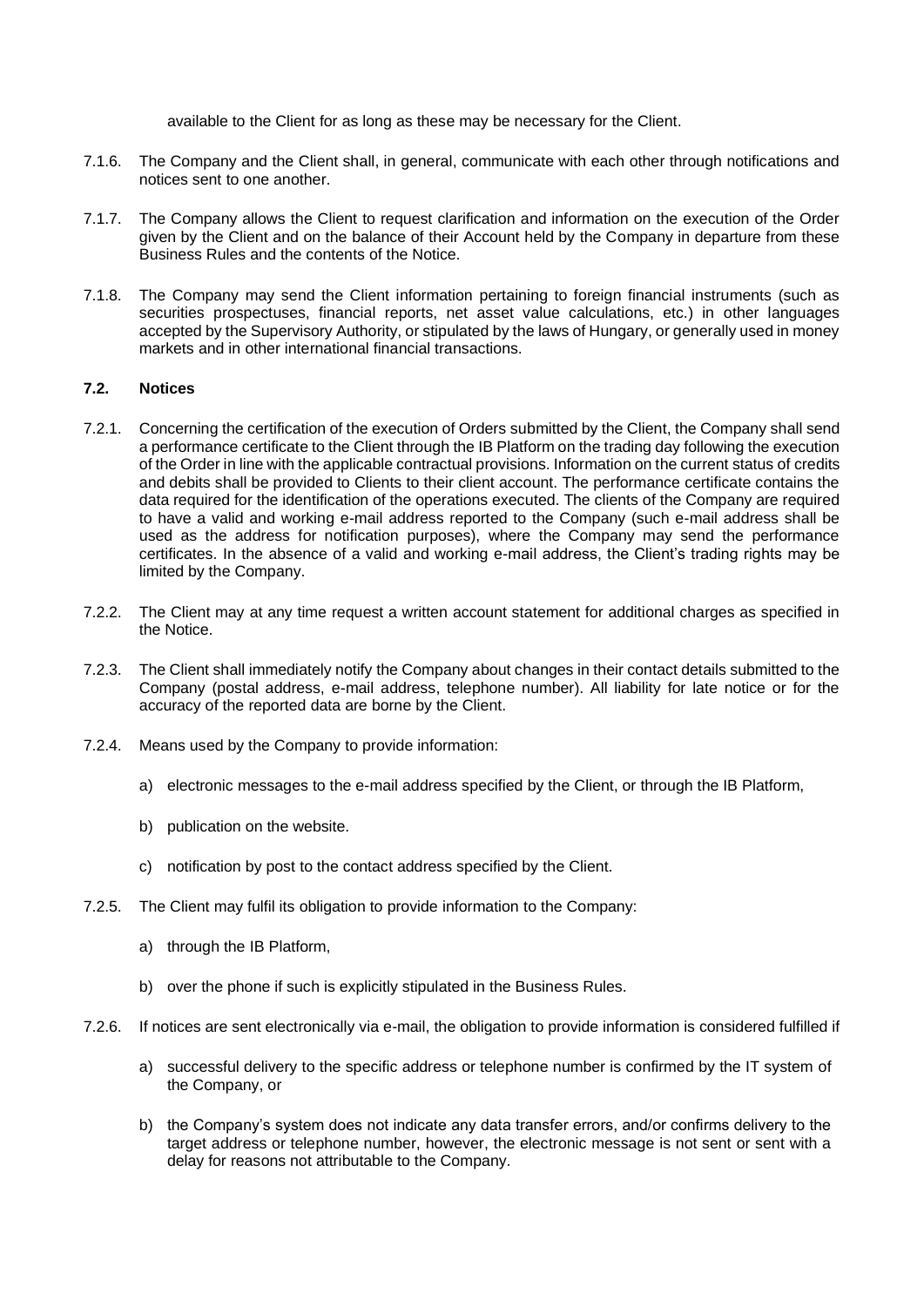available to the Client for as long as these may be necessary for the Client.

7.1.6. The Company and the Client shall, in general, communicate with each other through notifications and notices sent to one another.

7.1.7. The Company allows the Client to request clarification and information on the execution of the Order given by the Client and on the balance of their Account held by the Company in departure from these Business Rules and the contents of the Notice.

7.1.8. The Company may send the Client information pertaining to foreign financial instruments (such as securities prospectuses, financial reports, net asset value calculations, etc.) in other languages accepted by the Supervisory Authority, or stipulated by the laws of Hungary, or generally used in money markets and in other international financial transactions.

### 7.2. Notices

7.2.1. Concerning the certification of the execution of Orders submitted by the Client, the Company shall send a performance certificate to the Client through the IB Platform on the trading day following the execution of the Order in line with the applicable contractual provisions. Information on the current status of credits and debits shall be provided to Clients to their client account. The performance certificate contains the data required for the identification of the operations executed. The clients of the Company are required to have a valid and working e-mail address reported to the Company (such e-mail address shall be used as the address for notification purposes), where the Company may send the performance certificates. In the absence of a valid and working e-mail address, the Client's trading rights may be limited by the Company.

7.2.2. The Client may at any time request a written account statement for additional charges as specified in the Notice.

7.2.3. The Client shall immediately notify the Company about changes in their contact details submitted to the Company (postal address, e-mail address, telephone number). All liability for late notice or for the accuracy of the reported data are borne by the Client.

7.2.4. Means used by the Company to provide information:

a) electronic messages to the e-mail address specified by the Client, or through the IB Platform,

b) publication on the website.

c) notification by post to the contact address specified by the Client.

7.2.5. The Client may fulfil its obligation to provide information to the Company:

a) through the IB Platform,

b) over the phone if such is explicitly stipulated in the Business Rules.

7.2.6. If notices are sent electronically via e-mail, the obligation to provide information is considered fulfilled if

a) successful delivery to the specific address or telephone number is confirmed by the IT system of the Company, or

b) the Company's system does not indicate any data transfer errors, and/or confirms delivery to the target address or telephone number, however, the electronic message is not sent or sent with a delay for reasons not attributable to the Company.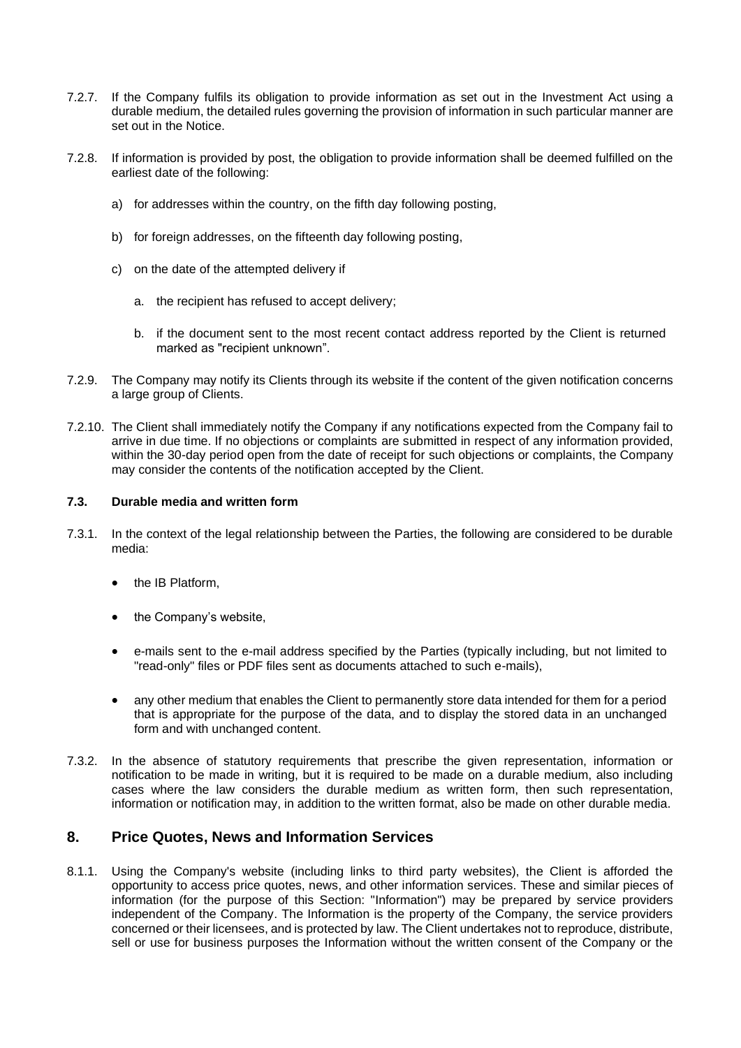7.2.7. If the Company fulfils its obligation to provide information as set out in the Investment Act using a durable medium, the detailed rules governing the provision of information in such particular manner are set out in the Notice.

7.2.8. If information is provided by post, the obligation to provide information shall be deemed fulfilled on the earliest date of the following:

a) for addresses within the country, on the fifth day following posting,

b) for foreign addresses, on the fifteenth day following posting,

c) on the date of the attempted delivery if

a. the recipient has refused to accept delivery;

b. if the document sent to the most recent contact address reported by the Client is returned marked as "recipient unknown".

7.2.9. The Company may notify its Clients through its website if the content of the given notification concerns a large group of Clients.

7.2.10. The Client shall immediately notify the Company if any notifications expected from the Company fail to arrive in due time. If no objections or complaints are submitted in respect of any information provided, within the 30-day period open from the date of receipt for such objections or complaints, the Company may consider the contents of the notification accepted by the Client.

#### 7.3. Durable media and written form

7.3.1. In the context of the legal relationship between the Parties, the following are considered to be durable media:

- the IB Platform,
- the Company's website,
- e-mails sent to the e-mail address specified by the Parties (typically including, but not limited to "read-only" files or PDF files sent as documents attached to such e-mails),
- any other medium that enables the Client to permanently store data intended for them for a period that is appropriate for the purpose of the data, and to display the stored data in an unchanged form and with unchanged content.

7.3.2. In the absence of statutory requirements that prescribe the given representation, information or notification to be made in writing, but it is required to be made on a durable medium, also including cases where the law considers the durable medium as written form, then such representation, information or notification may, in addition to the written format, also be made on other durable media.

## 8. Price Quotes, News and Information Services

8.1.1. Using the Company's website (including links to third party websites), the Client is afforded the opportunity to access price quotes, news, and other information services. These and similar pieces of information (for the purpose of this Section: "Information") may be prepared by service providers independent of the Company. The Information is the property of the Company, the service providers concerned or their licensees, and is protected by law. The Client undertakes not to reproduce, distribute, sell or use for business purposes the Information without the written consent of the Company or the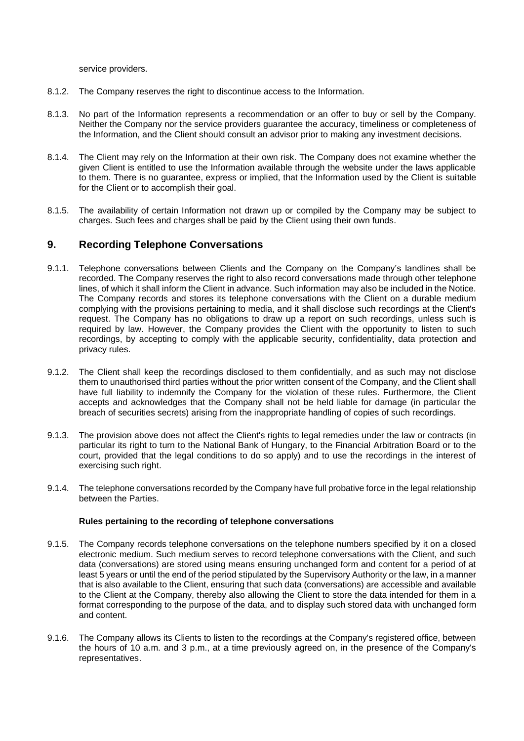service providers.

8.1.2. The Company reserves the right to discontinue access to the Information.

8.1.3. No part of the Information represents a recommendation or an offer to buy or sell by the Company. Neither the Company nor the service providers guarantee the accuracy, timeliness or completeness of the Information, and the Client should consult an advisor prior to making any investment decisions.

8.1.4. The Client may rely on the Information at their own risk. The Company does not examine whether the given Client is entitled to use the Information available through the website under the laws applicable to them. There is no guarantee, express or implied, that the Information used by the Client is suitable for the Client or to accomplish their goal.

8.1.5. The availability of certain Information not drawn up or compiled by the Company may be subject to charges. Such fees and charges shall be paid by the Client using their own funds.

## 9. Recording Telephone Conversations

9.1.1. Telephone conversations between Clients and the Company on the Company's landlines shall be recorded. The Company reserves the right to also record conversations made through other telephone lines, of which it shall inform the Client in advance. Such information may also be included in the Notice. The Company records and stores its telephone conversations with the Client on a durable medium complying with the provisions pertaining to media, and it shall disclose such recordings at the Client's request. The Company has no obligations to draw up a report on such recordings, unless such is required by law. However, the Company provides the Client with the opportunity to listen to such recordings, by accepting to comply with the applicable security, confidentiality, data protection and privacy rules.

9.1.2. The Client shall keep the recordings disclosed to them confidentially, and as such may not disclose them to unauthorised third parties without the prior written consent of the Company, and the Client shall have full liability to indemnify the Company for the violation of these rules. Furthermore, the Client accepts and acknowledges that the Company shall not be held liable for damage (in particular the breach of securities secrets) arising from the inappropriate handling of copies of such recordings.

9.1.3. The provision above does not affect the Client's rights to legal remedies under the law or contracts (in particular its right to turn to the National Bank of Hungary, to the Financial Arbitration Board or to the court, provided that the legal conditions to do so apply) and to use the recordings in the interest of exercising such right.

9.1.4. The telephone conversations recorded by the Company have full probative force in the legal relationship between the Parties.

**Rules pertaining to the recording of telephone conversations**

9.1.5. The Company records telephone conversations on the telephone numbers specified by it on a closed electronic medium. Such medium serves to record telephone conversations with the Client, and such data (conversations) are stored using means ensuring unchanged form and content for a period of at least 5 years or until the end of the period stipulated by the Supervisory Authority or the law, in a manner that is also available to the Client, ensuring that such data (conversations) are accessible and available to the Client at the Company, thereby also allowing the Client to store the data intended for them in a format corresponding to the purpose of the data, and to display such stored data with unchanged form and content.

9.1.6. The Company allows its Clients to listen to the recordings at the Company's registered office, between the hours of 10 a.m. and 3 p.m., at a time previously agreed on, in the presence of the Company's representatives.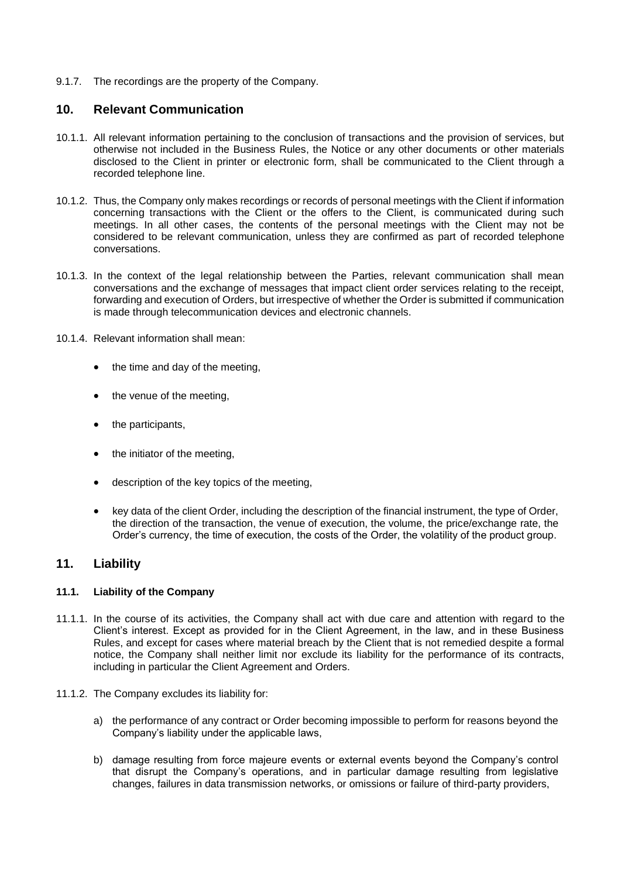9.1.7. The recordings are the property of the Company.

## 10. Relevant Communication

10.1.1. All relevant information pertaining to the conclusion of transactions and the provision of services, but otherwise not included in the Business Rules, the Notice or any other documents or other materials disclosed to the Client in printer or electronic form, shall be communicated to the Client through a recorded telephone line.

10.1.2. Thus, the Company only makes recordings or records of personal meetings with the Client if information concerning transactions with the Client or the offers to the Client, is communicated during such meetings. In all other cases, the contents of the personal meetings with the Client may not be considered to be relevant communication, unless they are confirmed as part of recorded telephone conversations.

10.1.3. In the context of the legal relationship between the Parties, relevant communication shall mean conversations and the exchange of messages that impact client order services relating to the receipt, forwarding and execution of Orders, but irrespective of whether the Order is submitted if communication is made through telecommunication devices and electronic channels.

10.1.4. Relevant information shall mean:

- the time and day of the meeting,
- the venue of the meeting,
- the participants,
- the initiator of the meeting,
- description of the key topics of the meeting,
- key data of the client Order, including the description of the financial instrument, the type of Order, the direction of the transaction, the venue of execution, the volume, the price/exchange rate, the Order's currency, the time of execution, the costs of the Order, the volatility of the product group.

## 11. Liability

### 11.1. Liability of the Company

11.1.1. In the course of its activities, the Company shall act with due care and attention with regard to the Client's interest. Except as provided for in the Client Agreement, in the law, and in these Business Rules, and except for cases where material breach by the Client that is not remedied despite a formal notice, the Company shall neither limit nor exclude its liability for the performance of its contracts, including in particular the Client Agreement and Orders.

11.1.2. The Company excludes its liability for:

a) the performance of any contract or Order becoming impossible to perform for reasons beyond the Company's liability under the applicable laws,

b) damage resulting from force majeure events or external events beyond the Company's control that disrupt the Company's operations, and in particular damage resulting from legislative changes, failures in data transmission networks, or omissions or failure of third-party providers,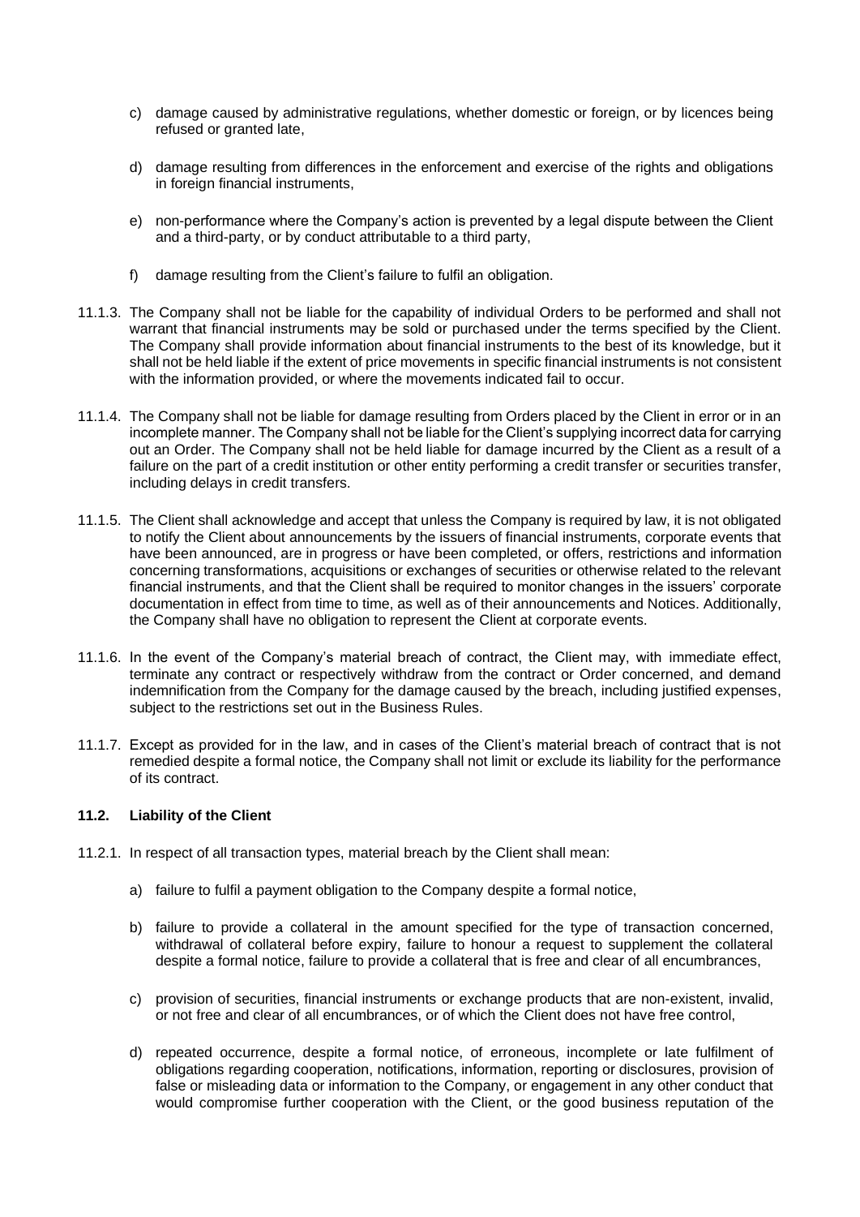c) damage caused by administrative regulations, whether domestic or foreign, or by licences being refused or granted late,

d) damage resulting from differences in the enforcement and exercise of the rights and obligations in foreign financial instruments,

e) non-performance where the Company's action is prevented by a legal dispute between the Client and a third-party, or by conduct attributable to a third party,

f) damage resulting from the Client's failure to fulfil an obligation.

11.1.3. The Company shall not be liable for the capability of individual Orders to be performed and shall not warrant that financial instruments may be sold or purchased under the terms specified by the Client. The Company shall provide information about financial instruments to the best of its knowledge, but it shall not be held liable if the extent of price movements in specific financial instruments is not consistent with the information provided, or where the movements indicated fail to occur.

11.1.4. The Company shall not be liable for damage resulting from Orders placed by the Client in error or in an incomplete manner. The Company shall not be liable for the Client's supplying incorrect data for carrying out an Order. The Company shall not be held liable for damage incurred by the Client as a result of a failure on the part of a credit institution or other entity performing a credit transfer or securities transfer, including delays in credit transfers.

11.1.5. The Client shall acknowledge and accept that unless the Company is required by law, it is not obligated to notify the Client about announcements by the issuers of financial instruments, corporate events that have been announced, are in progress or have been completed, or offers, restrictions and information concerning transformations, acquisitions or exchanges of securities or otherwise related to the relevant financial instruments, and that the Client shall be required to monitor changes in the issuers' corporate documentation in effect from time to time, as well as of their announcements and Notices. Additionally, the Company shall have no obligation to represent the Client at corporate events.

11.1.6. In the event of the Company's material breach of contract, the Client may, with immediate effect, terminate any contract or respectively withdraw from the contract or Order concerned, and demand indemnification from the Company for the damage caused by the breach, including justified expenses, subject to the restrictions set out in the Business Rules.

11.1.7. Except as provided for in the law, and in cases of the Client's material breach of contract that is not remedied despite a formal notice, the Company shall not limit or exclude its liability for the performance of its contract.

### 11.2. Liability of the Client

11.2.1. In respect of all transaction types, material breach by the Client shall mean:

a) failure to fulfil a payment obligation to the Company despite a formal notice,

b) failure to provide a collateral in the amount specified for the type of transaction concerned, withdrawal of collateral before expiry, failure to honour a request to supplement the collateral despite a formal notice, failure to provide a collateral that is free and clear of all encumbrances,

c) provision of securities, financial instruments or exchange products that are non-existent, invalid, or not free and clear of all encumbrances, or of which the Client does not have free control,

d) repeated occurrence, despite a formal notice, of erroneous, incomplete or late fulfilment of obligations regarding cooperation, notifications, information, reporting or disclosures, provision of false or misleading data or information to the Company, or engagement in any other conduct that would compromise further cooperation with the Client, or the good business reputation of the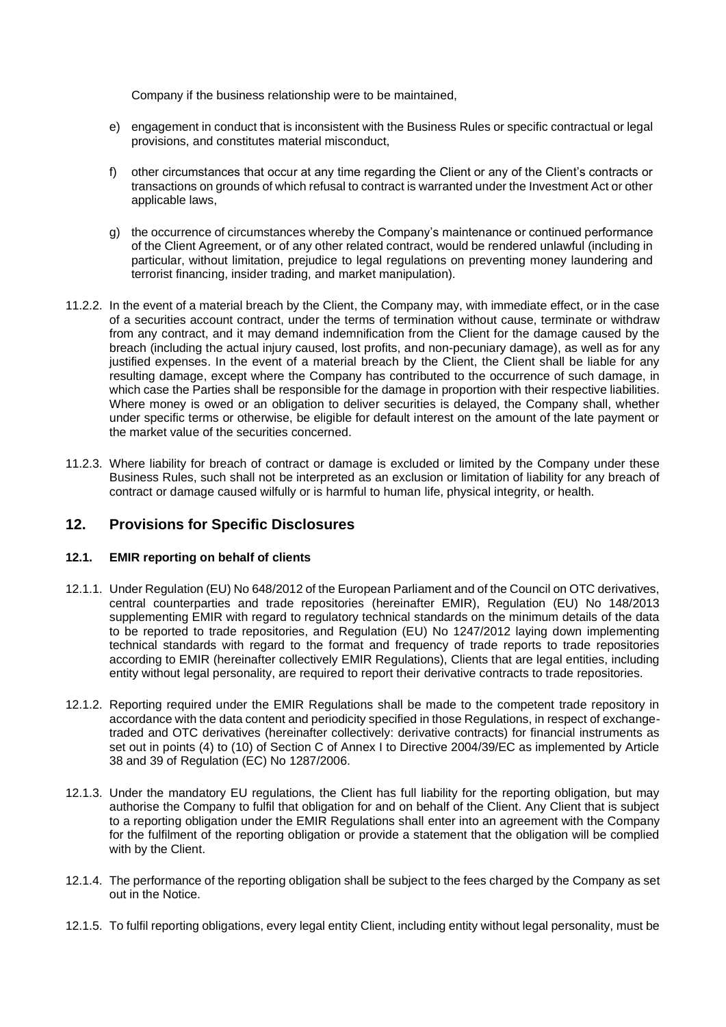Company if the business relationship were to be maintained,

e) engagement in conduct that is inconsistent with the Business Rules or specific contractual or legal provisions, and constitutes material misconduct,

f) other circumstances that occur at any time regarding the Client or any of the Client's contracts or transactions on grounds of which refusal to contract is warranted under the Investment Act or other applicable laws,

g) the occurrence of circumstances whereby the Company's maintenance or continued performance of the Client Agreement, or of any other related contract, would be rendered unlawful (including in particular, without limitation, prejudice to legal regulations on preventing money laundering and terrorist financing, insider trading, and market manipulation).

11.2.2. In the event of a material breach by the Client, the Company may, with immediate effect, or in the case of a securities account contract, under the terms of termination without cause, terminate or withdraw from any contract, and it may demand indemnification from the Client for the damage caused by the breach (including the actual injury caused, lost profits, and non-pecuniary damage), as well as for any justified expenses. In the event of a material breach by the Client, the Client shall be liable for any resulting damage, except where the Company has contributed to the occurrence of such damage, in which case the Parties shall be responsible for the damage in proportion with their respective liabilities. Where money is owed or an obligation to deliver securities is delayed, the Company shall, whether under specific terms or otherwise, be eligible for default interest on the amount of the late payment or the market value of the securities concerned.

11.2.3. Where liability for breach of contract or damage is excluded or limited by the Company under these Business Rules, such shall not be interpreted as an exclusion or limitation of liability for any breach of contract or damage caused wilfully or is harmful to human life, physical integrity, or health.

## 12. Provisions for Specific Disclosures

### 12.1. EMIR reporting on behalf of clients

12.1.1. Under Regulation (EU) No 648/2012 of the European Parliament and of the Council on OTC derivatives, central counterparties and trade repositories (hereinafter EMIR), Regulation (EU) No 148/2013 supplementing EMIR with regard to regulatory technical standards on the minimum details of the data to be reported to trade repositories, and Regulation (EU) No 1247/2012 laying down implementing technical standards with regard to the format and frequency of trade reports to trade repositories according to EMIR (hereinafter collectively EMIR Regulations), Clients that are legal entities, including entity without legal personality, are required to report their derivative contracts to trade repositories.

12.1.2. Reporting required under the EMIR Regulations shall be made to the competent trade repository in accordance with the data content and periodicity specified in those Regulations, in respect of exchange-traded and OTC derivatives (hereinafter collectively: derivative contracts) for financial instruments as set out in points (4) to (10) of Section C of Annex I to Directive 2004/39/EC as implemented by Article 38 and 39 of Regulation (EC) No 1287/2006.

12.1.3. Under the mandatory EU regulations, the Client has full liability for the reporting obligation, but may authorise the Company to fulfil that obligation for and on behalf of the Client. Any Client that is subject to a reporting obligation under the EMIR Regulations shall enter into an agreement with the Company for the fulfilment of the reporting obligation or provide a statement that the obligation will be complied with by the Client.

12.1.4. The performance of the reporting obligation shall be subject to the fees charged by the Company as set out in the Notice.

12.1.5. To fulfil reporting obligations, every legal entity Client, including entity without legal personality, must be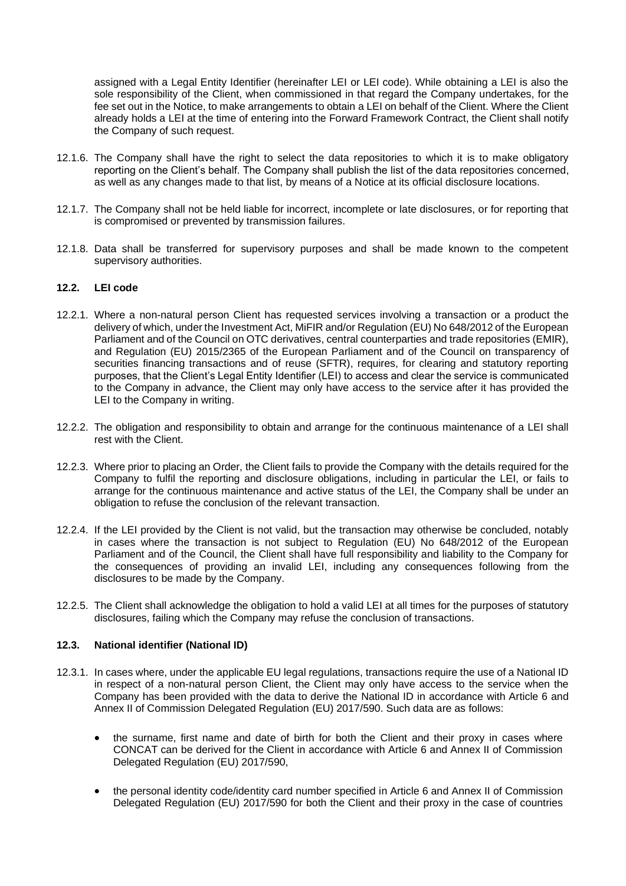assigned with a Legal Entity Identifier (hereinafter LEI or LEI code). While obtaining a LEI is also the sole responsibility of the Client, when commissioned in that regard the Company undertakes, for the fee set out in the Notice, to make arrangements to obtain a LEI on behalf of the Client. Where the Client already holds a LEI at the time of entering into the Forward Framework Contract, the Client shall notify the Company of such request.

12.1.6. The Company shall have the right to select the data repositories to which it is to make obligatory reporting on the Client's behalf. The Company shall publish the list of the data repositories concerned, as well as any changes made to that list, by means of a Notice at its official disclosure locations.

12.1.7. The Company shall not be held liable for incorrect, incomplete or late disclosures, or for reporting that is compromised or prevented by transmission failures.

12.1.8. Data shall be transferred for supervisory purposes and shall be made known to the competent supervisory authorities.

### 12.2. LEI code

12.2.1. Where a non-natural person Client has requested services involving a transaction or a product the delivery of which, under the Investment Act, MiFIR and/or Regulation (EU) No 648/2012 of the European Parliament and of the Council on OTC derivatives, central counterparties and trade repositories (EMIR), and Regulation (EU) 2015/2365 of the European Parliament and of the Council on transparency of securities financing transactions and of reuse (SFTR), requires, for clearing and statutory reporting purposes, that the Client's Legal Entity Identifier (LEI) to access and clear the service is communicated to the Company in advance, the Client may only have access to the service after it has provided the LEI to the Company in writing.

12.2.2. The obligation and responsibility to obtain and arrange for the continuous maintenance of a LEI shall rest with the Client.

12.2.3. Where prior to placing an Order, the Client fails to provide the Company with the details required for the Company to fulfil the reporting and disclosure obligations, including in particular the LEI, or fails to arrange for the continuous maintenance and active status of the LEI, the Company shall be under an obligation to refuse the conclusion of the relevant transaction.

12.2.4. If the LEI provided by the Client is not valid, but the transaction may otherwise be concluded, notably in cases where the transaction is not subject to Regulation (EU) No 648/2012 of the European Parliament and of the Council, the Client shall have full responsibility and liability to the Company for the consequences of providing an invalid LEI, including any consequences following from the disclosures to be made by the Company.

12.2.5. The Client shall acknowledge the obligation to hold a valid LEI at all times for the purposes of statutory disclosures, failing which the Company may refuse the conclusion of transactions.

### 12.3. National identifier (National ID)

12.3.1. In cases where, under the applicable EU legal regulations, transactions require the use of a National ID in respect of a non-natural person Client, the Client may only have access to the service when the Company has been provided with the data to derive the National ID in accordance with Article 6 and Annex II of Commission Delegated Regulation (EU) 2017/590. Such data are as follows:

- the surname, first name and date of birth for both the Client and their proxy in cases where CONCAT can be derived for the Client in accordance with Article 6 and Annex II of Commission Delegated Regulation (EU) 2017/590,
- the personal identity code/identity card number specified in Article 6 and Annex II of Commission Delegated Regulation (EU) 2017/590 for both the Client and their proxy in the case of countries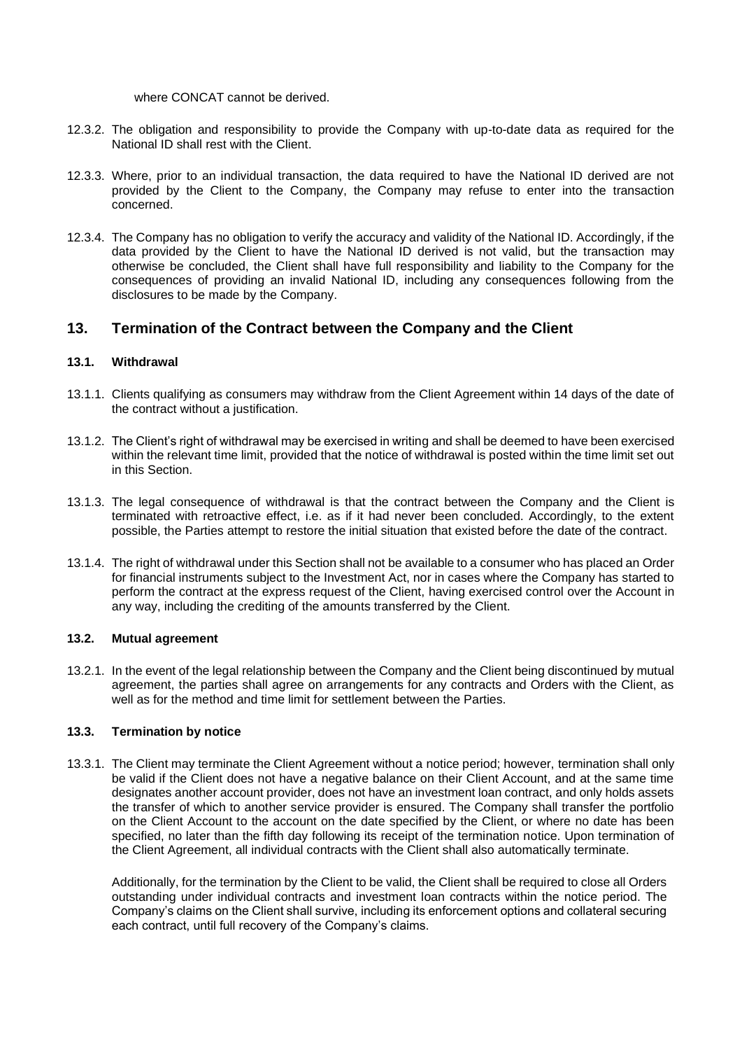where CONCAT cannot be derived.

12.3.2. The obligation and responsibility to provide the Company with up-to-date data as required for the National ID shall rest with the Client.

12.3.3. Where, prior to an individual transaction, the data required to have the National ID derived are not provided by the Client to the Company, the Company may refuse to enter into the transaction concerned.

12.3.4. The Company has no obligation to verify the accuracy and validity of the National ID. Accordingly, if the data provided by the Client to have the National ID derived is not valid, but the transaction may otherwise be concluded, the Client shall have full responsibility and liability to the Company for the consequences of providing an invalid National ID, including any consequences following from the disclosures to be made by the Company.

## 13. Termination of the Contract between the Company and the Client

### 13.1. Withdrawal

13.1.1. Clients qualifying as consumers may withdraw from the Client Agreement within 14 days of the date of the contract without a justification.

13.1.2. The Client's right of withdrawal may be exercised in writing and shall be deemed to have been exercised within the relevant time limit, provided that the notice of withdrawal is posted within the time limit set out in this Section.

13.1.3. The legal consequence of withdrawal is that the contract between the Company and the Client is terminated with retroactive effect, i.e. as if it had never been concluded. Accordingly, to the extent possible, the Parties attempt to restore the initial situation that existed before the date of the contract.

13.1.4. The right of withdrawal under this Section shall not be available to a consumer who has placed an Order for financial instruments subject to the Investment Act, nor in cases where the Company has started to perform the contract at the express request of the Client, having exercised control over the Account in any way, including the crediting of the amounts transferred by the Client.

### 13.2. Mutual agreement

13.2.1. In the event of the legal relationship between the Company and the Client being discontinued by mutual agreement, the parties shall agree on arrangements for any contracts and Orders with the Client, as well as for the method and time limit for settlement between the Parties.

### 13.3. Termination by notice

13.3.1. The Client may terminate the Client Agreement without a notice period; however, termination shall only be valid if the Client does not have a negative balance on their Client Account, and at the same time designates another account provider, does not have an investment loan contract, and only holds assets the transfer of which to another service provider is ensured. The Company shall transfer the portfolio on the Client Account to the account on the date specified by the Client, or where no date has been specified, no later than the fifth day following its receipt of the termination notice. Upon termination of the Client Agreement, all individual contracts with the Client shall also automatically terminate.

Additionally, for the termination by the Client to be valid, the Client shall be required to close all Orders outstanding under individual contracts and investment loan contracts within the notice period. The Company's claims on the Client shall survive, including its enforcement options and collateral securing each contract, until full recovery of the Company's claims.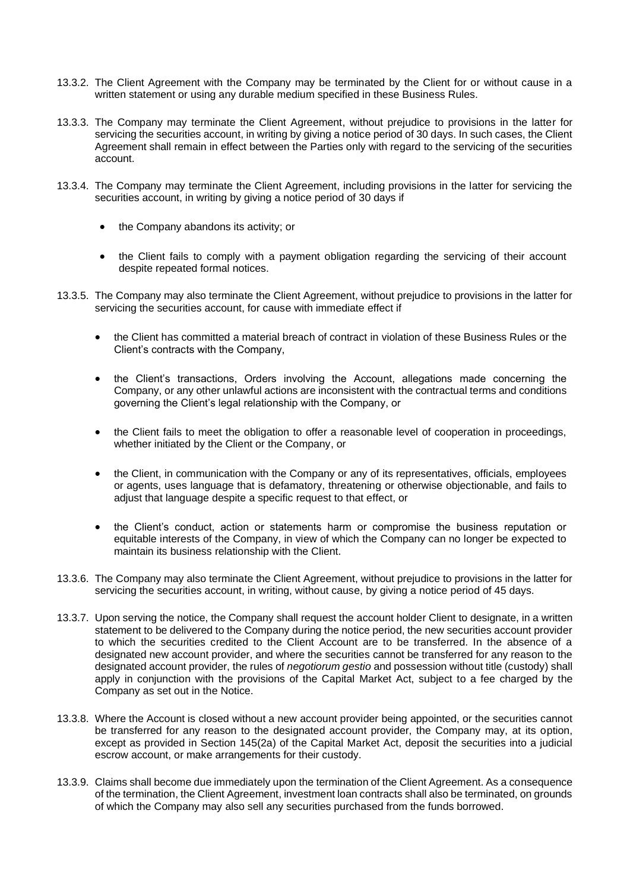13.3.2. The Client Agreement with the Company may be terminated by the Client for or without cause in a written statement or using any durable medium specified in these Business Rules.

13.3.3. The Company may terminate the Client Agreement, without prejudice to provisions in the latter for servicing the securities account, in writing by giving a notice period of 30 days. In such cases, the Client Agreement shall remain in effect between the Parties only with regard to the servicing of the securities account.

13.3.4. The Company may terminate the Client Agreement, including provisions in the latter for servicing the securities account, in writing by giving a notice period of 30 days if

- the Company abandons its activity; or
- the Client fails to comply with a payment obligation regarding the servicing of their account despite repeated formal notices.

13.3.5. The Company may also terminate the Client Agreement, without prejudice to provisions in the latter for servicing the securities account, for cause with immediate effect if

- the Client has committed a material breach of contract in violation of these Business Rules or the Client's contracts with the Company,
- the Client's transactions, Orders involving the Account, allegations made concerning the Company, or any other unlawful actions are inconsistent with the contractual terms and conditions governing the Client's legal relationship with the Company, or
- the Client fails to meet the obligation to offer a reasonable level of cooperation in proceedings, whether initiated by the Client or the Company, or
- the Client, in communication with the Company or any of its representatives, officials, employees or agents, uses language that is defamatory, threatening or otherwise objectionable, and fails to adjust that language despite a specific request to that effect, or
- the Client's conduct, action or statements harm or compromise the business reputation or equitable interests of the Company, in view of which the Company can no longer be expected to maintain its business relationship with the Client.

13.3.6. The Company may also terminate the Client Agreement, without prejudice to provisions in the latter for servicing the securities account, in writing, without cause, by giving a notice period of 45 days.

13.3.7. Upon serving the notice, the Company shall request the account holder Client to designate, in a written statement to be delivered to the Company during the notice period, the new securities account provider to which the securities credited to the Client Account are to be transferred. In the absence of a designated new account provider, and where the securities cannot be transferred for any reason to the designated account provider, the rules of *negotiorum gestio* and possession without title (custody) shall apply in conjunction with the provisions of the Capital Market Act, subject to a fee charged by the Company as set out in the Notice.

13.3.8. Where the Account is closed without a new account provider being appointed, or the securities cannot be transferred for any reason to the designated account provider, the Company may, at its option, except as provided in Section 145(2a) of the Capital Market Act, deposit the securities into a judicial escrow account, or make arrangements for their custody.

13.3.9. Claims shall become due immediately upon the termination of the Client Agreement. As a consequence of the termination, the Client Agreement, investment loan contracts shall also be terminated, on grounds of which the Company may also sell any securities purchased from the funds borrowed.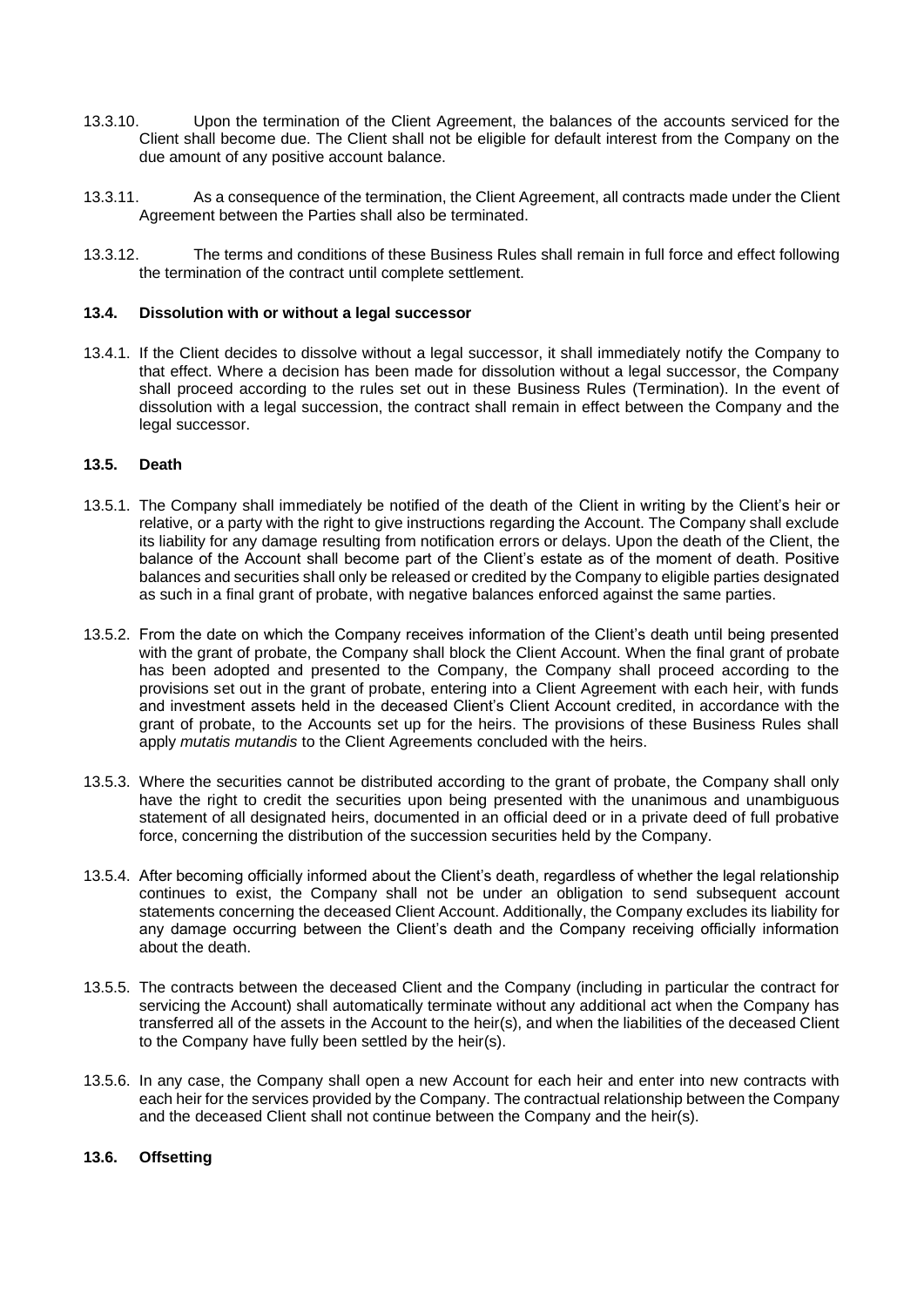13.3.10. Upon the termination of the Client Agreement, the balances of the accounts serviced for the Client shall become due. The Client shall not be eligible for default interest from the Company on the due amount of any positive account balance.

13.3.11. As a consequence of the termination, the Client Agreement, all contracts made under the Client Agreement between the Parties shall also be terminated.

13.3.12. The terms and conditions of these Business Rules shall remain in full force and effect following the termination of the contract until complete settlement.

### 13.4. Dissolution with or without a legal successor

13.4.1. If the Client decides to dissolve without a legal successor, it shall immediately notify the Company to that effect. Where a decision has been made for dissolution without a legal successor, the Company shall proceed according to the rules set out in these Business Rules (Termination). In the event of dissolution with a legal succession, the contract shall remain in effect between the Company and the legal successor.

### 13.5. Death

13.5.1. The Company shall immediately be notified of the death of the Client in writing by the Client's heir or relative, or a party with the right to give instructions regarding the Account. The Company shall exclude its liability for any damage resulting from notification errors or delays. Upon the death of the Client, the balance of the Account shall become part of the Client's estate as of the moment of death. Positive balances and securities shall only be released or credited by the Company to eligible parties designated as such in a final grant of probate, with negative balances enforced against the same parties.

13.5.2. From the date on which the Company receives information of the Client's death until being presented with the grant of probate, the Company shall block the Client Account. When the final grant of probate has been adopted and presented to the Company, the Company shall proceed according to the provisions set out in the grant of probate, entering into a Client Agreement with each heir, with funds and investment assets held in the deceased Client's Client Account credited, in accordance with the grant of probate, to the Accounts set up for the heirs. The provisions of these Business Rules shall apply *mutatis mutandis* to the Client Agreements concluded with the heirs.

13.5.3. Where the securities cannot be distributed according to the grant of probate, the Company shall only have the right to credit the securities upon being presented with the unanimous and unambiguous statement of all designated heirs, documented in an official deed or in a private deed of full probative force, concerning the distribution of the succession securities held by the Company.

13.5.4. After becoming officially informed about the Client's death, regardless of whether the legal relationship continues to exist, the Company shall not be under an obligation to send subsequent account statements concerning the deceased Client Account. Additionally, the Company excludes its liability for any damage occurring between the Client's death and the Company receiving officially information about the death.

13.5.5. The contracts between the deceased Client and the Company (including in particular the contract for servicing the Account) shall automatically terminate without any additional act when the Company has transferred all of the assets in the Account to the heir(s), and when the liabilities of the deceased Client to the Company have fully been settled by the heir(s).

13.5.6. In any case, the Company shall open a new Account for each heir and enter into new contracts with each heir for the services provided by the Company. The contractual relationship between the Company and the deceased Client shall not continue between the Company and the heir(s).

### 13.6. Offsetting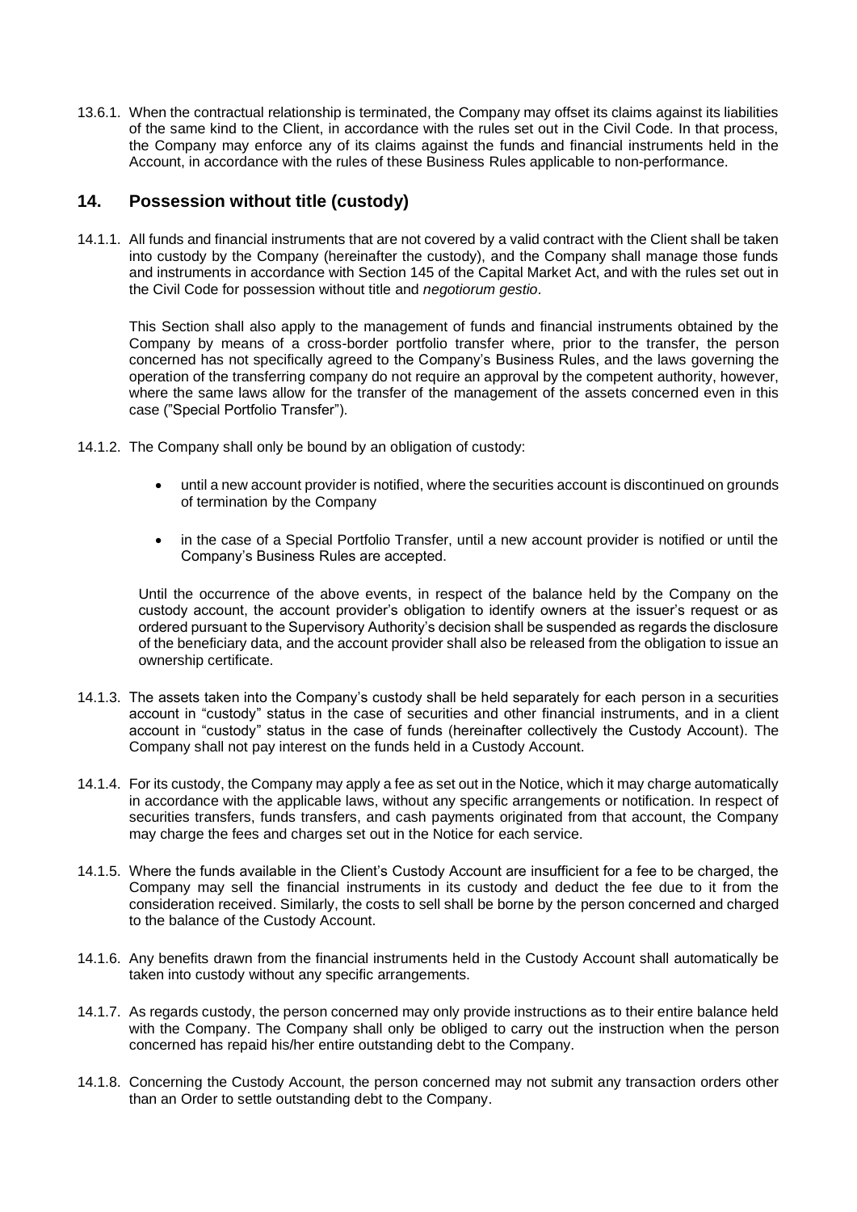13.6.1. When the contractual relationship is terminated, the Company may offset its claims against its liabilities of the same kind to the Client, in accordance with the rules set out in the Civil Code. In that process, the Company may enforce any of its claims against the funds and financial instruments held in the Account, in accordance with the rules of these Business Rules applicable to non-performance.

## 14. Possession without title (custody)

14.1.1. All funds and financial instruments that are not covered by a valid contract with the Client shall be taken into custody by the Company (hereinafter the custody), and the Company shall manage those funds and instruments in accordance with Section 145 of the Capital Market Act, and with the rules set out in the Civil Code for possession without title and *negotiorum gestio*.

This Section shall also apply to the management of funds and financial instruments obtained by the Company by means of a cross-border portfolio transfer where, prior to the transfer, the person concerned has not specifically agreed to the Company's Business Rules, and the laws governing the operation of the transferring company do not require an approval by the competent authority, however, where the same laws allow for the transfer of the management of the assets concerned even in this case ("Special Portfolio Transfer").

14.1.2. The Company shall only be bound by an obligation of custody:

- until a new account provider is notified, where the securities account is discontinued on grounds of termination by the Company
- in the case of a Special Portfolio Transfer, until a new account provider is notified or until the Company's Business Rules are accepted.

Until the occurrence of the above events, in respect of the balance held by the Company on the custody account, the account provider's obligation to identify owners at the issuer's request or as ordered pursuant to the Supervisory Authority's decision shall be suspended as regards the disclosure of the beneficiary data, and the account provider shall also be released from the obligation to issue an ownership certificate.

14.1.3. The assets taken into the Company's custody shall be held separately for each person in a securities account in "custody" status in the case of securities and other financial instruments, and in a client account in "custody" status in the case of funds (hereinafter collectively the Custody Account). The Company shall not pay interest on the funds held in a Custody Account.

14.1.4. For its custody, the Company may apply a fee as set out in the Notice, which it may charge automatically in accordance with the applicable laws, without any specific arrangements or notification. In respect of securities transfers, funds transfers, and cash payments originated from that account, the Company may charge the fees and charges set out in the Notice for each service.

14.1.5. Where the funds available in the Client's Custody Account are insufficient for a fee to be charged, the Company may sell the financial instruments in its custody and deduct the fee due to it from the consideration received. Similarly, the costs to sell shall be borne by the person concerned and charged to the balance of the Custody Account.

14.1.6. Any benefits drawn from the financial instruments held in the Custody Account shall automatically be taken into custody without any specific arrangements.

14.1.7. As regards custody, the person concerned may only provide instructions as to their entire balance held with the Company. The Company shall only be obliged to carry out the instruction when the person concerned has repaid his/her entire outstanding debt to the Company.

14.1.8. Concerning the Custody Account, the person concerned may not submit any transaction orders other than an Order to settle outstanding debt to the Company.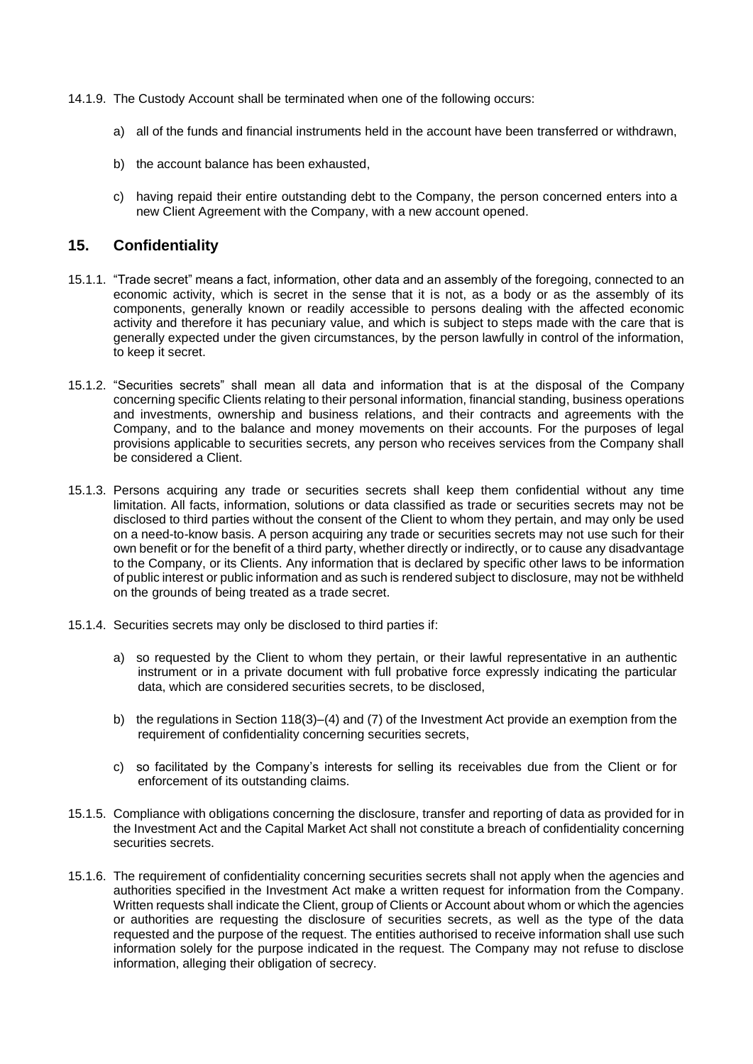14.1.9. The Custody Account shall be terminated when one of the following occurs:

a) all of the funds and financial instruments held in the account have been transferred or withdrawn,

b) the account balance has been exhausted,

c) having repaid their entire outstanding debt to the Company, the person concerned enters into a new Client Agreement with the Company, with a new account opened.

## 15. Confidentiality

15.1.1. "Trade secret" means a fact, information, other data and an assembly of the foregoing, connected to an economic activity, which is secret in the sense that it is not, as a body or as the assembly of its components, generally known or readily accessible to persons dealing with the affected economic activity and therefore it has pecuniary value, and which is subject to steps made with the care that is generally expected under the given circumstances, by the person lawfully in control of the information, to keep it secret.

15.1.2. "Securities secrets" shall mean all data and information that is at the disposal of the Company concerning specific Clients relating to their personal information, financial standing, business operations and investments, ownership and business relations, and their contracts and agreements with the Company, and to the balance and money movements on their accounts. For the purposes of legal provisions applicable to securities secrets, any person who receives services from the Company shall be considered a Client.

15.1.3. Persons acquiring any trade or securities secrets shall keep them confidential without any time limitation. All facts, information, solutions or data classified as trade or securities secrets may not be disclosed to third parties without the consent of the Client to whom they pertain, and may only be used on a need-to-know basis. A person acquiring any trade or securities secrets may not use such for their own benefit or for the benefit of a third party, whether directly or indirectly, or to cause any disadvantage to the Company, or its Clients. Any information that is declared by specific other laws to be information of public interest or public information and as such is rendered subject to disclosure, may not be withheld on the grounds of being treated as a trade secret.

15.1.4. Securities secrets may only be disclosed to third parties if:

a) so requested by the Client to whom they pertain, or their lawful representative in an authentic instrument or in a private document with full probative force expressly indicating the particular data, which are considered securities secrets, to be disclosed,

b) the regulations in Section 118(3)–(4) and (7) of the Investment Act provide an exemption from the requirement of confidentiality concerning securities secrets,

c) so facilitated by the Company's interests for selling its receivables due from the Client or for enforcement of its outstanding claims.

15.1.5. Compliance with obligations concerning the disclosure, transfer and reporting of data as provided for in the Investment Act and the Capital Market Act shall not constitute a breach of confidentiality concerning securities secrets.

15.1.6. The requirement of confidentiality concerning securities secrets shall not apply when the agencies and authorities specified in the Investment Act make a written request for information from the Company. Written requests shall indicate the Client, group of Clients or Account about whom or which the agencies or authorities are requesting the disclosure of securities secrets, as well as the type of the data requested and the purpose of the request. The entities authorised to receive information shall use such information solely for the purpose indicated in the request. The Company may not refuse to disclose information, alleging their obligation of secrecy.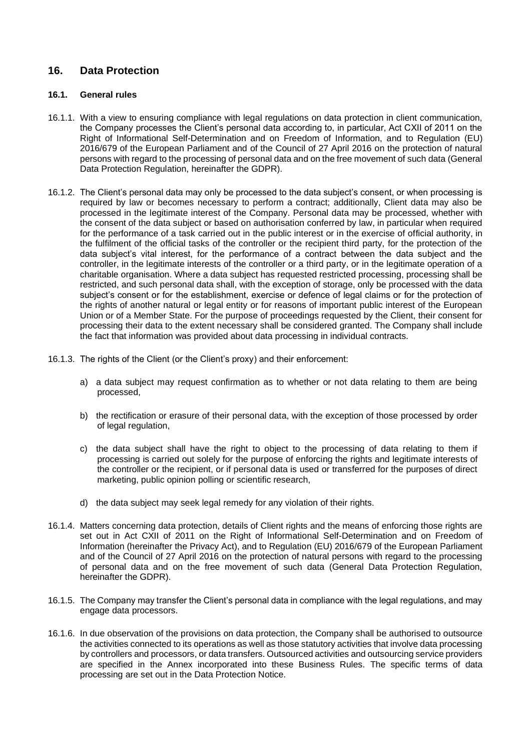## 16. Data Protection

### 16.1. General rules

16.1.1. With a view to ensuring compliance with legal regulations on data protection in client communication, the Company processes the Client's personal data according to, in particular, Act CXII of 2011 on the Right of Informational Self-Determination and on Freedom of Information, and to Regulation (EU) 2016/679 of the European Parliament and of the Council of 27 April 2016 on the protection of natural persons with regard to the processing of personal data and on the free movement of such data (General Data Protection Regulation, hereinafter the GDPR).

16.1.2. The Client's personal data may only be processed to the data subject's consent, or when processing is required by law or becomes necessary to perform a contract; additionally, Client data may also be processed in the legitimate interest of the Company. Personal data may be processed, whether with the consent of the data subject or based on authorisation conferred by law, in particular when required for the performance of a task carried out in the public interest or in the exercise of official authority, in the fulfilment of the official tasks of the controller or the recipient third party, for the protection of the data subject's vital interest, for the performance of a contract between the data subject and the controller, in the legitimate interests of the controller or a third party, or in the legitimate operation of a charitable organisation. Where a data subject has requested restricted processing, processing shall be restricted, and such personal data shall, with the exception of storage, only be processed with the data subject's consent or for the establishment, exercise or defence of legal claims or for the protection of the rights of another natural or legal entity or for reasons of important public interest of the European Union or of a Member State. For the purpose of proceedings requested by the Client, their consent for processing their data to the extent necessary shall be considered granted. The Company shall include the fact that information was provided about data processing in individual contracts.

16.1.3. The rights of the Client (or the Client's proxy) and their enforcement:

a) a data subject may request confirmation as to whether or not data relating to them are being processed,

b) the rectification or erasure of their personal data, with the exception of those processed by order of legal regulation,

c) the data subject shall have the right to object to the processing of data relating to them if processing is carried out solely for the purpose of enforcing the rights and legitimate interests of the controller or the recipient, or if personal data is used or transferred for the purposes of direct marketing, public opinion polling or scientific research,

d) the data subject may seek legal remedy for any violation of their rights.

16.1.4. Matters concerning data protection, details of Client rights and the means of enforcing those rights are set out in Act CXII of 2011 on the Right of Informational Self-Determination and on Freedom of Information (hereinafter the Privacy Act), and to Regulation (EU) 2016/679 of the European Parliament and of the Council of 27 April 2016 on the protection of natural persons with regard to the processing of personal data and on the free movement of such data (General Data Protection Regulation, hereinafter the GDPR).

16.1.5. The Company may transfer the Client's personal data in compliance with the legal regulations, and may engage data processors.

16.1.6. In due observation of the provisions on data protection, the Company shall be authorised to outsource the activities connected to its operations as well as those statutory activities that involve data processing by controllers and processors, or data transfers. Outsourced activities and outsourcing service providers are specified in the Annex incorporated into these Business Rules. The specific terms of data processing are set out in the Data Protection Notice.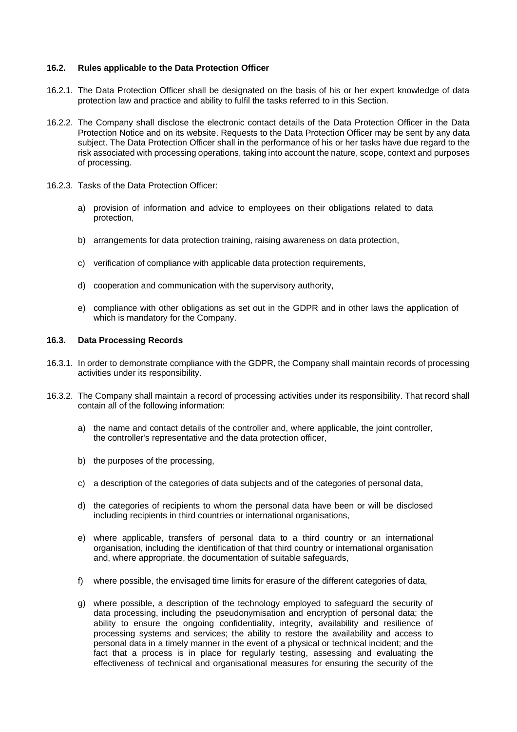### 16.2. Rules applicable to the Data Protection Officer

16.2.1. The Data Protection Officer shall be designated on the basis of his or her expert knowledge of data protection law and practice and ability to fulfil the tasks referred to in this Section.

16.2.2. The Company shall disclose the electronic contact details of the Data Protection Officer in the Data Protection Notice and on its website. Requests to the Data Protection Officer may be sent by any data subject. The Data Protection Officer shall in the performance of his or her tasks have due regard to the risk associated with processing operations, taking into account the nature, scope, context and purposes of processing.

16.2.3. Tasks of the Data Protection Officer:

a) provision of information and advice to employees on their obligations related to data protection,

b) arrangements for data protection training, raising awareness on data protection,

c) verification of compliance with applicable data protection requirements,

d) cooperation and communication with the supervisory authority,

e) compliance with other obligations as set out in the GDPR and in other laws the application of which is mandatory for the Company.

### 16.3. Data Processing Records

16.3.1. In order to demonstrate compliance with the GDPR, the Company shall maintain records of processing activities under its responsibility.

16.3.2. The Company shall maintain a record of processing activities under its responsibility. That record shall contain all of the following information:

a) the name and contact details of the controller and, where applicable, the joint controller, the controller's representative and the data protection officer,

b) the purposes of the processing,

c) a description of the categories of data subjects and of the categories of personal data,

d) the categories of recipients to whom the personal data have been or will be disclosed including recipients in third countries or international organisations,

e) where applicable, transfers of personal data to a third country or an international organisation, including the identification of that third country or international organisation and, where appropriate, the documentation of suitable safeguards,

f) where possible, the envisaged time limits for erasure of the different categories of data,

g) where possible, a description of the technology employed to safeguard the security of data processing, including the pseudonymisation and encryption of personal data; the ability to ensure the ongoing confidentiality, integrity, availability and resilience of processing systems and services; the ability to restore the availability and access to personal data in a timely manner in the event of a physical or technical incident; and the fact that a process is in place for regularly testing, assessing and evaluating the effectiveness of technical and organisational measures for ensuring the security of the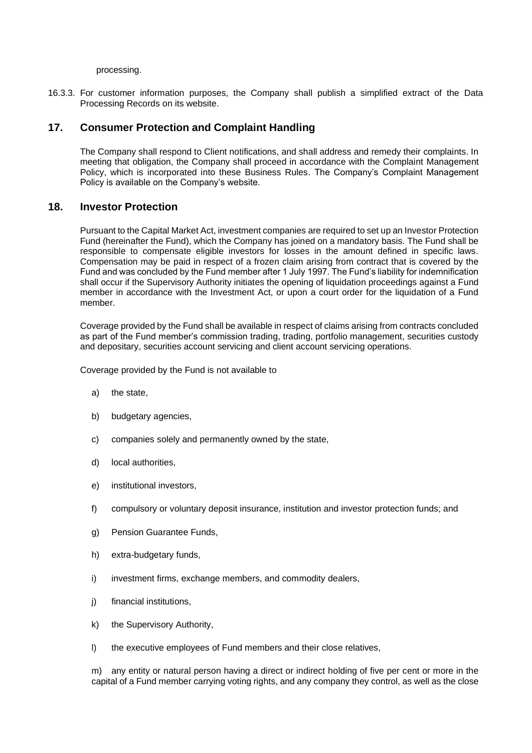processing.

16.3.3. For customer information purposes, the Company shall publish a simplified extract of the Data Processing Records on its website.

## 17. Consumer Protection and Complaint Handling

The Company shall respond to Client notifications, and shall address and remedy their complaints. In meeting that obligation, the Company shall proceed in accordance with the Complaint Management Policy, which is incorporated into these Business Rules. The Company's Complaint Management Policy is available on the Company's website.

## 18. Investor Protection

Pursuant to the Capital Market Act, investment companies are required to set up an Investor Protection Fund (hereinafter the Fund), which the Company has joined on a mandatory basis. The Fund shall be responsible to compensate eligible investors for losses in the amount defined in specific laws. Compensation may be paid in respect of a frozen claim arising from contract that is covered by the Fund and was concluded by the Fund member after 1 July 1997. The Fund's liability for indemnification shall occur if the Supervisory Authority initiates the opening of liquidation proceedings against a Fund member in accordance with the Investment Act, or upon a court order for the liquidation of a Fund member.

Coverage provided by the Fund shall be available in respect of claims arising from contracts concluded as part of the Fund member's commission trading, trading, portfolio management, securities custody and depositary, securities account servicing and client account servicing operations.

Coverage provided by the Fund is not available to

a) the state,

b) budgetary agencies,

c) companies solely and permanently owned by the state,

d) local authorities,

e) institutional investors,

f) compulsory or voluntary deposit insurance, institution and investor protection funds; and

g) Pension Guarantee Funds,

h) extra-budgetary funds,

i) investment firms, exchange members, and commodity dealers,

j) financial institutions,

k) the Supervisory Authority,

l) the executive employees of Fund members and their close relatives,

m) any entity or natural person having a direct or indirect holding of five per cent or more in the capital of a Fund member carrying voting rights, and any company they control, as well as the close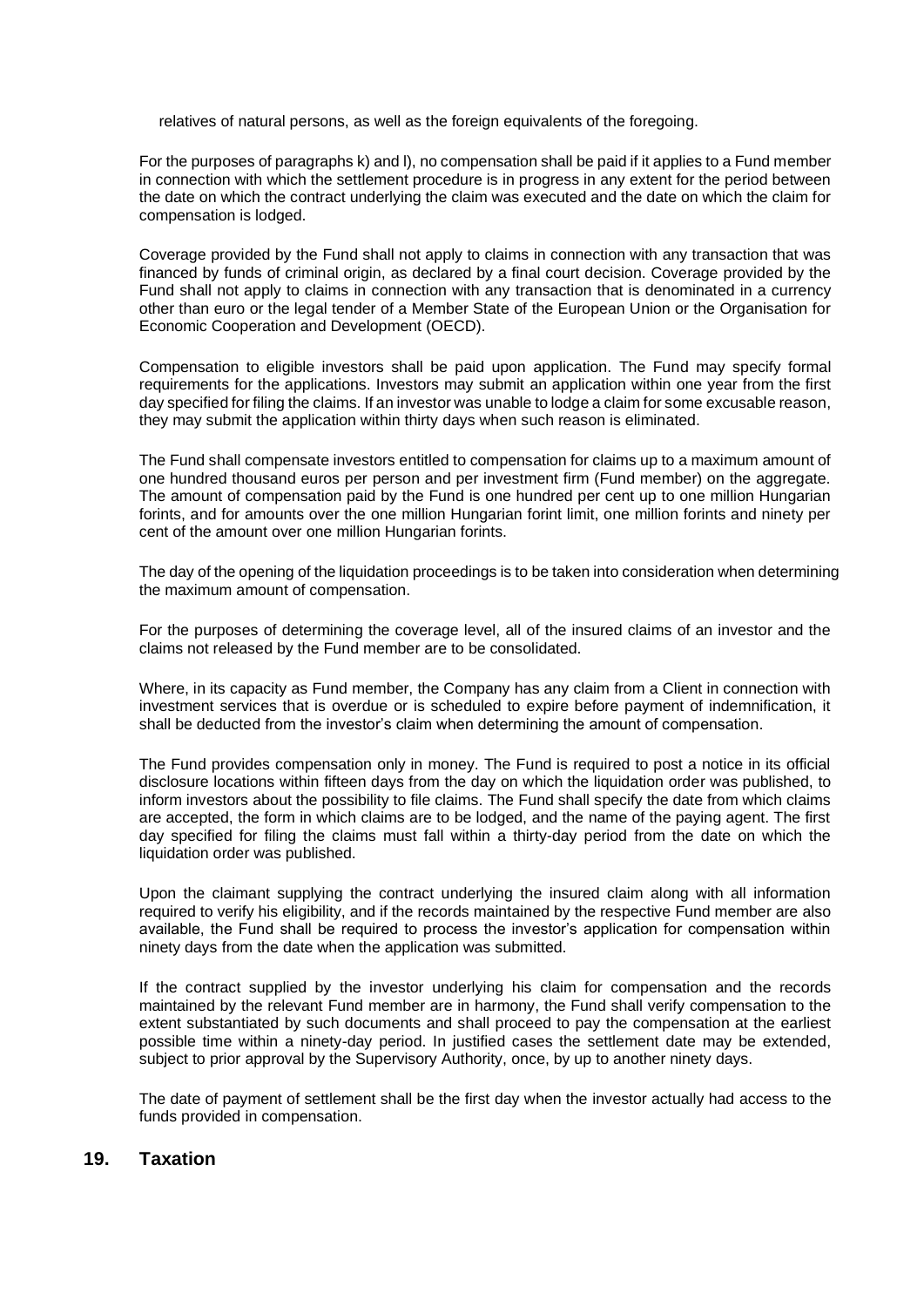relatives of natural persons, as well as the foreign equivalents of the foregoing.

For the purposes of paragraphs k) and l), no compensation shall be paid if it applies to a Fund member in connection with which the settlement procedure is in progress in any extent for the period between the date on which the contract underlying the claim was executed and the date on which the claim for compensation is lodged.

Coverage provided by the Fund shall not apply to claims in connection with any transaction that was financed by funds of criminal origin, as declared by a final court decision. Coverage provided by the Fund shall not apply to claims in connection with any transaction that is denominated in a currency other than euro or the legal tender of a Member State of the European Union or the Organisation for Economic Cooperation and Development (OECD).

Compensation to eligible investors shall be paid upon application. The Fund may specify formal requirements for the applications. Investors may submit an application within one year from the first day specified for filing the claims. If an investor was unable to lodge a claim for some excusable reason, they may submit the application within thirty days when such reason is eliminated.

The Fund shall compensate investors entitled to compensation for claims up to a maximum amount of one hundred thousand euros per person and per investment firm (Fund member) on the aggregate. The amount of compensation paid by the Fund is one hundred per cent up to one million Hungarian forints, and for amounts over the one million Hungarian forint limit, one million forints and ninety per cent of the amount over one million Hungarian forints.

The day of the opening of the liquidation proceedings is to be taken into consideration when determining the maximum amount of compensation.

For the purposes of determining the coverage level, all of the insured claims of an investor and the claims not released by the Fund member are to be consolidated.

Where, in its capacity as Fund member, the Company has any claim from a Client in connection with investment services that is overdue or is scheduled to expire before payment of indemnification, it shall be deducted from the investor's claim when determining the amount of compensation.

The Fund provides compensation only in money. The Fund is required to post a notice in its official disclosure locations within fifteen days from the day on which the liquidation order was published, to inform investors about the possibility to file claims. The Fund shall specify the date from which claims are accepted, the form in which claims are to be lodged, and the name of the paying agent. The first day specified for filing the claims must fall within a thirty-day period from the date on which the liquidation order was published.

Upon the claimant supplying the contract underlying the insured claim along with all information required to verify his eligibility, and if the records maintained by the respective Fund member are also available, the Fund shall be required to process the investor's application for compensation within ninety days from the date when the application was submitted.

If the contract supplied by the investor underlying his claim for compensation and the records maintained by the relevant Fund member are in harmony, the Fund shall verify compensation to the extent substantiated by such documents and shall proceed to pay the compensation at the earliest possible time within a ninety-day period. In justified cases the settlement date may be extended, subject to prior approval by the Supervisory Authority, once, by up to another ninety days.

The date of payment of settlement shall be the first day when the investor actually had access to the funds provided in compensation.

## 19. Taxation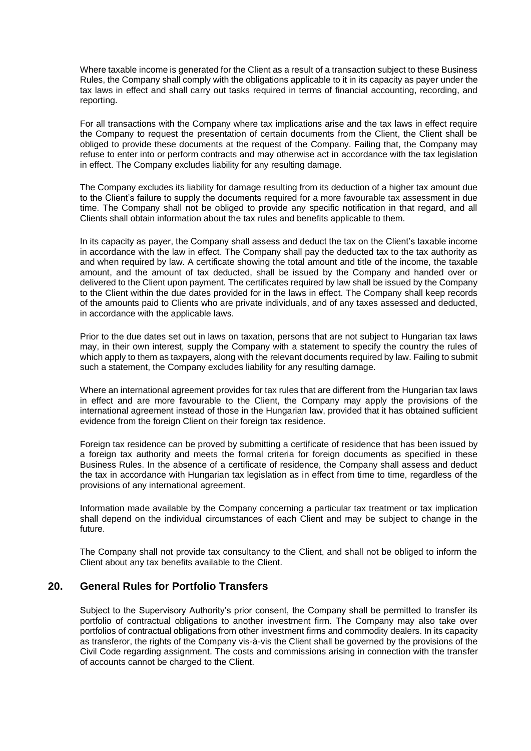Where taxable income is generated for the Client as a result of a transaction subject to these Business Rules, the Company shall comply with the obligations applicable to it in its capacity as payer under the tax laws in effect and shall carry out tasks required in terms of financial accounting, recording, and reporting.

For all transactions with the Company where tax implications arise and the tax laws in effect require the Company to request the presentation of certain documents from the Client, the Client shall be obliged to provide these documents at the request of the Company. Failing that, the Company may refuse to enter into or perform contracts and may otherwise act in accordance with the tax legislation in effect. The Company excludes liability for any resulting damage.

The Company excludes its liability for damage resulting from its deduction of a higher tax amount due to the Client's failure to supply the documents required for a more favourable tax assessment in due time. The Company shall not be obliged to provide any specific notification in that regard, and all Clients shall obtain information about the tax rules and benefits applicable to them.

In its capacity as payer, the Company shall assess and deduct the tax on the Client's taxable income in accordance with the law in effect. The Company shall pay the deducted tax to the tax authority as and when required by law. A certificate showing the total amount and title of the income, the taxable amount, and the amount of tax deducted, shall be issued by the Company and handed over or delivered to the Client upon payment. The certificates required by law shall be issued by the Company to the Client within the due dates provided for in the laws in effect. The Company shall keep records of the amounts paid to Clients who are private individuals, and of any taxes assessed and deducted, in accordance with the applicable laws.

Prior to the due dates set out in laws on taxation, persons that are not subject to Hungarian tax laws may, in their own interest, supply the Company with a statement to specify the country the rules of which apply to them as taxpayers, along with the relevant documents required by law. Failing to submit such a statement, the Company excludes liability for any resulting damage.

Where an international agreement provides for tax rules that are different from the Hungarian tax laws in effect and are more favourable to the Client, the Company may apply the provisions of the international agreement instead of those in the Hungarian law, provided that it has obtained sufficient evidence from the foreign Client on their foreign tax residence.

Foreign tax residence can be proved by submitting a certificate of residence that has been issued by a foreign tax authority and meets the formal criteria for foreign documents as specified in these Business Rules. In the absence of a certificate of residence, the Company shall assess and deduct the tax in accordance with Hungarian tax legislation as in effect from time to time, regardless of the provisions of any international agreement.

Information made available by the Company concerning a particular tax treatment or tax implication shall depend on the individual circumstances of each Client and may be subject to change in the future.

The Company shall not provide tax consultancy to the Client, and shall not be obliged to inform the Client about any tax benefits available to the Client.

## 20. General Rules for Portfolio Transfers

Subject to the Supervisory Authority's prior consent, the Company shall be permitted to transfer its portfolio of contractual obligations to another investment firm. The Company may also take over portfolios of contractual obligations from other investment firms and commodity dealers. In its capacity as transferor, the rights of the Company vis-à-vis the Client shall be governed by the provisions of the Civil Code regarding assignment. The costs and commissions arising in connection with the transfer of accounts cannot be charged to the Client.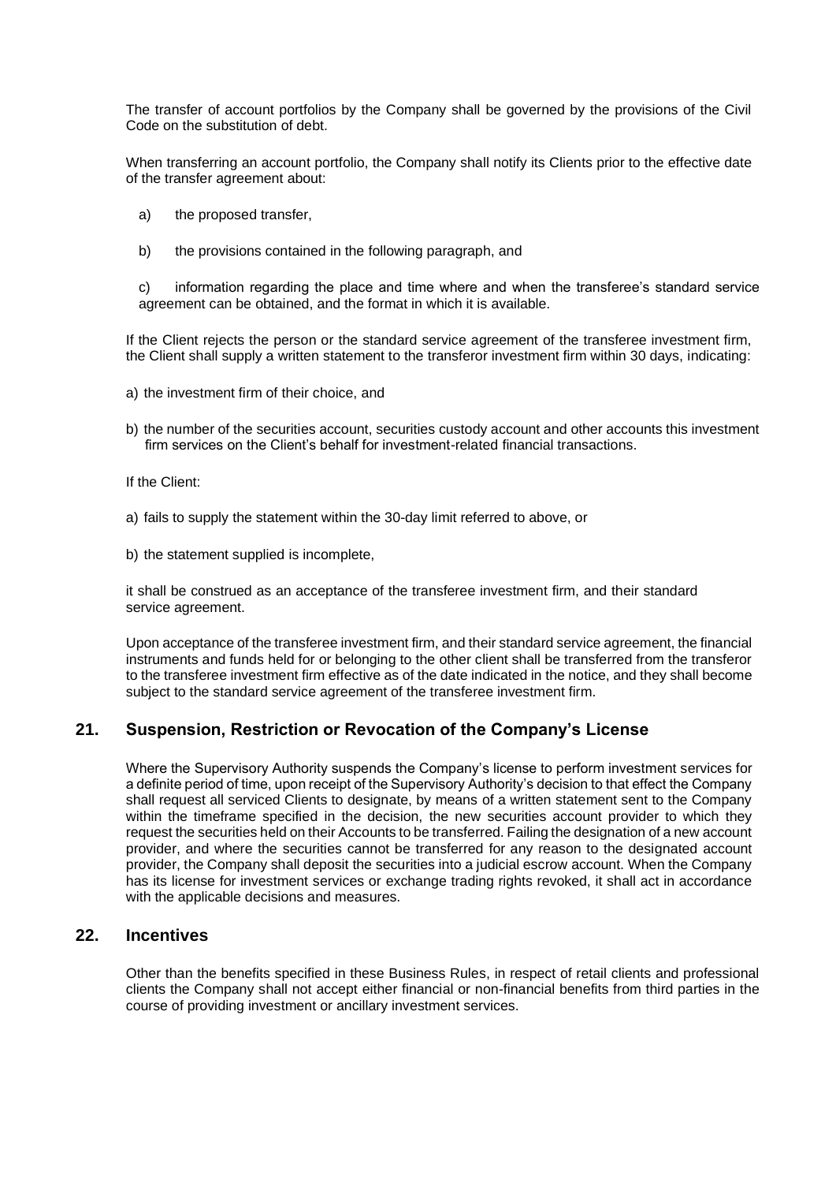The transfer of account portfolios by the Company shall be governed by the provisions of the Civil Code on the substitution of debt.

When transferring an account portfolio, the Company shall notify its Clients prior to the effective date of the transfer agreement about:

a) the proposed transfer,

b) the provisions contained in the following paragraph, and

c) information regarding the place and time where and when the transferee's standard service agreement can be obtained, and the format in which it is available.

If the Client rejects the person or the standard service agreement of the transferee investment firm, the Client shall supply a written statement to the transferor investment firm within 30 days, indicating:

a) the investment firm of their choice, and

b) the number of the securities account, securities custody account and other accounts this investment firm services on the Client's behalf for investment-related financial transactions.

If the Client:

a) fails to supply the statement within the 30-day limit referred to above, or

b) the statement supplied is incomplete,

it shall be construed as an acceptance of the transferee investment firm, and their standard service agreement.

Upon acceptance of the transferee investment firm, and their standard service agreement, the financial instruments and funds held for or belonging to the other client shall be transferred from the transferor to the transferee investment firm effective as of the date indicated in the notice, and they shall become subject to the standard service agreement of the transferee investment firm.

## 21. Suspension, Restriction or Revocation of the Company's License

Where the Supervisory Authority suspends the Company's license to perform investment services for a definite period of time, upon receipt of the Supervisory Authority's decision to that effect the Company shall request all serviced Clients to designate, by means of a written statement sent to the Company within the timeframe specified in the decision, the new securities account provider to which they request the securities held on their Accounts to be transferred. Failing the designation of a new account provider, and where the securities cannot be transferred for any reason to the designated account provider, the Company shall deposit the securities into a judicial escrow account. When the Company has its license for investment services or exchange trading rights revoked, it shall act in accordance with the applicable decisions and measures.

## 22. Incentives

Other than the benefits specified in these Business Rules, in respect of retail clients and professional clients the Company shall not accept either financial or non-financial benefits from third parties in the course of providing investment or ancillary investment services.